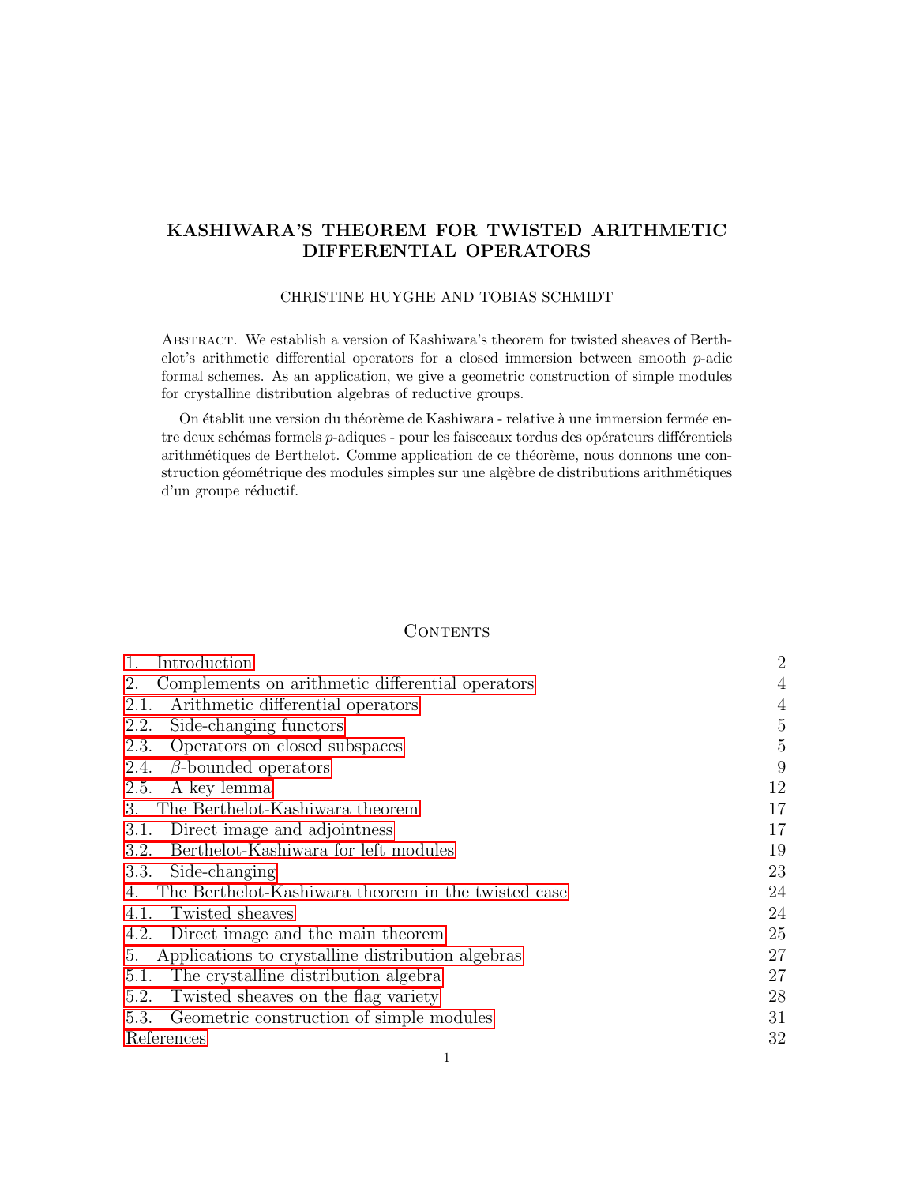# KASHIWARA'S THEOREM FOR TWISTED ARITHMETIC DIFFERENTIAL OPERATORS

CHRISTINE HUYGHE AND TOBIAS SCHMIDT

Abstract. We establish a version of Kashiwara's theorem for twisted sheaves of Berthelot's arithmetic differential operators for a closed immersion between smooth $p$-adic formal schemes. As an application, we give a geometric construction of simple modules for crystalline distribution algebras of reductive groups.

On établit une version du théorème de Kashiwara - relative à une immersion fermée entre deux schémas formels $p$-adiques - pour les faisceaux tordus des opérateurs différentiels arithmétiques de Berthelot. Comme application de ce théorème, nous donnons une construction géométrique des modules simples sur une algèbre de distributions arithmétiques d'un groupe réductif.

## Contents

| | |
|---|---|
| 1. Introduction | 2 |
| 2. Complements on arithmetic differential operators | 4 |
| 2.1. Arithmetic differential operators | 4 |
| 2.2. Side-changing functors | 5 |
| 2.3. Operators on closed subspaces | 5 |
| 2.4. $\beta$-bounded operators | 9 |
| 2.5. A key lemma | 12 |
| 3. The Berthelot-Kashiwara theorem | 17 |
| 3.1. Direct image and adjointness | 17 |
| 3.2. Berthelot-Kashiwara for left modules | 19 |
| 3.3. Side-changing | 23 |
| 4. The Berthelot-Kashiwara theorem in the twisted case | 24 |
| 4.1. Twisted sheaves | 24 |
| 4.2. Direct image and the main theorem | 25 |
| 5. Applications to crystalline distribution algebras | 27 |
| 5.1. The crystalline distribution algebra | 27 |
| 5.2. Twisted sheaves on the flag variety | 28 |
| 5.3. Geometric construction of simple modules | 31 |
| References | 32 |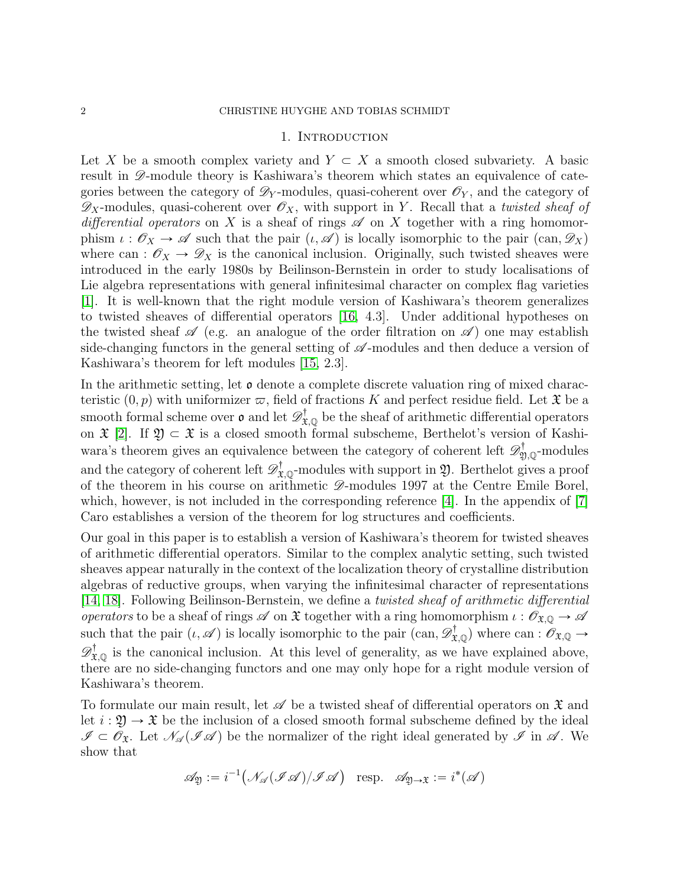# 1. Introduction

Let $X$ be a smooth complex variety and $Y \subset X$ a smooth closed subvariety. A basic result in $\mathscr{D}$-module theory is Kashiwara's theorem which states an equivalence of categories between the category of $\mathscr{D}_Y$-modules, quasi-coherent over $\mathscr{O}_Y$, and the category of $\mathscr{D}_X$-modules, quasi-coherent over $\mathscr{O}_X$, with support in $Y$. Recall that a *twisted sheaf of differential operators* on $X$ is a sheaf of rings $\mathscr{A}$ on $X$ together with a ring homomorphism $\iota : \mathscr{O}_X \to \mathscr{A}$ such that the pair $(\iota, \mathscr{A})$ is locally isomorphic to the pair $(\mathrm{can}, \mathscr{D}_X)$ where $\mathrm{can} : \mathscr{O}_X \to \mathscr{D}_X$ is the canonical inclusion. Originally, such twisted sheaves were introduced in the early 1980s by Beilinson-Bernstein in order to study localisations of Lie algebra representations with general infinitesimal character on complex flag varieties [1]. It is well-known that the right module version of Kashiwara's theorem generalizes to twisted sheaves of differential operators [16, 4.3]. Under additional hypotheses on the twisted sheaf $\mathscr{A}$ (e.g. an analogue of the order filtration on $\mathscr{A}$) one may establish side-changing functors in the general setting of $\mathscr{A}$-modules and then deduce a version of Kashiwara's theorem for left modules [15, 2.3].

In the arithmetic setting, let $\mathfrak{o}$ denote a complete discrete valuation ring of mixed characteristic $(0, p)$ with uniformizer $\varpi$, field of fractions $K$ and perfect residue field. Let $\mathfrak{X}$ be a smooth formal scheme over $\mathfrak{o}$ and let $\mathscr{D}^{\dagger}_{\mathfrak{X},\mathbb{Q}}$ be the sheaf of arithmetic differential operators on $\mathfrak{X}$ [2]. If $\mathfrak{Y} \subset \mathfrak{X}$ is a closed smooth formal subscheme, Berthelot's version of Kashiwara's theorem gives an equivalence between the category of coherent left $\mathscr{D}^{\dagger}_{\mathfrak{Y},\mathbb{Q}}$-modules and the category of coherent left $\mathscr{D}^{\dagger}_{\mathfrak{X},\mathbb{Q}}$-modules with support in $\mathfrak{Y}$. Berthelot gives a proof of the theorem in his course on arithmetic $\mathscr{D}$-modules 1997 at the Centre Emile Borel, which, however, is not included in the corresponding reference [4]. In the appendix of [7] Caro establishes a version of the theorem for log structures and coefficients.

Our goal in this paper is to establish a version of Kashiwara's theorem for twisted sheaves of arithmetic differential operators. Similar to the complex analytic setting, such twisted sheaves appear naturally in the context of the localization theory of crystalline distribution algebras of reductive groups, when varying the infinitesimal character of representations [14, 18]. Following Beilinson-Bernstein, we define a *twisted sheaf of arithmetic differential operators* to be a sheaf of rings $\mathscr{A}$ on $\mathfrak{X}$ together with a ring homomorphism $\iota : \mathscr{O}_{\mathfrak{X},\mathbb{Q}} \to \mathscr{A}$ such that the pair $(\iota, \mathscr{A})$ is locally isomorphic to the pair $(\mathrm{can}, \mathscr{D}^{\dagger}_{\mathfrak{X},\mathbb{Q}})$ where $\mathrm{can} : \mathscr{O}_{\mathfrak{X},\mathbb{Q}} \to \mathscr{D}^{\dagger}_{\mathfrak{X},\mathbb{Q}}$ is the canonical inclusion. At this level of generality, as we have explained above, there are no side-changing functors and one may only hope for a right module version of Kashiwara's theorem.

To formulate our main result, let $\mathscr{A}$ be a twisted sheaf of differential operators on $\mathfrak{X}$ and let $i : \mathfrak{Y} \to \mathfrak{X}$ be the inclusion of a closed smooth formal subscheme defined by the ideal $\mathscr{I} \subset \mathscr{O}_{\mathfrak{X}}$. Let $\mathscr{N}_{\mathscr{A}}(\mathscr{I}\mathscr{A})$ be the normalizer of the right ideal generated by $\mathscr{I}$ in $\mathscr{A}$. We show that

$$\mathscr{A}_{\mathfrak{Y}} := i^{-1}\big(\mathscr{N}_{\mathscr{A}}(\mathscr{I}\mathscr{A})/\mathscr{I}\mathscr{A}\big) \quad \text{resp.} \quad \mathscr{A}_{\mathfrak{Y}\to\mathfrak{X}} := i^{*}(\mathscr{A})$$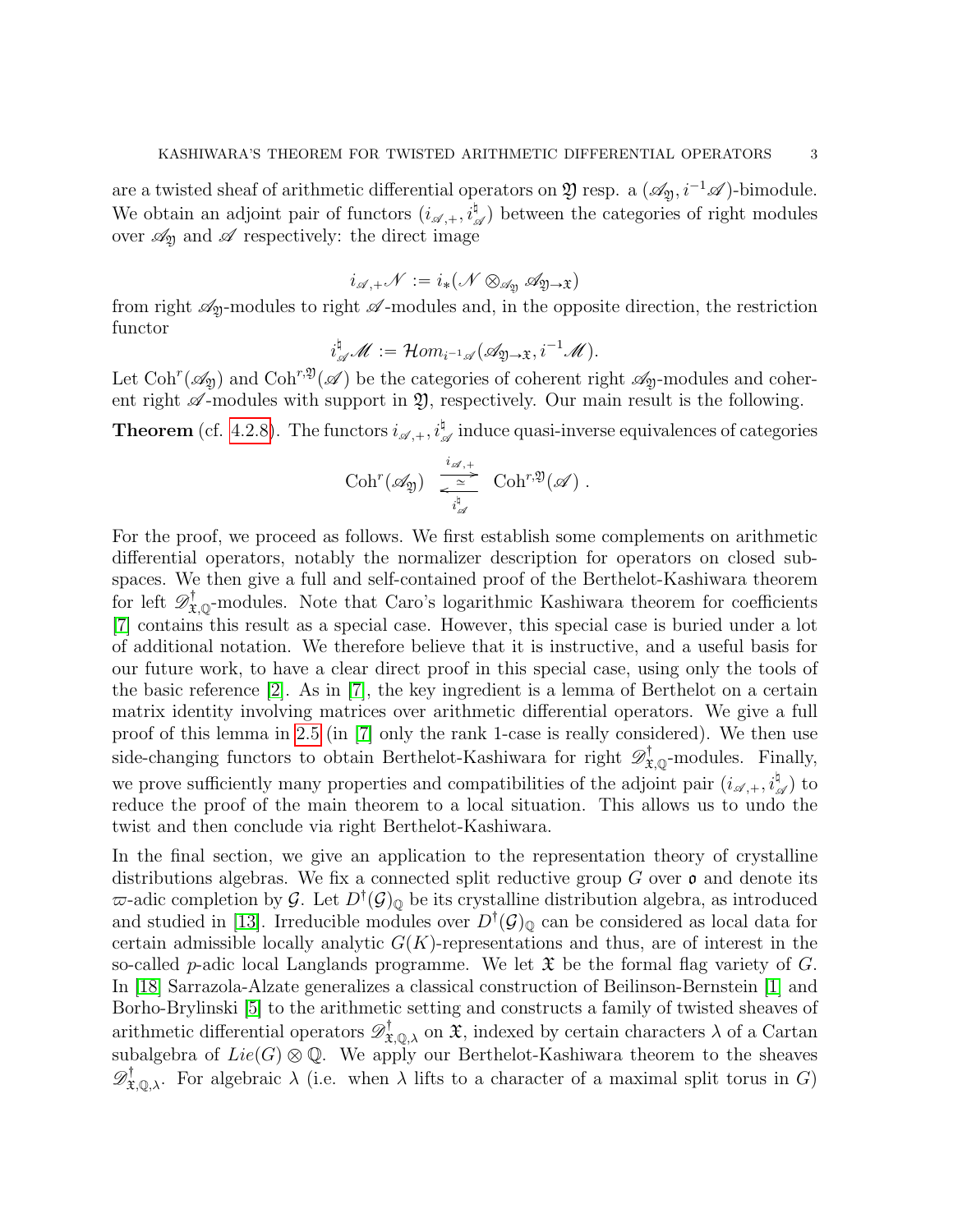are a twisted sheaf of arithmetic differential operators on $\mathfrak{Y}$ resp. a $(\mathscr{A}_{\mathfrak{Y}}, i^{-1}\mathscr{A})$-bimodule. We obtain an adjoint pair of functors $(i_{\mathscr{A},+}, i^{\natural}_{\mathscr{A}})$ between the categories of right modules over $\mathscr{A}_{\mathfrak{Y}}$ and $\mathscr{A}$ respectively: the direct image

$$i_{\mathscr{A},+}\mathscr{N} := i_*(\mathscr{N} \otimes_{\mathscr{A}_{\mathfrak{Y}}} \mathscr{A}_{\mathfrak{Y}\to\mathfrak{X}})$$

from right $\mathscr{A}_{\mathfrak{Y}}$-modules to right $\mathscr{A}$-modules and, in the opposite direction, the restriction functor

$$i^{\natural}_{\mathscr{A}}\mathscr{M} := \mathcal{H}om_{i^{-1}\mathscr{A}}(\mathscr{A}_{\mathfrak{Y}\to\mathfrak{X}}, i^{-1}\mathscr{M}).$$

Let $\mathrm{Coh}^r(\mathscr{A}_{\mathfrak{Y}})$ and $\mathrm{Coh}^{r,\mathfrak{Y}}(\mathscr{A})$ be the categories of coherent right $\mathscr{A}_{\mathfrak{Y}}$-modules and coherent right $\mathscr{A}$-modules with support in $\mathfrak{Y}$, respectively. Our main result is the following.

**Theorem** (cf. 4.2.8). The functors $i_{\mathscr{A},+}, i^{\natural}_{\mathscr{A}}$ induce quasi-inverse equivalences of categories

$$\mathrm{Coh}^r(\mathscr{A}_{\mathfrak{Y}}) \underset{i^{\natural}_{\mathscr{A}}}{\overset{i_{\mathscr{A},+}}{\rightleftarrows}} \mathrm{Coh}^{r,\mathfrak{Y}}(\mathscr{A}) \ .$$

For the proof, we proceed as follows. We first establish some complements on arithmetic differential operators, notably the normalizer description for operators on closed subspaces. We then give a full and self-contained proof of the Berthelot-Kashiwara theorem for left $\mathscr{D}^{\dagger}_{\mathfrak{X},\mathbb{Q}}$-modules. Note that Caro's logarithmic Kashiwara theorem for coefficients [7] contains this result as a special case. However, this special case is buried under a lot of additional notation. We therefore believe that it is instructive, and a useful basis for our future work, to have a clear direct proof in this special case, using only the tools of the basic reference [2]. As in [7], the key ingredient is a lemma of Berthelot on a certain matrix identity involving matrices over arithmetic differential operators. We give a full proof of this lemma in 2.5 (in [7] only the rank 1-case is really considered). We then use side-changing functors to obtain Berthelot-Kashiwara for right $\mathscr{D}^{\dagger}_{\mathfrak{X},\mathbb{Q}}$-modules. Finally, we prove sufficiently many properties and compatibilities of the adjoint pair $(i_{\mathscr{A},+}, i^{\natural}_{\mathscr{A}})$ to reduce the proof of the main theorem to a local situation. This allows us to undo the twist and then conclude via right Berthelot-Kashiwara.

In the final section, we give an application to the representation theory of crystalline distributions algebras. We fix a connected split reductive group $G$ over $\mathfrak{o}$ and denote its $\varpi$-adic completion by $\mathcal{G}$. Let $D^{\dagger}(\mathcal{G})_{\mathbb{Q}}$ be its crystalline distribution algebra, as introduced and studied in [13]. Irreducible modules over $D^{\dagger}(\mathcal{G})_{\mathbb{Q}}$ can be considered as local data for certain admissible locally analytic $G(K)$-representations and thus, are of interest in the so-called $p$-adic local Langlands programme. We let $\mathfrak{X}$ be the formal flag variety of $G$. In [18] Sarrazola-Alzate generalizes a classical construction of Beilinson-Bernstein [1] and Borho-Brylinski [5] to the arithmetic setting and constructs a family of twisted sheaves of arithmetic differential operators $\mathscr{D}^{\dagger}_{\mathfrak{X},\mathbb{Q},\lambda}$ on $\mathfrak{X}$, indexed by certain characters $\lambda$ of a Cartan subalgebra of $Lie(G) \otimes \mathbb{Q}$. We apply our Berthelot-Kashiwara theorem to the sheaves $\mathscr{D}^{\dagger}_{\mathfrak{X},\mathbb{Q},\lambda}$. For algebraic $\lambda$ (i.e. when $\lambda$ lifts to a character of a maximal split torus in $G$)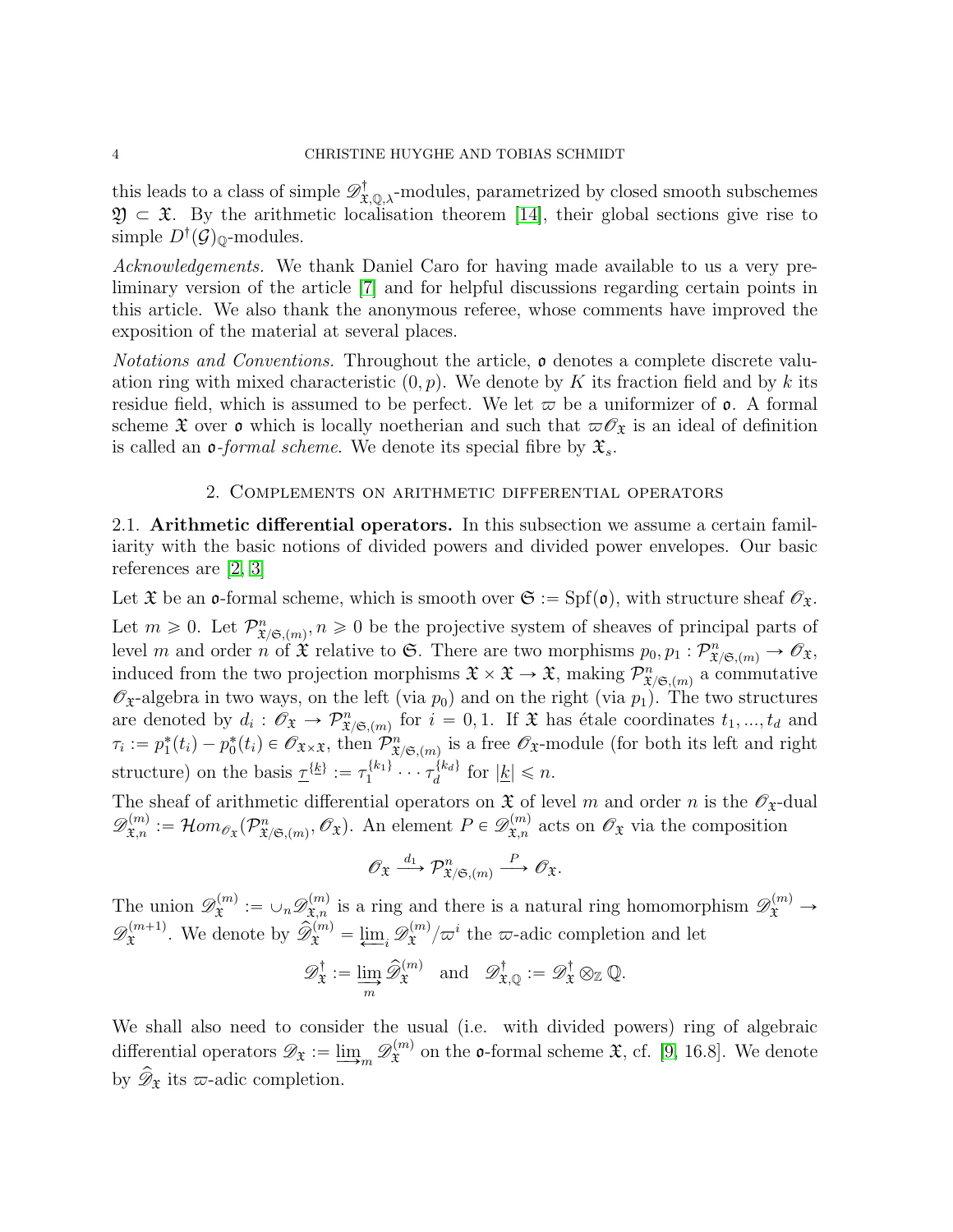this leads to a class of simple $\mathscr{D}^{\dagger}_{\mathfrak{X},\mathbb{Q},\lambda}$-modules, parametrized by closed smooth subschemes $\mathfrak{Y} \subset \mathfrak{X}$. By the arithmetic localisation theorem [14], their global sections give rise to simple $D^{\dagger}(\mathcal{G})_{\mathbb{Q}}$-modules.

*Acknowledgements.* We thank Daniel Caro for having made available to us a very preliminary version of the article [7] and for helpful discussions regarding certain points in this article. We also thank the anonymous referee, whose comments have improved the exposition of the material at several places.

*Notations and Conventions.* Throughout the article, $\mathfrak{o}$ denotes a complete discrete valuation ring with mixed characteristic $(0, p)$. We denote by $K$ its fraction field and by $k$ its residue field, which is assumed to be perfect. We let $\varpi$ be a uniformizer of $\mathfrak{o}$. A formal scheme $\mathfrak{X}$ over $\mathfrak{o}$ which is locally noetherian and such that $\varpi\mathscr{O}_{\mathfrak{X}}$ is an ideal of definition is called an $\mathfrak{o}$-*formal scheme*. We denote its special fibre by $\mathfrak{X}_s$.

## 2. Complements on arithmetic differential operators

**2.1. Arithmetic differential operators.** In this subsection we assume a certain familiarity with the basic notions of divided powers and divided power envelopes. Our basic references are [2, 3]

Let $\mathfrak{X}$ be an $\mathfrak{o}$-formal scheme, which is smooth over $\mathfrak{S} := \mathrm{Spf}(\mathfrak{o})$, with structure sheaf $\mathscr{O}_{\mathfrak{X}}$. Let $m \geqslant 0$. Let $\mathcal{P}^n_{\mathfrak{X}/\mathfrak{S},(m)}, n \geqslant 0$ be the projective system of sheaves of principal parts of level $m$ and order $n$ of $\mathfrak{X}$ relative to $\mathfrak{S}$. There are two morphisms $p_0, p_1 : \mathcal{P}^n_{\mathfrak{X}/\mathfrak{S},(m)} \to \mathscr{O}_{\mathfrak{X}}$, induced from the two projection morphisms $\mathfrak{X} \times \mathfrak{X} \to \mathfrak{X}$, making $\mathcal{P}^n_{\mathfrak{X}/\mathfrak{S},(m)}$ a commutative $\mathscr{O}_{\mathfrak{X}}$-algebra in two ways, on the left (via $p_0$) and on the right (via $p_1$). The two structures are denoted by $d_i : \mathscr{O}_{\mathfrak{X}} \to \mathcal{P}^n_{\mathfrak{X}/\mathfrak{S},(m)}$ for $i = 0, 1$. If $\mathfrak{X}$ has étale coordinates $t_1, ..., t_d$ and $\tau_i := p_1^*(t_i) - p_0^*(t_i) \in \mathscr{O}_{\mathfrak{X}\times\mathfrak{X}}$, then $\mathcal{P}^n_{\mathfrak{X}/\mathfrak{S},(m)}$ is a free $\mathscr{O}_{\mathfrak{X}}$-module (for both its left and right structure) on the basis $\underline{\tau}^{\{\underline{k}\}} := \tau_1^{\{k_1\}} \cdots \tau_d^{\{k_d\}}$ for $|\underline{k}| \leqslant n$.

The sheaf of arithmetic differential operators on $\mathfrak{X}$ of level $m$ and order $n$ is the $\mathscr{O}_{\mathfrak{X}}$-dual $\mathscr{D}^{(m)}_{\mathfrak{X},n} := \mathcal{H}om_{\mathscr{O}_{\mathfrak{X}}}(\mathcal{P}^n_{\mathfrak{X}/\mathfrak{S},(m)}, \mathscr{O}_{\mathfrak{X}})$. An element $P \in \mathscr{D}^{(m)}_{\mathfrak{X},n}$ acts on $\mathscr{O}_{\mathfrak{X}}$ via the composition

$$\mathscr{O}_{\mathfrak{X}} \xrightarrow{d_1} \mathcal{P}^n_{\mathfrak{X}/\mathfrak{S},(m)} \xrightarrow{P} \mathscr{O}_{\mathfrak{X}}.$$

The union $\mathscr{D}^{(m)}_{\mathfrak{X}} := \cup_n \mathscr{D}^{(m)}_{\mathfrak{X},n}$ is a ring and there is a natural ring homomorphism $\mathscr{D}^{(m)}_{\mathfrak{X}} \to \mathscr{D}^{(m+1)}_{\mathfrak{X}}$. We denote by $\widehat{\mathscr{D}}^{(m)}_{\mathfrak{X}} = \varprojlim_i \mathscr{D}^{(m)}_{\mathfrak{X}}/\varpi^i$ the $\varpi$-adic completion and let

$$\mathscr{D}^{\dagger}_{\mathfrak{X}} := \varinjlim_m \widehat{\mathscr{D}}^{(m)}_{\mathfrak{X}} \quad \text{and} \quad \mathscr{D}^{\dagger}_{\mathfrak{X},\mathbb{Q}} := \mathscr{D}^{\dagger}_{\mathfrak{X}} \otimes_{\mathbb{Z}} \mathbb{Q}.$$

We shall also need to consider the usual (i.e. with divided powers) ring of algebraic differential operators $\mathscr{D}_{\mathfrak{X}} := \varinjlim_m \mathscr{D}^{(m)}_{\mathfrak{X}}$ on the $\mathfrak{o}$-formal scheme $\mathfrak{X}$, cf. [9, 16.8]. We denote by $\widehat{\mathscr{D}}_{\mathfrak{X}}$ its $\varpi$-adic completion.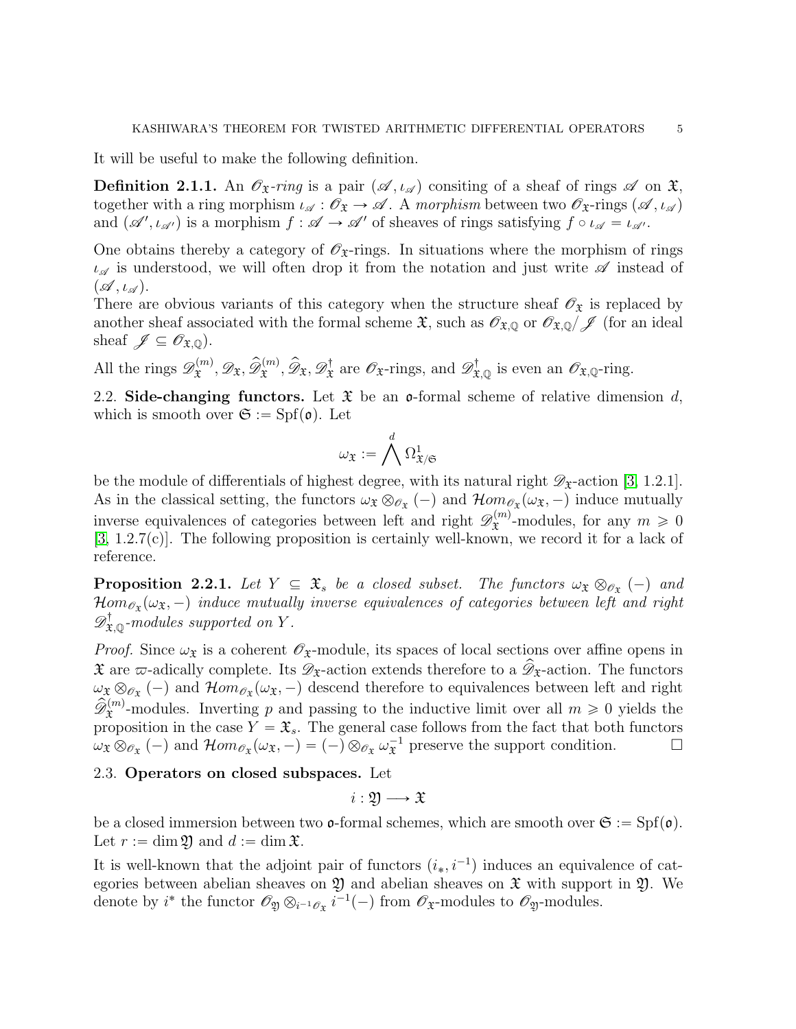It will be useful to make the following definition.

**Definition 2.1.1.** An $\mathscr{O}_{\mathfrak{X}}$*-ring* is a pair $(\mathscr{A}, \iota_{\mathscr{A}})$ consiting of a sheaf of rings $\mathscr{A}$ on $\mathfrak{X}$, together with a ring morphism $\iota_{\mathscr{A}} : \mathscr{O}_{\mathfrak{X}} \to \mathscr{A}$. A *morphism* between two $\mathscr{O}_{\mathfrak{X}}$-rings $(\mathscr{A}, \iota_{\mathscr{A}})$ and $(\mathscr{A}', \iota_{\mathscr{A}'})$ is a morphism $f : \mathscr{A} \to \mathscr{A}'$ of sheaves of rings satisfying $f \circ \iota_{\mathscr{A}} = \iota_{\mathscr{A}'}$.

One obtains thereby a category of $\mathscr{O}_{\mathfrak{X}}$-rings. In situations where the morphism of rings $\iota_{\mathscr{A}}$ is understood, we will often drop it from the notation and just write $\mathscr{A}$ instead of $(\mathscr{A}, \iota_{\mathscr{A}})$.

There are obvious variants of this category when the structure sheaf $\mathscr{O}_{\mathfrak{X}}$ is replaced by another sheaf associated with the formal scheme $\mathfrak{X}$, such as $\mathscr{O}_{\mathfrak{X},\mathbb{Q}}$ or $\mathscr{O}_{\mathfrak{X},\mathbb{Q}}/\mathscr{J}$ (for an ideal sheaf $\mathscr{J} \subseteq \mathscr{O}_{\mathfrak{X},\mathbb{Q}}$).

All the rings $\mathscr{D}^{(m)}_{\mathfrak{X}}, \mathscr{D}_{\mathfrak{X}}, \widehat{\mathscr{D}}^{(m)}_{\mathfrak{X}}, \widehat{\mathscr{D}}_{\mathfrak{X}}, \mathscr{D}^{\dagger}_{\mathfrak{X}}$ are $\mathscr{O}_{\mathfrak{X}}$-rings, and $\mathscr{D}^{\dagger}_{\mathfrak{X},\mathbb{Q}}$ is even an $\mathscr{O}_{\mathfrak{X},\mathbb{Q}}$-ring.

## 2.2. Side-changing functors.

Let $\mathfrak{X}$ be an $\mathfrak{o}$-formal scheme of relative dimension $d$, which is smooth over $\mathfrak{S} := \mathrm{Spf}(\mathfrak{o})$. Let

$$\omega_{\mathfrak{X}} := \bigwedge^{d} \Omega^1_{\mathfrak{X}/\mathfrak{S}}$$

be the module of differentials of highest degree, with its natural right $\mathscr{D}_{\mathfrak{X}}$-action [3, 1.2.1]. As in the classical setting, the functors $\omega_{\mathfrak{X}} \otimes_{\mathscr{O}_{\mathfrak{X}}} (-)$ and $\mathcal{H}om_{\mathscr{O}_{\mathfrak{X}}}(\omega_{\mathfrak{X}}, -)$ induce mutually inverse equivalences of categories between left and right $\mathscr{D}^{(m)}_{\mathfrak{X}}$-modules, for any $m \geqslant 0$ [3, 1.2.7(c)]. The following proposition is certainly well-known, we record it for a lack of reference.

**Proposition 2.2.1.** *Let $Y \subseteq \mathfrak{X}_s$ be a closed subset. The functors $\omega_{\mathfrak{X}} \otimes_{\mathscr{O}_{\mathfrak{X}}} (-)$ and $\mathcal{H}om_{\mathscr{O}_{\mathfrak{X}}}(\omega_{\mathfrak{X}}, -)$ induce mutually inverse equivalences of categories between left and right $\mathscr{D}^{\dagger}_{\mathfrak{X},\mathbb{Q}}$-modules supported on $Y$.*

*Proof.* Since $\omega_{\mathfrak{X}}$ is a coherent $\mathscr{O}_{\mathfrak{X}}$-module, its spaces of local sections over affine opens in $\mathfrak{X}$ are $\varpi$-adically complete. Its $\mathscr{D}_{\mathfrak{X}}$-action extends therefore to a $\widehat{\mathscr{D}}_{\mathfrak{X}}$-action. The functors $\omega_{\mathfrak{X}} \otimes_{\mathscr{O}_{\mathfrak{X}}} (-)$ and $\mathcal{H}om_{\mathscr{O}_{\mathfrak{X}}}(\omega_{\mathfrak{X}}, -)$ descend therefore to equivalences between left and right $\widehat{\mathscr{D}}^{(m)}_{\mathfrak{X}}$-modules. Inverting $p$ and passing to the inductive limit over all $m \geqslant 0$ yields the proposition in the case $Y = \mathfrak{X}_s$. The general case follows from the fact that both functors $\omega_{\mathfrak{X}} \otimes_{\mathscr{O}_{\mathfrak{X}}} (-)$ and $\mathcal{H}om_{\mathscr{O}_{\mathfrak{X}}}(\omega_{\mathfrak{X}}, -) = (-) \otimes_{\mathscr{O}_{\mathfrak{X}}} \omega^{-1}_{\mathfrak{X}}$ preserve the support condition. $\square$

## 2.3. Operators on closed subspaces.

Let

$$i : \mathfrak{Y} \longrightarrow \mathfrak{X}$$

be a closed immersion between two $\mathfrak{o}$-formal schemes, which are smooth over $\mathfrak{S} := \mathrm{Spf}(\mathfrak{o})$. Let $r := \dim \mathfrak{Y}$ and $d := \dim \mathfrak{X}$.

It is well-known that the adjoint pair of functors $(i_*, i^{-1})$ induces an equivalence of categories between abelian sheaves on $\mathfrak{Y}$ and abelian sheaves on $\mathfrak{X}$ with support in $\mathfrak{Y}$. We denote by $i^*$ the functor $\mathscr{O}_{\mathfrak{Y}} \otimes_{i^{-1}\mathscr{O}_{\mathfrak{X}}} i^{-1}(-)$ from $\mathscr{O}_{\mathfrak{X}}$-modules to $\mathscr{O}_{\mathfrak{Y}}$-modules.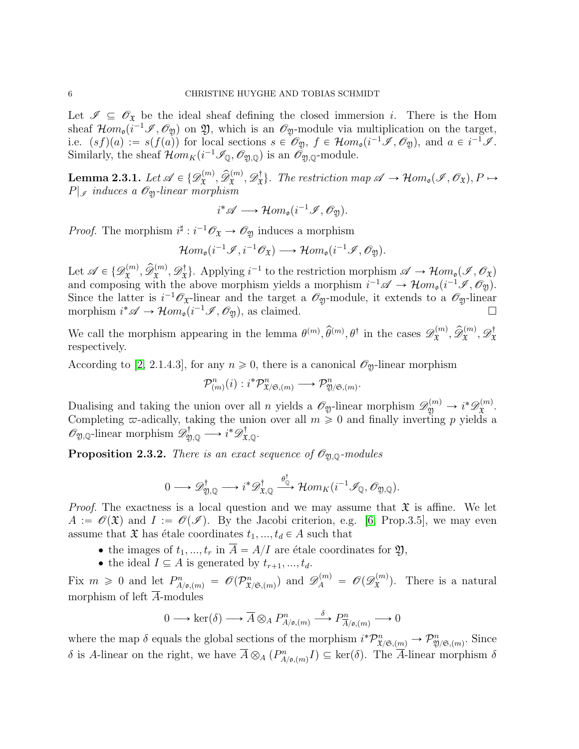Let $\mathscr{I} \subseteq \mathscr{O}_{\mathfrak{X}}$ be the ideal sheaf defining the closed immersion $i$. There is the Hom sheaf $\mathcal{H}om_{\mathfrak{o}}(i^{-1}\mathscr{I}, \mathscr{O}_{\mathfrak{Y}})$ on $\mathfrak{Y}$, which is an $\mathscr{O}_{\mathfrak{Y}}$-module via multiplication on the target, i.e. $(sf)(a) := s(f(a))$ for local sections $s \in \mathscr{O}_{\mathfrak{Y}}$, $f \in \mathcal{H}om_{\mathfrak{o}}(i^{-1}\mathscr{I}, \mathscr{O}_{\mathfrak{Y}})$, and $a \in i^{-1}\mathscr{I}$. Similarly, the sheaf $\mathcal{H}om_K(i^{-1}\mathscr{I}_{\mathbb{Q}}, \mathscr{O}_{\mathfrak{Y},\mathbb{Q}})$ is an $\mathscr{O}_{\mathfrak{Y},\mathbb{Q}}$-module.

**Lemma 2.3.1.** *Let $\mathscr{A} \in \{\mathscr{D}^{(m)}_{\mathfrak{X}}, \widehat{\mathscr{D}}^{(m)}_{\mathfrak{X}}, \mathscr{D}^{\dagger}_{\mathfrak{X}}\}$. The restriction map $\mathscr{A} \to \mathcal{H}om_{\mathfrak{o}}(\mathscr{I}, \mathscr{O}_{\mathfrak{X}}), P \mapsto P|_{\mathscr{I}}$ induces a $\mathscr{O}_{\mathfrak{Y}}$-linear morphism*

$$i^*\mathscr{A} \longrightarrow \mathcal{H}om_{\mathfrak{o}}(i^{-1}\mathscr{I}, \mathscr{O}_{\mathfrak{Y}}).$$

*Proof.* The morphism $i^\sharp : i^{-1}\mathscr{O}_{\mathfrak{X}} \to \mathscr{O}_{\mathfrak{Y}}$ induces a morphism

$$\mathcal{H}om_{\mathfrak{o}}(i^{-1}\mathscr{I}, i^{-1}\mathscr{O}_{\mathfrak{X}}) \longrightarrow \mathcal{H}om_{\mathfrak{o}}(i^{-1}\mathscr{I}, \mathscr{O}_{\mathfrak{Y}}).$$

Let $\mathscr{A} \in \{\mathscr{D}^{(m)}_{\mathfrak{X}}, \widehat{\mathscr{D}}^{(m)}_{\mathfrak{X}}, \mathscr{D}^{\dagger}_{\mathfrak{X}}\}$. Applying $i^{-1}$ to the restriction morphism $\mathscr{A} \to \mathcal{H}om_{\mathfrak{o}}(\mathscr{I}, \mathscr{O}_{\mathfrak{X}})$ and composing with the above morphism yields a morphism $i^{-1}\mathscr{A} \to \mathcal{H}om_{\mathfrak{o}}(i^{-1}\mathscr{I}, \mathscr{O}_{\mathfrak{Y}})$. Since the latter is $i^{-1}\mathscr{O}_{\mathfrak{X}}$-linear and the target a $\mathscr{O}_{\mathfrak{Y}}$-module, it extends to a $\mathscr{O}_{\mathfrak{Y}}$-linear morphism $i^*\mathscr{A} \to \mathcal{H}om_{\mathfrak{o}}(i^{-1}\mathscr{I}, \mathscr{O}_{\mathfrak{Y}})$, as claimed. $\square$

We call the morphism appearing in the lemma $\theta^{(m)}, \widehat{\theta}^{(m)}, \theta^{\dagger}$ in the cases $\mathscr{D}^{(m)}_{\mathfrak{X}}, \widehat{\mathscr{D}}^{(m)}_{\mathfrak{X}}, \mathscr{D}^{\dagger}_{\mathfrak{X}}$ respectively.

According to [2, 2.1.4.3], for any $n \geqslant 0$, there is a canonical $\mathscr{O}_{\mathfrak{Y}}$-linear morphism

$$\mathcal{P}^n_{(m)}(i) : i^*\mathcal{P}^n_{\mathfrak{X}/\mathfrak{S},(m)} \longrightarrow \mathcal{P}^n_{\mathfrak{Y}/\mathfrak{S},(m)}.$$

Dualising and taking the union over all $n$ yields a $\mathscr{O}_{\mathfrak{Y}}$-linear morphism $\mathscr{D}^{(m)}_{\mathfrak{Y}} \to i^*\mathscr{D}^{(m)}_{\mathfrak{X}}$. Completing $\varpi$-adically, taking the union over all $m \geqslant 0$ and finally inverting $p$ yields a $\mathscr{O}_{\mathfrak{Y},\mathbb{Q}}$-linear morphism $\mathscr{D}^{\dagger}_{\mathfrak{Y},\mathbb{Q}} \longrightarrow i^*\mathscr{D}^{\dagger}_{\mathfrak{X},\mathbb{Q}}$.

**Proposition 2.3.2.** *There is an exact sequence of $\mathscr{O}_{\mathfrak{Y},\mathbb{Q}}$-modules*

$$0 \longrightarrow \mathscr{D}^{\dagger}_{\mathfrak{Y},\mathbb{Q}} \longrightarrow i^*\mathscr{D}^{\dagger}_{\mathfrak{X},\mathbb{Q}} \xrightarrow{\theta^{\dagger}_{\mathbb{Q}}} \mathcal{H}om_K(i^{-1}\mathscr{I}_{\mathbb{Q}}, \mathscr{O}_{\mathfrak{Y},\mathbb{Q}}).$$

*Proof.* The exactness is a local question and we may assume that $\mathfrak{X}$ is affine. We let $A := \mathscr{O}(\mathfrak{X})$ and $I := \mathscr{O}(\mathscr{I})$. By the Jacobi criterion, e.g. [6, Prop.3.5], we may even assume that $\mathfrak{X}$ has étale coordinates $t_1, ..., t_d \in A$ such that

- the images of $t_1, ..., t_r$ in $\overline{A} = A/I$ are étale coordinates for $\mathfrak{Y}$,
- the ideal $I \subseteq A$ is generated by $t_{r+1}, ..., t_d$.

Fix $m \geqslant 0$ and let $P^n_{A/\mathfrak{o},(m)} = \mathscr{O}(\mathcal{P}^n_{\mathfrak{X}/\mathfrak{S},(m)})$ and $\mathscr{D}^{(m)}_A = \mathscr{O}(\mathscr{D}^{(m)}_{\mathfrak{X}})$. There is a natural morphism of left $\overline{A}$-modules

$$0 \longrightarrow \ker(\delta) \longrightarrow \overline{A} \otimes_A P^n_{A/\mathfrak{o},(m)} \xrightarrow{\delta} P^n_{\overline{A}/\mathfrak{o},(m)} \longrightarrow 0$$

where the map $\delta$ equals the global sections of the morphism $i^*\mathcal{P}^n_{\mathfrak{X}/\mathfrak{S},(m)} \to \mathcal{P}^n_{\mathfrak{Y}/\mathfrak{S},(m)}$. Since $\delta$ is $A$-linear on the right, we have $\overline{A} \otimes_A (P^n_{A/\mathfrak{o},(m)} I) \subseteq \ker(\delta)$. The $\overline{A}$-linear morphism $\delta$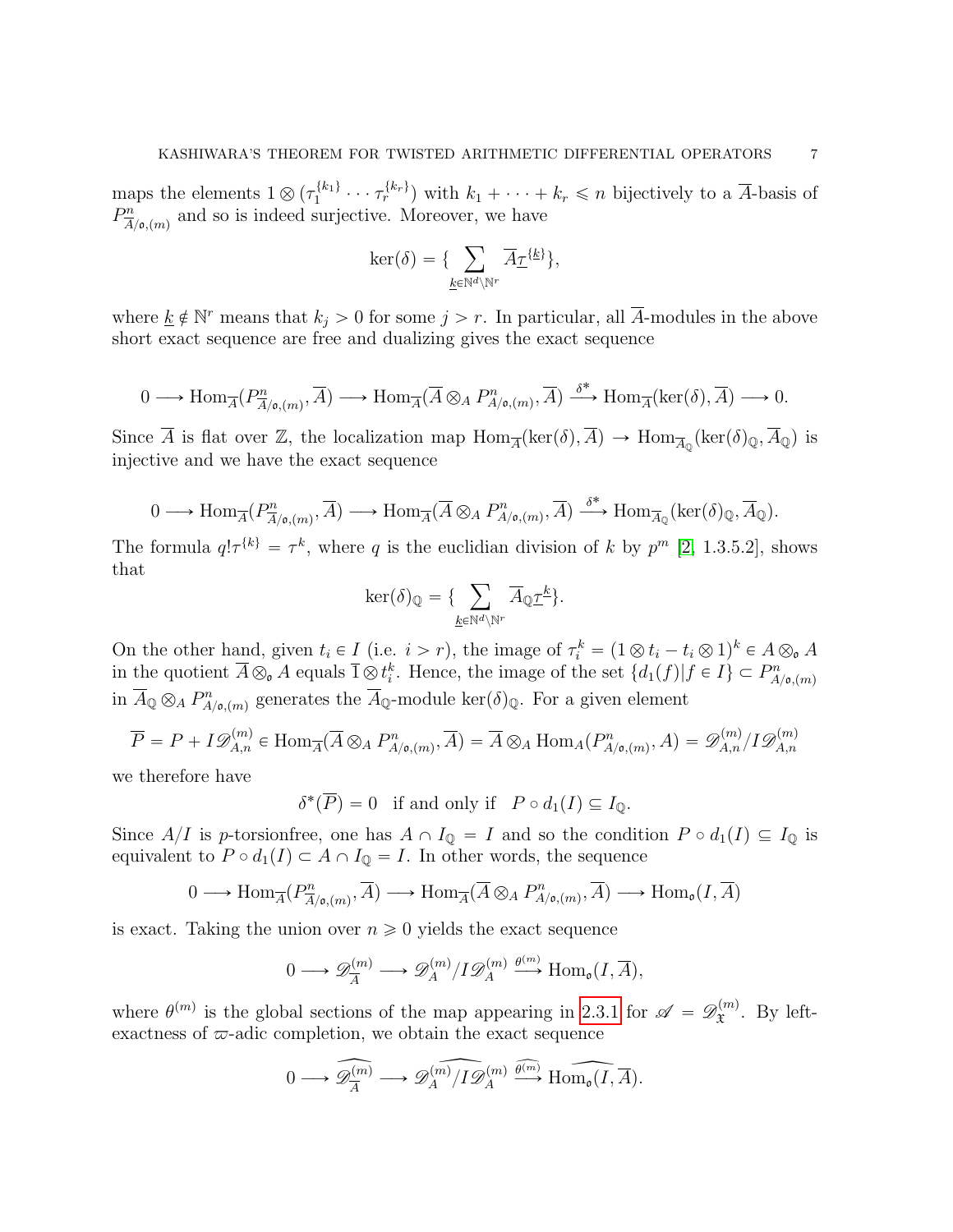maps the elements $1 \otimes (\tau_1^{\{k_1\}} \cdots \tau_r^{\{k_r\}})$ with $k_1 + \cdots + k_r \leqslant n$ bijectively to a $\overline{A}$-basis of $P^n_{\overline{A}/\mathfrak{o},(m)}$ and so is indeed surjective. Moreover, we have

$$\ker(\delta) = \{ \sum_{\underline{k} \in \mathbb{N}^d \setminus \mathbb{N}^r} \overline{A}\underline{\tau}^{\{\underline{k}\}} \},$$

where $\underline{k} \notin \mathbb{N}^r$ means that $k_j > 0$ for some $j > r$. In particular, all $\overline{A}$-modules in the above short exact sequence are free and dualizing gives the exact sequence

$$0 \longrightarrow \operatorname{Hom}_{\overline{A}}(P^n_{\overline{A}/\mathfrak{o},(m)}, \overline{A}) \longrightarrow \operatorname{Hom}_{\overline{A}}(\overline{A} \otimes_A P^n_{A/\mathfrak{o},(m)}, \overline{A}) \xrightarrow{\delta^*} \operatorname{Hom}_{\overline{A}}(\ker(\delta), \overline{A}) \longrightarrow 0.$$

Since $\overline{A}$ is flat over $\mathbb{Z}$, the localization map $\operatorname{Hom}_{\overline{A}}(\ker(\delta), \overline{A}) \to \operatorname{Hom}_{\overline{A}_{\mathbb{Q}}}(\ker(\delta)_{\mathbb{Q}}, \overline{A}_{\mathbb{Q}})$ is injective and we have the exact sequence

$$0 \longrightarrow \operatorname{Hom}_{\overline{A}}(P^n_{\overline{A}/\mathfrak{o},(m)}, \overline{A}) \longrightarrow \operatorname{Hom}_{\overline{A}}(\overline{A} \otimes_A P^n_{A/\mathfrak{o},(m)}, \overline{A}) \xrightarrow{\delta^*} \operatorname{Hom}_{\overline{A}_{\mathbb{Q}}}(\ker(\delta)_{\mathbb{Q}}, \overline{A}_{\mathbb{Q}}).$$

The formula $q!\tau^{\{k\}} = \tau^k$, where $q$ is the euclidian division of $k$ by $p^m$ [2, 1.3.5.2], shows that

$$\ker(\delta)_{\mathbb{Q}} = \{ \sum_{\underline{k} \in \mathbb{N}^d \setminus \mathbb{N}^r} \overline{A}_{\mathbb{Q}}\underline{\tau}^{\underline{k}} \}.$$

On the other hand, given $t_i \in I$ (i.e. $i > r$), the image of $\tau_i^k = (1 \otimes t_i - t_i \otimes 1)^k \in A \otimes_{\mathfrak{o}} A$ in the quotient $\overline{A} \otimes_{\mathfrak{o}} A$ equals $\overline{1} \otimes t_i^k$. Hence, the image of the set $\{d_1(f) | f \in I\} \subset P^n_{A/\mathfrak{o},(m)}$ in $\overline{A}_{\mathbb{Q}} \otimes_A P^n_{A/\mathfrak{o},(m)}$ generates the $\overline{A}_{\mathbb{Q}}$-module $\ker(\delta)_{\mathbb{Q}}$. For a given element

$$\overline{P} = P + I\mathscr{D}^{(m)}_{A,n} \in \operatorname{Hom}_{\overline{A}}(\overline{A} \otimes_A P^n_{A/\mathfrak{o},(m)}, \overline{A}) = \overline{A} \otimes_A \operatorname{Hom}_A(P^n_{A/\mathfrak{o},(m)}, A) = \mathscr{D}^{(m)}_{A,n}/I\mathscr{D}^{(m)}_{A,n}$$

we therefore have

$$\delta^*(\overline{P}) = 0 \quad \text{if and only if} \quad P \circ d_1(I) \subseteq I_{\mathbb{Q}}.$$

Since $A/I$ is $p$-torsionfree, one has $A \cap I_{\mathbb{Q}} = I$ and so the condition $P \circ d_1(I) \subseteq I_{\mathbb{Q}}$ is equivalent to $P \circ d_1(I) \subset A \cap I_{\mathbb{Q}} = I$. In other words, the sequence

$$0 \longrightarrow \operatorname{Hom}_{\overline{A}}(P^n_{\overline{A}/\mathfrak{o},(m)}, \overline{A}) \longrightarrow \operatorname{Hom}_{\overline{A}}(\overline{A} \otimes_A P^n_{A/\mathfrak{o},(m)}, \overline{A}) \longrightarrow \operatorname{Hom}_{\mathfrak{o}}(I, \overline{A})$$

is exact. Taking the union over $n \geqslant 0$ yields the exact sequence

$$0 \longrightarrow \mathscr{D}^{(m)}_{\overline{A}} \longrightarrow \mathscr{D}^{(m)}_A / I\mathscr{D}^{(m)}_A \xrightarrow{\theta^{(m)}} \operatorname{Hom}_{\mathfrak{o}}(I, \overline{A}),$$

where $\theta^{(m)}$ is the global sections of the map appearing in 2.3.1 for $\mathscr{A} = \mathscr{D}^{(m)}_{\mathfrak{X}}$. By left-exactness of $\varpi$-adic completion, we obtain the exact sequence

$$0 \longrightarrow \widehat{\mathscr{D}^{(m)}_{\overline{A}}} \longrightarrow \widehat{\mathscr{D}^{(m)}_A / I\mathscr{D}^{(m)}_A} \xrightarrow{\widehat{\theta^{(m)}}} \widehat{\operatorname{Hom}_{\mathfrak{o}}(I, \overline{A})}.$$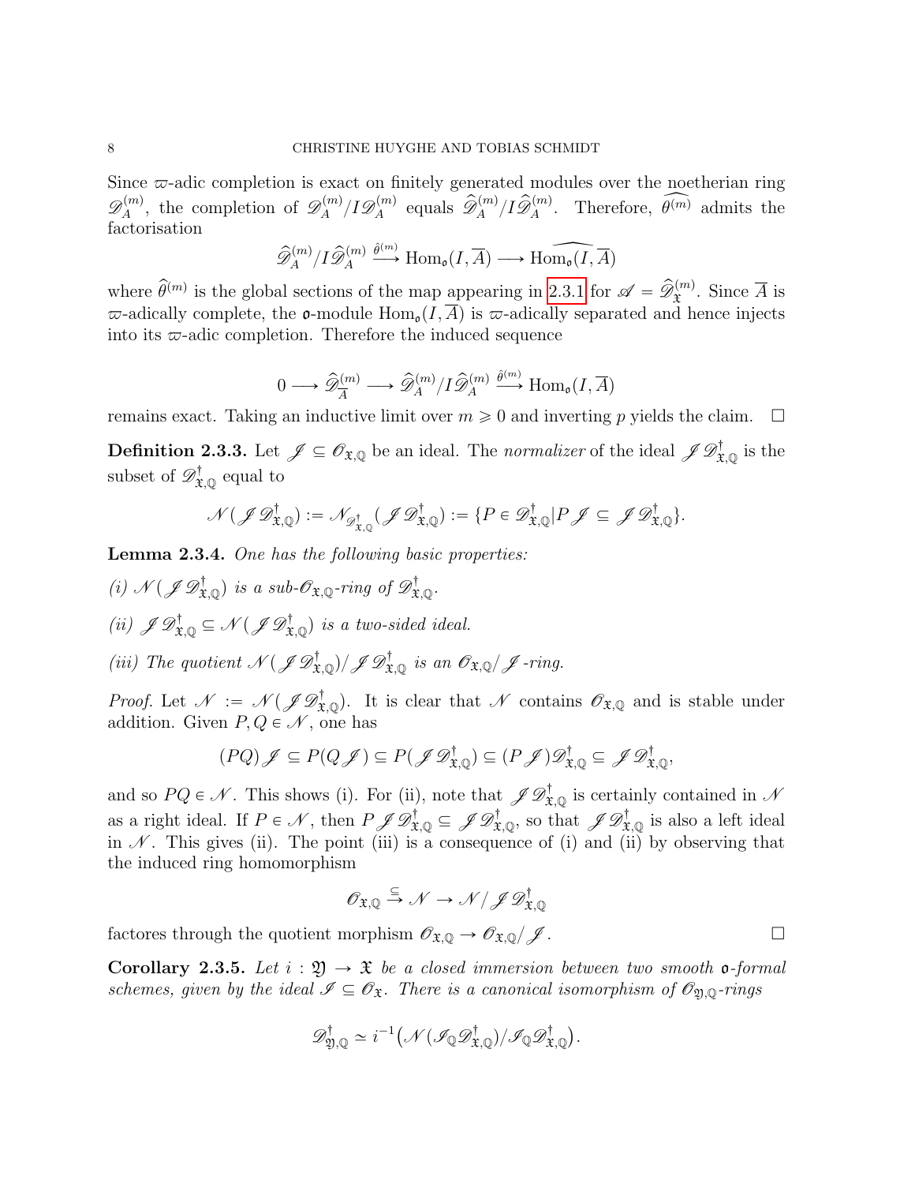Since $\varpi$-adic completion is exact on finitely generated modules over the noetherian ring $\mathscr{D}_A^{(m)}$, the completion of $\mathscr{D}_A^{(m)}/I\mathscr{D}_A^{(m)}$ equals $\widehat{\mathscr{D}}_A^{(m)}/I\widehat{\mathscr{D}}_A^{(m)}$. Therefore, $\widehat{\theta^{(m)}}$ admits the factorisation

$$\widehat{\mathscr{D}}_A^{(m)}/I\widehat{\mathscr{D}}_A^{(m)} \xrightarrow{\hat{\theta}^{(m)}} \mathrm{Hom}_{\mathfrak{o}}(I, \overline{A}) \longrightarrow \widehat{\mathrm{Hom}_{\mathfrak{o}}(I, \overline{A})}$$

where $\widehat{\theta}^{(m)}$ is the global sections of the map appearing in 2.3.1 for $\mathscr{A} = \widehat{\mathscr{D}}_{\mathfrak{X}}^{(m)}$. Since $\overline{A}$ is $\varpi$-adically complete, the $\mathfrak{o}$-module $\mathrm{Hom}_{\mathfrak{o}}(I, \overline{A})$ is $\varpi$-adically separated and hence injects into its $\varpi$-adic completion. Therefore the induced sequence

$$0 \longrightarrow \widehat{\mathscr{D}}_{\overline{A}}^{(m)} \longrightarrow \widehat{\mathscr{D}}_A^{(m)}/I\widehat{\mathscr{D}}_A^{(m)} \xrightarrow{\hat{\theta}^{(m)}} \mathrm{Hom}_{\mathfrak{o}}(I, \overline{A})$$

remains exact. Taking an inductive limit over $m \geqslant 0$ and inverting $p$ yields the claim. $\square$

**Definition 2.3.3.** Let $\mathscr{J} \subseteq \mathscr{O}_{\mathfrak{X},\mathbb{Q}}$ be an ideal. The *normalizer* of the ideal $\mathscr{J}\mathscr{D}^{\dagger}_{\mathfrak{X},\mathbb{Q}}$ is the subset of $\mathscr{D}^{\dagger}_{\mathfrak{X},\mathbb{Q}}$ equal to

$$\mathscr{N}(\mathscr{J}\mathscr{D}^{\dagger}_{\mathfrak{X},\mathbb{Q}}) := \mathscr{N}_{\mathscr{D}^{\dagger}_{\mathfrak{X},\mathbb{Q}}}(\mathscr{J}\mathscr{D}^{\dagger}_{\mathfrak{X},\mathbb{Q}}) := \{P \in \mathscr{D}^{\dagger}_{\mathfrak{X},\mathbb{Q}} | P\mathscr{J} \subseteq \mathscr{J}\mathscr{D}^{\dagger}_{\mathfrak{X},\mathbb{Q}}\}.$$

**Lemma 2.3.4.** *One has the following basic properties:*

*(i)* $\mathscr{N}(\mathscr{J}\mathscr{D}^{\dagger}_{\mathfrak{X},\mathbb{Q}})$ *is a sub-*$\mathscr{O}_{\mathfrak{X},\mathbb{Q}}$*-ring of* $\mathscr{D}^{\dagger}_{\mathfrak{X},\mathbb{Q}}$.

*(ii)* $\mathscr{J}\mathscr{D}^{\dagger}_{\mathfrak{X},\mathbb{Q}} \subseteq \mathscr{N}(\mathscr{J}\mathscr{D}^{\dagger}_{\mathfrak{X},\mathbb{Q}})$ *is a two-sided ideal.*

*(iii) The quotient* $\mathscr{N}(\mathscr{J}\mathscr{D}^{\dagger}_{\mathfrak{X},\mathbb{Q}})/\mathscr{J}\mathscr{D}^{\dagger}_{\mathfrak{X},\mathbb{Q}}$ *is an* $\mathscr{O}_{\mathfrak{X},\mathbb{Q}}/\mathscr{J}$*-ring.*

*Proof.* Let $\mathscr{N} := \mathscr{N}(\mathscr{J}\mathscr{D}^{\dagger}_{\mathfrak{X},\mathbb{Q}})$. It is clear that $\mathscr{N}$ contains $\mathscr{O}_{\mathfrak{X},\mathbb{Q}}$ and is stable under addition. Given $P, Q \in \mathscr{N}$, one has

$$(PQ)\mathscr{J} \subseteq P(Q\mathscr{J}) \subseteq P(\mathscr{J}\mathscr{D}^{\dagger}_{\mathfrak{X},\mathbb{Q}}) \subseteq (P\mathscr{J})\mathscr{D}^{\dagger}_{\mathfrak{X},\mathbb{Q}} \subseteq \mathscr{J}\mathscr{D}^{\dagger}_{\mathfrak{X},\mathbb{Q}},$$

and so $PQ \in \mathscr{N}$. This shows (i). For (ii), note that $\mathscr{J}\mathscr{D}^{\dagger}_{\mathfrak{X},\mathbb{Q}}$ is certainly contained in $\mathscr{N}$ as a right ideal. If $P \in \mathscr{N}$, then $P\mathscr{J}\mathscr{D}^{\dagger}_{\mathfrak{X},\mathbb{Q}} \subseteq \mathscr{J}\mathscr{D}^{\dagger}_{\mathfrak{X},\mathbb{Q}}$, so that $\mathscr{J}\mathscr{D}^{\dagger}_{\mathfrak{X},\mathbb{Q}}$ is also a left ideal in $\mathscr{N}$. This gives (ii). The point (iii) is a consequence of (i) and (ii) by observing that the induced ring homomorphism

$$\mathscr{O}_{\mathfrak{X},\mathbb{Q}} \xrightarrow{\subseteq} \mathscr{N} \to \mathscr{N}/\mathscr{J}\mathscr{D}^{\dagger}_{\mathfrak{X},\mathbb{Q}}$$

factores through the quotient morphism $\mathscr{O}_{\mathfrak{X},\mathbb{Q}} \to \mathscr{O}_{\mathfrak{X},\mathbb{Q}}/\mathscr{J}$. $\square$

**Corollary 2.3.5.** *Let* $i : \mathfrak{Y} \to \mathfrak{X}$ *be a closed immersion between two smooth* $\mathfrak{o}$*-formal schemes, given by the ideal* $\mathscr{I} \subseteq \mathscr{O}_{\mathfrak{X}}$. *There is a canonical isomorphism of* $\mathscr{O}_{\mathfrak{Y},\mathbb{Q}}$*-rings*

$$\mathscr{D}^{\dagger}_{\mathfrak{Y},\mathbb{Q}} \simeq i^{-1}\big(\mathscr{N}(\mathscr{I}_{\mathbb{Q}}\mathscr{D}^{\dagger}_{\mathfrak{X},\mathbb{Q}})/\mathscr{I}_{\mathbb{Q}}\mathscr{D}^{\dagger}_{\mathfrak{X},\mathbb{Q}}\big).$$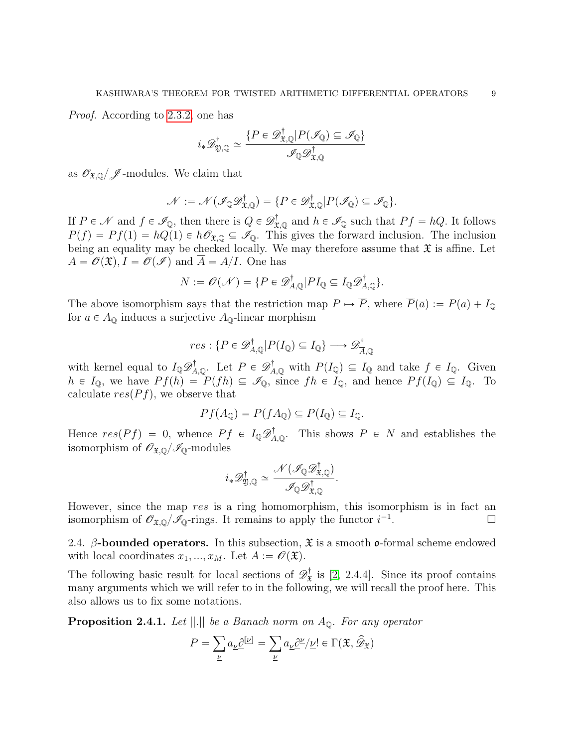*Proof.* According to 2.3.2, one has

$$i_*\mathscr{D}^{\dagger}_{\mathfrak{Y},\mathbb{Q}} \simeq \frac{\{P \in \mathscr{D}^{\dagger}_{\mathfrak{X},\mathbb{Q}} | P(\mathscr{I}_{\mathbb{Q}}) \subseteq \mathscr{I}_{\mathbb{Q}}\}}{\mathscr{I}_{\mathbb{Q}}\mathscr{D}^{\dagger}_{\mathfrak{X},\mathbb{Q}}}$$

as $\mathscr{O}_{\mathfrak{X},\mathbb{Q}}/\mathscr{J}$-modules. We claim that

$$\mathscr{N} := \mathscr{N}(\mathscr{I}_{\mathbb{Q}}\mathscr{D}^{\dagger}_{\mathfrak{X},\mathbb{Q}}) = \{P \in \mathscr{D}^{\dagger}_{\mathfrak{X},\mathbb{Q}} | P(\mathscr{I}_{\mathbb{Q}}) \subseteq \mathscr{I}_{\mathbb{Q}}\}.$$

If $P \in \mathscr{N}$ and $f \in \mathscr{I}_{\mathbb{Q}}$, then there is $Q \in \mathscr{D}^{\dagger}_{\mathfrak{X},\mathbb{Q}}$ and $h \in \mathscr{I}_{\mathbb{Q}}$ such that $Pf = hQ$. It follows $P(f) = Pf(1) = hQ(1) \in h\mathscr{O}_{\mathfrak{X},\mathbb{Q}} \subseteq \mathscr{I}_{\mathbb{Q}}$. This gives the forward inclusion. The inclusion being an equality may be checked locally. We may therefore assume that $\mathfrak{X}$ is affine. Let $A = \mathscr{O}(\mathfrak{X}), I = \mathscr{O}(\mathscr{I})$ and $\overline{A} = A/I$. One has

$$N := \mathscr{O}(\mathscr{N}) = \{P \in \mathscr{D}^{\dagger}_{A,\mathbb{Q}} | PI_{\mathbb{Q}} \subseteq I_{\mathbb{Q}}\mathscr{D}^{\dagger}_{A,\mathbb{Q}}\}.$$

The above isomorphism says that the restriction map $P \mapsto \overline{P}$, where $\overline{P}(\overline{a}) := P(a) + I_{\mathbb{Q}}$ for $\overline{a} \in \overline{A}_{\mathbb{Q}}$ induces a surjective $A_{\mathbb{Q}}$-linear morphism

$$res : \{P \in \mathscr{D}^{\dagger}_{A,\mathbb{Q}} | P(I_{\mathbb{Q}}) \subseteq I_{\mathbb{Q}}\} \longrightarrow \mathscr{D}^{\dagger}_{\overline{A},\mathbb{Q}}$$

with kernel equal to $I_{\mathbb{Q}}\mathscr{D}^{\dagger}_{A,\mathbb{Q}}$. Let $P \in \mathscr{D}^{\dagger}_{A,\mathbb{Q}}$ with $P(I_{\mathbb{Q}}) \subseteq I_{\mathbb{Q}}$ and take $f \in I_{\mathbb{Q}}$. Given $h \in I_{\mathbb{Q}}$, we have $Pf(h) = P(fh) \subseteq \mathscr{I}_{\mathbb{Q}}$, since $fh \in I_{\mathbb{Q}}$, and hence $Pf(I_{\mathbb{Q}}) \subseteq I_{\mathbb{Q}}$. To calculate $res(Pf)$, we observe that

$$Pf(A_{\mathbb{Q}}) = P(fA_{\mathbb{Q}}) \subseteq P(I_{\mathbb{Q}}) \subseteq I_{\mathbb{Q}}.$$

Hence $res(Pf) = 0$, whence $Pf \in I_{\mathbb{Q}}\mathscr{D}^{\dagger}_{A,\mathbb{Q}}$. This shows $P \in N$ and establishes the isomorphism of $\mathscr{O}_{\mathfrak{X},\mathbb{Q}}/\mathscr{I}_{\mathbb{Q}}$-modules

$$i_*\mathscr{D}^{\dagger}_{\mathfrak{Y},\mathbb{Q}} \simeq \frac{\mathscr{N}(\mathscr{I}_{\mathbb{Q}}\mathscr{D}^{\dagger}_{\mathfrak{X},\mathbb{Q}})}{\mathscr{I}_{\mathbb{Q}}\mathscr{D}^{\dagger}_{\mathfrak{X},\mathbb{Q}}}.$$

However, since the map $res$ is a ring homomorphism, this isomorphism is in fact an isomorphism of $\mathscr{O}_{\mathfrak{X},\mathbb{Q}}/\mathscr{I}_{\mathbb{Q}}$-rings. It remains to apply the functor $i^{-1}$. $\square$

## 2.4. $\beta$-bounded operators.

In this subsection, $\mathfrak{X}$ is a smooth $\mathfrak{o}$-formal scheme endowed with local coordinates $x_1, ..., x_M$. Let $A := \mathscr{O}(\mathfrak{X})$.

The following basic result for local sections of $\mathscr{D}^{\dagger}_{\mathfrak{X}}$ is [2, 2.4.4]. Since its proof contains many arguments which we will refer to in the following, we will recall the proof here. This also allows us to fix some notations.

**Proposition 2.4.1.** *Let $||.||$ be a Banach norm on $A_{\mathbb{Q}}$. For any operator*

$$P = \sum_{\underline{\nu}} a_{\underline{\nu}} \underline{\partial}^{[\underline{\nu}]} = \sum_{\underline{\nu}} a_{\underline{\nu}} \underline{\partial}^{\underline{\nu}} / \underline{\nu}! \in \Gamma(\mathfrak{X}, \widehat{\mathscr{D}}_{\mathfrak{X}})$$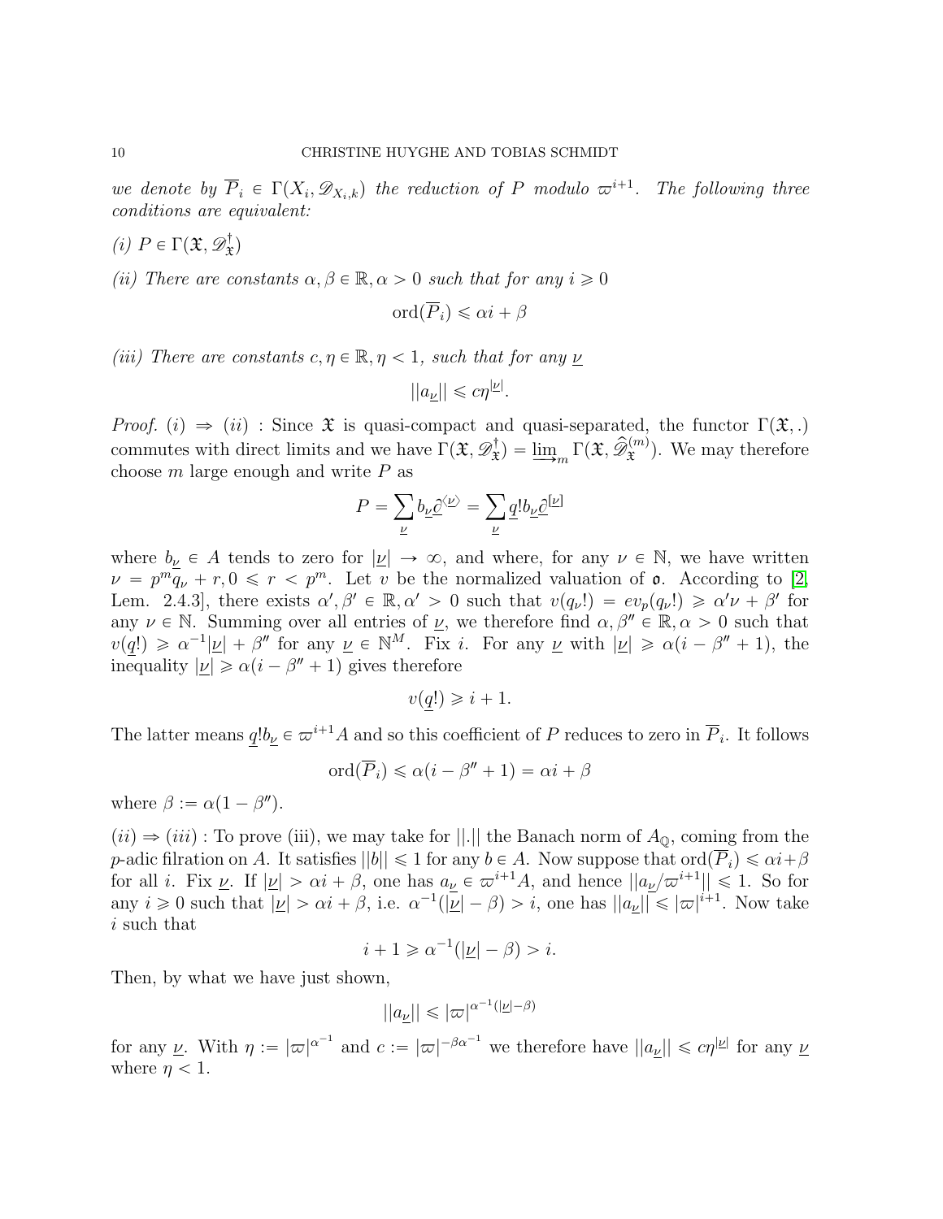*we denote by $\overline{P}_i \in \Gamma(X_i, \mathscr{D}_{X_i,k})$ the reduction of $P$ modulo $\varpi^{i+1}$. The following three conditions are equivalent:*

*(i)* $P \in \Gamma(\mathfrak{X}, \mathscr{D}^\dagger_{\mathfrak{X}})$

*(ii) There are constants $\alpha, \beta \in \mathbb{R}, \alpha > 0$ such that for any $i \geqslant 0$*

$$\operatorname{ord}(\overline{P}_i) \leqslant \alpha i + \beta$$

*(iii) There are constants $c, \eta \in \mathbb{R}, \eta < 1$, such that for any $\underline{\nu}$*

$$||a_{\underline{\nu}}|| \leqslant c\eta^{|\underline{\nu}|}.$$

*Proof.* $(i) \Rightarrow (ii)$ : Since $\mathfrak{X}$ is quasi-compact and quasi-separated, the functor $\Gamma(\mathfrak{X}, .)$ commutes with direct limits and we have $\Gamma(\mathfrak{X}, \mathscr{D}^\dagger_{\mathfrak{X}}) = \varinjlim_m \Gamma(\mathfrak{X}, \widehat{\mathscr{D}}^{(m)}_{\mathfrak{X}})$. We may therefore choose $m$ large enough and write $P$ as

$$P = \sum_{\underline{\nu}} b_{\underline{\nu}} \underline{\partial}^{\langle \underline{\nu} \rangle} = \sum_{\underline{\nu}} \underline{q}! b_{\underline{\nu}} \underline{\partial}^{[\underline{\nu}]}$$

where $b_{\underline{\nu}} \in A$ tends to zero for $|\underline{\nu}| \to \infty$, and where, for any $\nu \in \mathbb{N}$, we have written $\nu = p^m q_\nu + r, 0 \leqslant r < p^m$. Let $v$ be the normalized valuation of $\mathfrak{o}$. According to [2, Lem. 2.4.3], there exists $\alpha', \beta' \in \mathbb{R}, \alpha' > 0$ such that $v(q_\nu!) = ev_p(q_\nu!) \geqslant \alpha'\nu + \beta'$ for any $\nu \in \mathbb{N}$. Summing over all entries of $\underline{\nu}$, we therefore find $\alpha, \beta'' \in \mathbb{R}, \alpha > 0$ such that $v(\underline{q}!) \geqslant \alpha^{-1}|\underline{\nu}| + \beta''$ for any $\underline{\nu} \in \mathbb{N}^M$. Fix $i$. For any $\underline{\nu}$ with $|\underline{\nu}| \geqslant \alpha(i - \beta'' + 1)$, the inequality $|\underline{\nu}| \geqslant \alpha(i - \beta'' + 1)$ gives therefore

$$v(\underline{q}!) \geqslant i + 1.$$

The latter means $\underline{q}! b_{\underline{\nu}} \in \varpi^{i+1} A$ and so this coefficient of $P$ reduces to zero in $\overline{P}_i$. It follows

$$\operatorname{ord}(\overline{P}_i) \leqslant \alpha(i - \beta'' + 1) = \alpha i + \beta$$

where $\beta := \alpha(1 - \beta'')$.

$(ii) \Rightarrow (iii)$ : To prove (iii), we may take for $||.||$ the Banach norm of $A_{\mathbb{Q}}$, coming from the $p$-adic filration on $A$. It satisfies $||b|| \leqslant 1$ for any $b \in A$. Now suppose that $\operatorname{ord}(\overline{P}_i) \leqslant \alpha i + \beta$ for all $i$. Fix $\underline{\nu}$. If $|\underline{\nu}| > \alpha i + \beta$, one has $a_{\underline{\nu}} \in \varpi^{i+1} A$, and hence $||a_{\underline{\nu}}/\varpi^{i+1}|| \leqslant 1$. So for any $i \geqslant 0$ such that $|\underline{\nu}| > \alpha i + \beta$, i.e. $\alpha^{-1}(|\underline{\nu}| - \beta) > i$, one has $||a_{\underline{\nu}}|| \leqslant |\varpi|^{i+1}$. Now take $i$ such that

$$i + 1 \geqslant \alpha^{-1}(|\underline{\nu}| - \beta) > i.$$

Then, by what we have just shown,

$$||a_{\underline{\nu}}|| \leqslant |\varpi|^{\alpha^{-1}(|\underline{\nu}| - \beta)}$$

for any $\underline{\nu}$. With $\eta := |\varpi|^{\alpha^{-1}}$ and $c := |\varpi|^{-\beta\alpha^{-1}}$ we therefore have $||a_{\underline{\nu}}|| \leqslant c\eta^{|\underline{\nu}|}$ for any $\underline{\nu}$ where $\eta < 1$.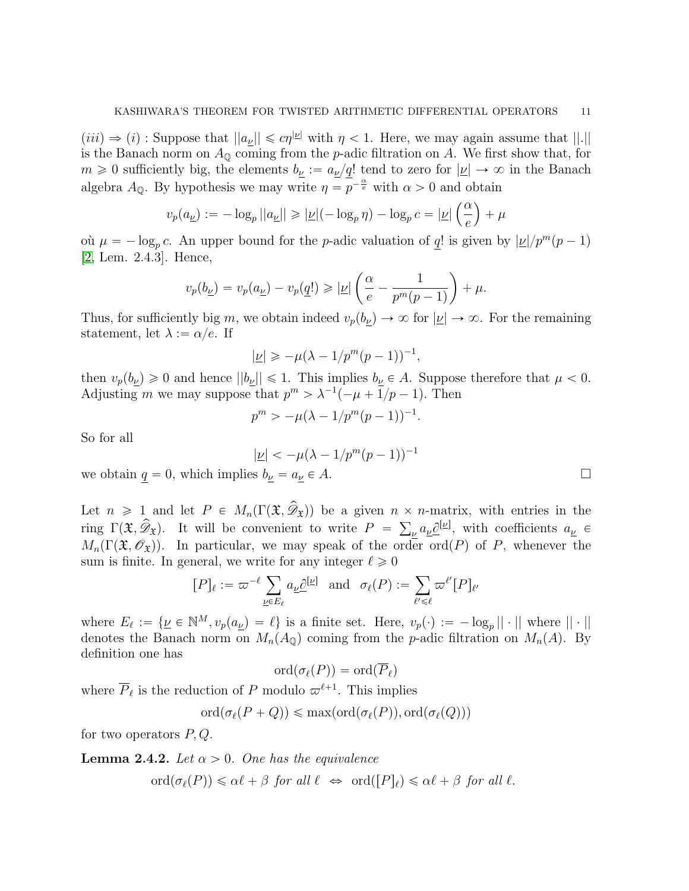$(iii) \Rightarrow (i)$ : Suppose that $||a_{\underline{\nu}}|| \leqslant c\eta^{|\underline{\nu}|}$ with $\eta < 1$. Here, we may again assume that $||.||$ is the Banach norm on $A_{\mathbb{Q}}$ coming from the $p$-adic filtration on $A$. We first show that, for $m \geqslant 0$ sufficiently big, the elements $b_{\underline{\nu}} := a_{\underline{\nu}}/\underline{q}!$ tend to zero for $|\underline{\nu}| \to \infty$ in the Banach algebra $A_{\mathbb{Q}}$. By hypothesis we may write $\eta = p^{-\frac{\alpha}{e}}$ with $\alpha > 0$ and obtain

$$v_p(a_{\underline{\nu}}) := -\log_p ||a_{\underline{\nu}}|| \geqslant |\underline{\nu}|(-\log_p \eta) - \log_p c = |\underline{\nu}| \left(\frac{\alpha}{e}\right) + \mu$$

où $\mu = -\log_p c$. An upper bound for the $p$-adic valuation of $\underline{q}!$ is given by $|\underline{\nu}|/p^m(p-1)$ [2, Lem. 2.4.3]. Hence,

$$v_p(b_{\underline{\nu}}) = v_p(a_{\underline{\nu}}) - v_p(\underline{q}!) \geqslant |\underline{\nu}| \left(\frac{\alpha}{e} - \frac{1}{p^m(p-1)}\right) + \mu.$$

Thus, for sufficiently big $m$, we obtain indeed $v_p(b_{\underline{\nu}}) \to \infty$ for $|\underline{\nu}| \to \infty$. For the remaining statement, let $\lambda := \alpha/e$. If

$$|\underline{\nu}| \geqslant -\mu(\lambda - 1/p^m(p-1))^{-1},$$

then $v_p(b_{\underline{\nu}}) \geqslant 0$ and hence $||b_{\underline{\nu}}|| \leqslant 1$. This implies $b_{\underline{\nu}} \in A$. Suppose therefore that $\mu < 0$. Adjusting $m$ we may suppose that $p^m > \lambda^{-1}(-\mu + 1/p - 1)$. Then

$$p^m > -\mu(\lambda - 1/p^m(p-1))^{-1}.$$

So for all

$$|\underline{\nu}| < -\mu(\lambda - 1/p^m(p-1))^{-1}$$

we obtain $\underline{q} = 0$, which implies $b_{\underline{\nu}} = a_{\underline{\nu}} \in A$. $\square$

Let $n \geqslant 1$ and let $P \in M_n(\Gamma(\mathfrak{X}, \widehat{\mathscr{D}}_{\mathfrak{X}}))$ be a given $n \times n$-matrix, with entries in the ring $\Gamma(\mathfrak{X}, \widehat{\mathscr{D}}_{\mathfrak{X}})$. It will be convenient to write $P = \sum_{\underline{\nu}} a_{\underline{\nu}} \underline{\partial}^{[\underline{\nu}]}$, with coefficients $a_{\underline{\nu}} \in M_n(\Gamma(\mathfrak{X}, \mathscr{O}_{\mathfrak{X}}))$. In particular, we may speak of the order $\mathrm{ord}(P)$ of $P$, whenever the sum is finite. In general, we write for any integer $\ell \geqslant 0$

$$[P]_\ell := \varpi^{-\ell} \sum_{\underline{\nu} \in E_\ell} a_{\underline{\nu}} \underline{\partial}^{[\underline{\nu}]} \quad \text{and} \quad \sigma_\ell(P) := \sum_{\ell' \leqslant \ell} \varpi^{\ell'} [P]_{\ell'}$$

where $E_\ell := \{\underline{\nu} \in \mathbb{N}^M, v_p(a_{\underline{\nu}}) = \ell\}$ is a finite set. Here, $v_p(\cdot) := -\log_p || \cdot ||$ where $|| \cdot ||$ denotes the Banach norm on $M_n(A_{\mathbb{Q}})$ coming from the $p$-adic filtration on $M_n(A)$. By definition one has

$$\mathrm{ord}(\sigma_\ell(P)) = \mathrm{ord}(\overline{P}_\ell)$$

where $\overline{P}_\ell$ is the reduction of $P$ modulo $\varpi^{\ell+1}$. This implies

$$\mathrm{ord}(\sigma_\ell(P + Q)) \leqslant \max(\mathrm{ord}(\sigma_\ell(P)), \mathrm{ord}(\sigma_\ell(Q)))$$

for two operators $P, Q$.

**Lemma 2.4.2.** *Let $\alpha > 0$. One has the equivalence*

$$\mathrm{ord}(\sigma_\ell(P)) \leqslant \alpha\ell + \beta \text{ for all } \ell \;\Leftrightarrow\; \mathrm{ord}([P]_\ell) \leqslant \alpha\ell + \beta \text{ for all } \ell.$$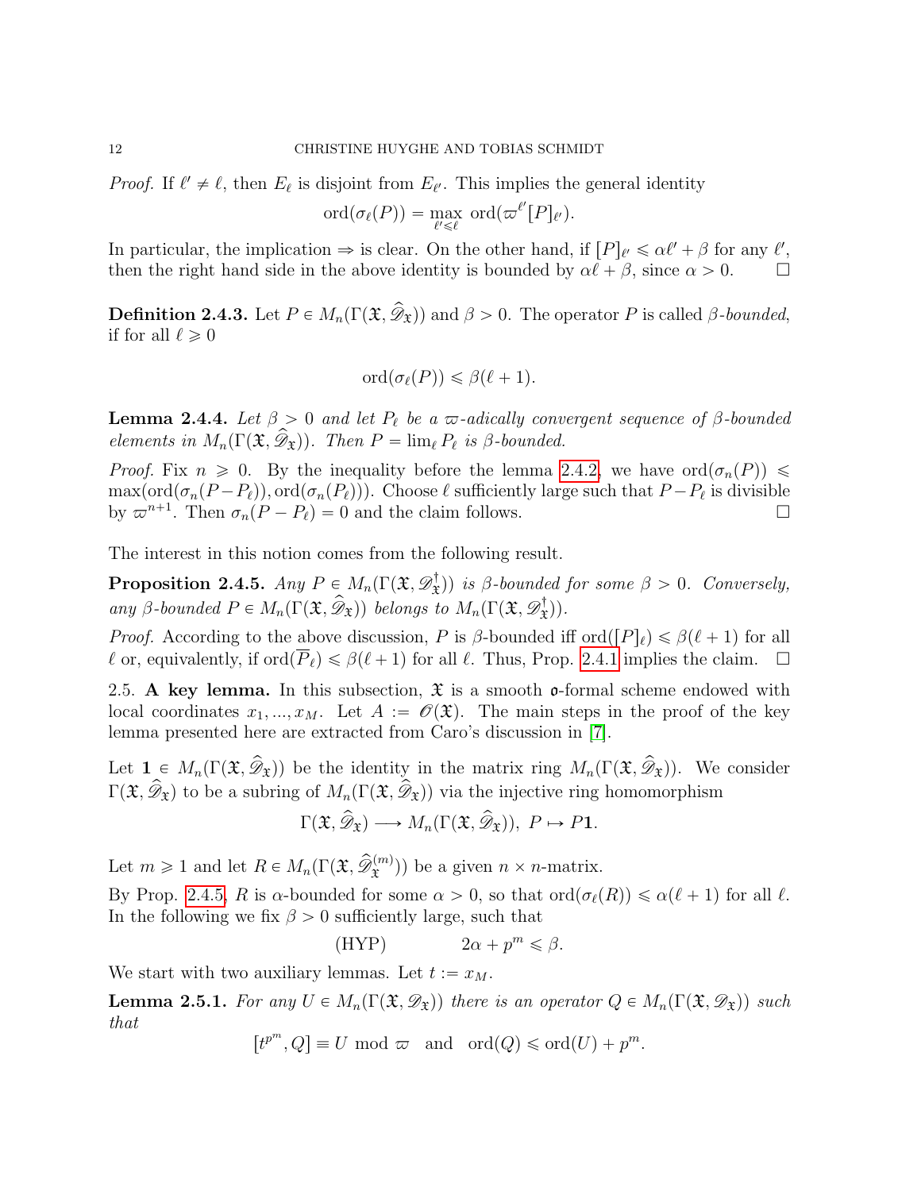*Proof.* If $\ell' \neq \ell$, then $E_\ell$ is disjoint from $E_{\ell'}$. This implies the general identity

$$\mathrm{ord}(\sigma_\ell(P)) = \max_{\ell' \leqslant \ell} \mathrm{ord}(\varpi^{\ell'}[P]_{\ell'}).$$

In particular, the implication $\Rightarrow$ is clear. On the other hand, if $[P]_{\ell'} \leqslant \alpha\ell' + \beta$ for any $\ell'$, then the right hand side in the above identity is bounded by $\alpha\ell + \beta$, since $\alpha > 0$. $\square$

**Definition 2.4.3.** Let $P \in M_n(\Gamma(\mathfrak{X}, \widehat{\mathscr{D}}_{\mathfrak{X}}))$ and $\beta > 0$. The operator $P$ is called *$\beta$-bounded*, if for all $\ell \geqslant 0$

$$\mathrm{ord}(\sigma_\ell(P)) \leqslant \beta(\ell + 1).$$

**Lemma 2.4.4.** *Let $\beta > 0$ and let $P_\ell$ be a $\varpi$-adically convergent sequence of $\beta$-bounded elements in $M_n(\Gamma(\mathfrak{X}, \widehat{\mathscr{D}}_{\mathfrak{X}}))$. Then $P = \lim_\ell P_\ell$ is $\beta$-bounded.*

*Proof.* Fix $n \geqslant 0$. By the inequality before the lemma 2.4.2, we have $\mathrm{ord}(\sigma_n(P)) \leqslant \max(\mathrm{ord}(\sigma_n(P - P_\ell)), \mathrm{ord}(\sigma_n(P_\ell)))$. Choose $\ell$ sufficiently large such that $P - P_\ell$ is divisible by $\varpi^{n+1}$. Then $\sigma_n(P - P_\ell) = 0$ and the claim follows. $\square$

The interest in this notion comes from the following result.

**Proposition 2.4.5.** *Any $P \in M_n(\Gamma(\mathfrak{X}, \mathscr{D}^\dagger_{\mathfrak{X}}))$ is $\beta$-bounded for some $\beta > 0$. Conversely, any $\beta$-bounded $P \in M_n(\Gamma(\mathfrak{X}, \widehat{\mathscr{D}}_{\mathfrak{X}}))$ belongs to $M_n(\Gamma(\mathfrak{X}, \mathscr{D}^\dagger_{\mathfrak{X}}))$.*

*Proof.* According to the above discussion, $P$ is $\beta$-bounded iff $\mathrm{ord}([P]_\ell) \leqslant \beta(\ell + 1)$ for all $\ell$ or, equivalently, if $\mathrm{ord}(\overline{P}_\ell) \leqslant \beta(\ell + 1)$ for all $\ell$. Thus, Prop. 2.4.1 implies the claim. $\square$

2.5. **A key lemma.** In this subsection, $\mathfrak{X}$ is a smooth $\mathfrak{o}$-formal scheme endowed with local coordinates $x_1, ..., x_M$. Let $A := \mathscr{O}(\mathfrak{X})$. The main steps in the proof of the key lemma presented here are extracted from Caro's discussion in [7].

Let $\mathbf{1} \in M_n(\Gamma(\mathfrak{X}, \widehat{\mathscr{D}}_{\mathfrak{X}}))$ be the identity in the matrix ring $M_n(\Gamma(\mathfrak{X}, \widehat{\mathscr{D}}_{\mathfrak{X}}))$. We consider $\Gamma(\mathfrak{X}, \widehat{\mathscr{D}}_{\mathfrak{X}})$ to be a subring of $M_n(\Gamma(\mathfrak{X}, \widehat{\mathscr{D}}_{\mathfrak{X}}))$ via the injective ring homomorphism

$$\Gamma(\mathfrak{X}, \widehat{\mathscr{D}}_{\mathfrak{X}}) \longrightarrow M_n(\Gamma(\mathfrak{X}, \widehat{\mathscr{D}}_{\mathfrak{X}})),\ P \mapsto P\mathbf{1}.$$

Let $m \geqslant 1$ and let $R \in M_n(\Gamma(\mathfrak{X}, \widehat{\mathscr{D}}^{(m)}_{\mathfrak{X}}))$ be a given $n \times n$-matrix.

By Prop. 2.4.5, $R$ is $\alpha$-bounded for some $\alpha > 0$, so that $\mathrm{ord}(\sigma_\ell(R)) \leqslant \alpha(\ell + 1)$ for all $\ell$. In the following we fix $\beta > 0$ sufficiently large, such that

$$\text{(HYP)} \qquad\qquad 2\alpha + p^m \leqslant \beta.$$

We start with two auxiliary lemmas. Let $t := x_M$.

**Lemma 2.5.1.** *For any $U \in M_n(\Gamma(\mathfrak{X}, \mathscr{D}_{\mathfrak{X}}))$ there is an operator $Q \in M_n(\Gamma(\mathfrak{X}, \mathscr{D}_{\mathfrak{X}}))$ such that*

$$[t^{p^m}, Q] \equiv U \bmod \varpi \quad \text{and} \quad \mathrm{ord}(Q) \leqslant \mathrm{ord}(U) + p^m.$$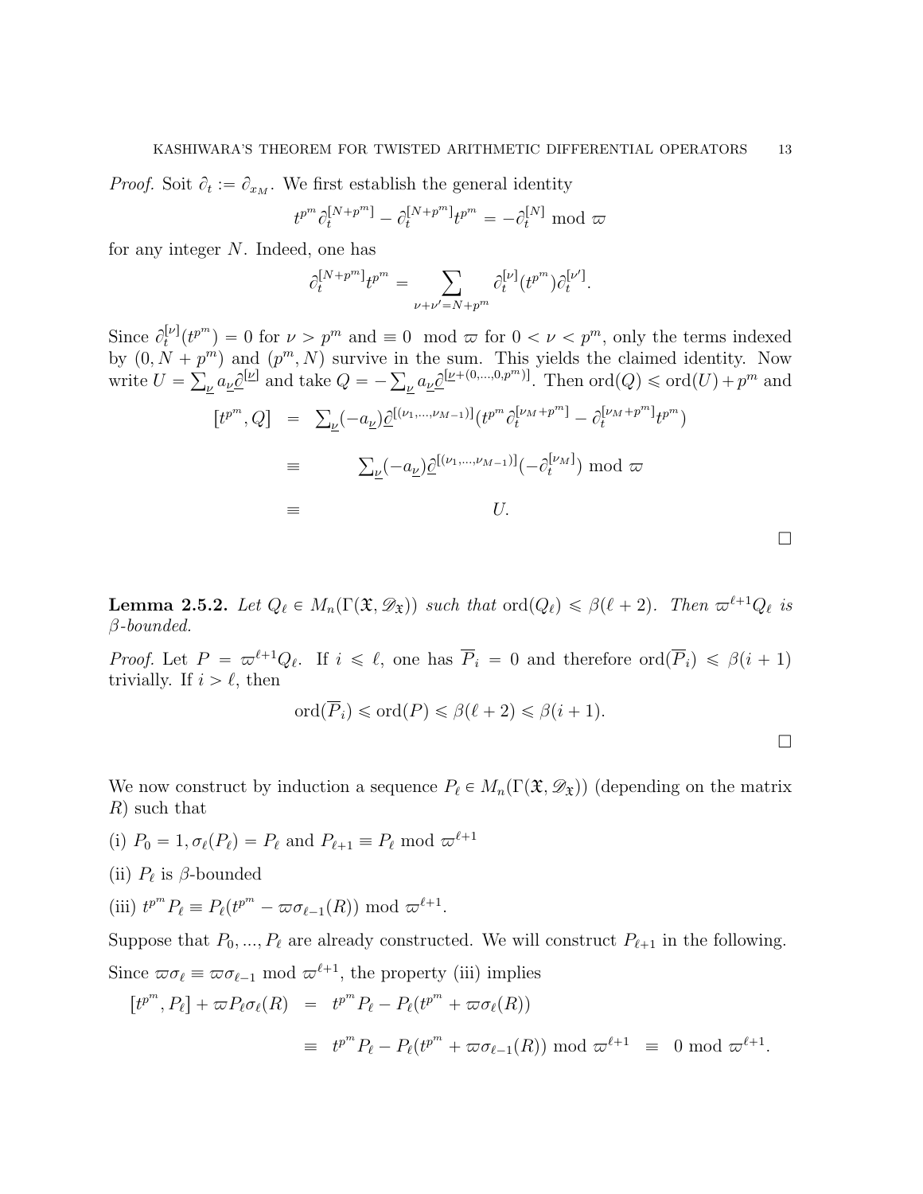*Proof.* Soit $\partial_t := \partial_{x_M}$. We first establish the general identity

$$t^{p^m}\partial_t^{[N+p^m]} - \partial_t^{[N+p^m]}t^{p^m} = -\partial_t^{[N]} \bmod \varpi$$

for any integer $N$. Indeed, one has

$$\partial_t^{[N+p^m]}t^{p^m} = \sum_{\nu+\nu'=N+p^m} \partial_t^{[\nu]}(t^{p^m})\partial_t^{[\nu']}.$$

Since $\partial_t^{[\nu]}(t^{p^m}) = 0$ for $\nu > p^m$ and $\equiv 0 \mod \varpi$ for $0 < \nu < p^m$, only the terms indexed by $(0, N+p^m)$ and $(p^m, N)$ survive in the sum. This yields the claimed identity. Now write $U = \sum_{\underline{\nu}} a_{\underline{\nu}}\underline{\partial}^{[\underline{\nu}]}$ and take $Q = -\sum_{\underline{\nu}} a_{\underline{\nu}}\underline{\partial}^{[\underline{\nu}+(0,\ldots,0,p^m)]}$. Then $\mathrm{ord}(Q) \leqslant \mathrm{ord}(U) + p^m$ and

$$\begin{aligned}
[t^{p^m}, Q] &= \textstyle\sum_{\underline{\nu}}(-a_{\underline{\nu}})\underline{\partial}^{[(\nu_1,\ldots,\nu_{M-1})]}(t^{p^m}\partial_t^{[\nu_M+p^m]} - \partial_t^{[\nu_M+p^m]}t^{p^m}) \\
&\equiv \textstyle\sum_{\underline{\nu}}(-a_{\underline{\nu}})\underline{\partial}^{[(\nu_1,\ldots,\nu_{M-1})]}(-\partial_t^{[\nu_M]}) \bmod \varpi \\
&\equiv U.
\end{aligned}$$

$\square$

**Lemma 2.5.2.** *Let $Q_\ell \in M_n(\Gamma(\mathfrak{X}, \mathscr{D}_{\mathfrak{X}}))$ such that $\mathrm{ord}(Q_\ell) \leqslant \beta(\ell+2)$. Then $\varpi^{\ell+1}Q_\ell$ is $\beta$-bounded.*

*Proof.* Let $P = \varpi^{\ell+1}Q_\ell$. If $i \leqslant \ell$, one has $\overline{P}_i = 0$ and therefore $\mathrm{ord}(\overline{P}_i) \leqslant \beta(i+1)$ trivially. If $i > \ell$, then

$$\mathrm{ord}(\overline{P}_i) \leqslant \mathrm{ord}(P) \leqslant \beta(\ell+2) \leqslant \beta(i+1).$$

$\square$

We now construct by induction a sequence $P_\ell \in M_n(\Gamma(\mathfrak{X}, \mathscr{D}_{\mathfrak{X}}))$ (depending on the matrix $R$) such that

(i) $P_0 = 1, \sigma_\ell(P_\ell) = P_\ell$ and $P_{\ell+1} \equiv P_\ell \bmod \varpi^{\ell+1}$

(ii) $P_\ell$ is $\beta$-bounded

(iii) $t^{p^m}P_\ell \equiv P_\ell(t^{p^m} - \varpi\sigma_{\ell-1}(R)) \bmod \varpi^{\ell+1}$.

Suppose that $P_0, \ldots, P_\ell$ are already constructed. We will construct $P_{\ell+1}$ in the following.

Since $\varpi\sigma_\ell \equiv \varpi\sigma_{\ell-1} \bmod \varpi^{\ell+1}$, the property (iii) implies

$$\begin{aligned}
[t^{p^m}, P_\ell] + \varpi P_\ell\sigma_\ell(R) &= t^{p^m}P_\ell - P_\ell(t^{p^m} + \varpi\sigma_\ell(R)) \\
&\equiv t^{p^m}P_\ell - P_\ell(t^{p^m} + \varpi\sigma_{\ell-1}(R)) \bmod \varpi^{\ell+1} \equiv 0 \bmod \varpi^{\ell+1}.
\end{aligned}$$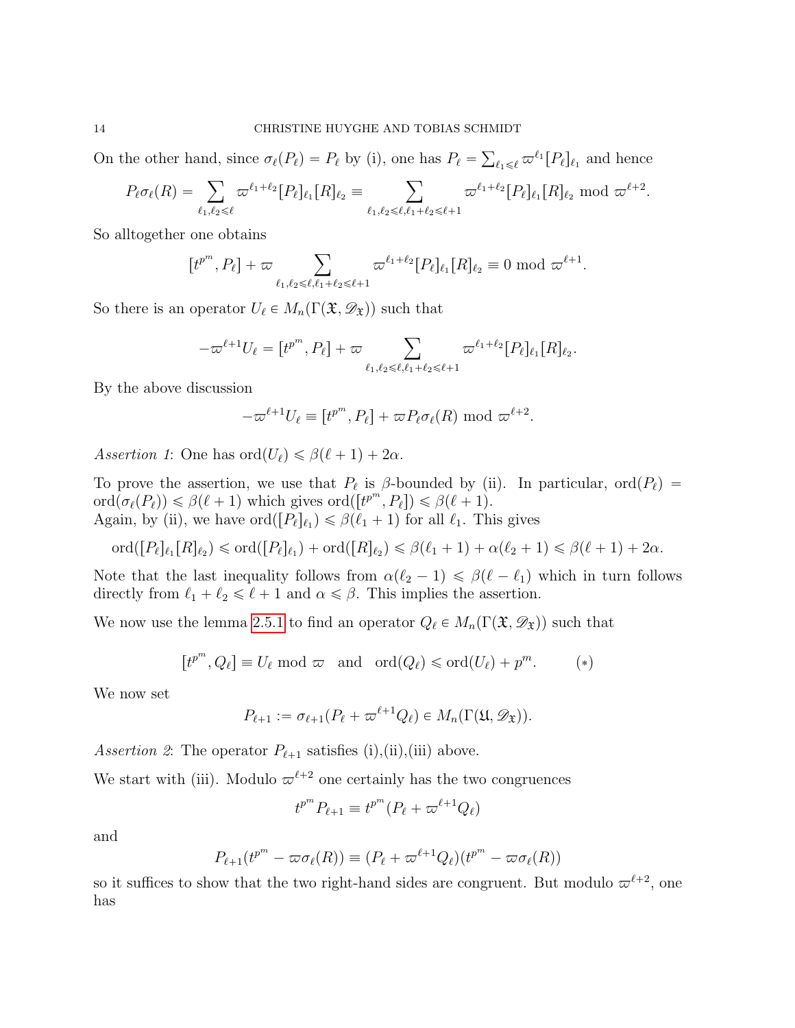On the other hand, since $\sigma_\ell(P_\ell) = P_\ell$ by (i), one has $P_\ell = \sum_{\ell_1 \leqslant \ell} \varpi^{\ell_1}[P_\ell]_{\ell_1}$ and hence

$$P_\ell \sigma_\ell(R) = \sum_{\ell_1, \ell_2 \leqslant \ell} \varpi^{\ell_1+\ell_2}[P_\ell]_{\ell_1}[R]_{\ell_2} \equiv \sum_{\ell_1, \ell_2 \leqslant \ell, \ell_1+\ell_2 \leqslant \ell+1} \varpi^{\ell_1+\ell_2}[P_\ell]_{\ell_1}[R]_{\ell_2} \bmod \varpi^{\ell+2}.$$

So alltogether one obtains

$$[t^{p^m}, P_\ell] + \varpi \sum_{\ell_1, \ell_2 \leqslant \ell, \ell_1+\ell_2 \leqslant \ell+1} \varpi^{\ell_1+\ell_2}[P_\ell]_{\ell_1}[R]_{\ell_2} \equiv 0 \bmod \varpi^{\ell+1}.$$

So there is an operator $U_\ell \in M_n(\Gamma(\mathfrak{X}, \mathscr{D}_{\mathfrak{X}}))$ such that

$$-\varpi^{\ell+1}U_\ell = [t^{p^m}, P_\ell] + \varpi \sum_{\ell_1, \ell_2 \leqslant \ell, \ell_1+\ell_2 \leqslant \ell+1} \varpi^{\ell_1+\ell_2}[P_\ell]_{\ell_1}[R]_{\ell_2}.$$

By the above discussion

$$-\varpi^{\ell+1}U_\ell \equiv [t^{p^m}, P_\ell] + \varpi P_\ell \sigma_\ell(R) \bmod \varpi^{\ell+2}.$$

*Assertion 1*: One has $\mathrm{ord}(U_\ell) \leqslant \beta(\ell+1) + 2\alpha$.

To prove the assertion, we use that $P_\ell$ is $\beta$-bounded by (ii). In particular, $\mathrm{ord}(P_\ell) = \mathrm{ord}(\sigma_\ell(P_\ell)) \leqslant \beta(\ell+1)$ which gives $\mathrm{ord}([t^{p^m}, P_\ell]) \leqslant \beta(\ell+1)$.
Again, by (ii), we have $\mathrm{ord}([P_\ell]_{\ell_1}) \leqslant \beta(\ell_1+1)$ for all $\ell_1$. This gives

$$\mathrm{ord}([P_\ell]_{\ell_1}[R]_{\ell_2}) \leqslant \mathrm{ord}([P_\ell]_{\ell_1}) + \mathrm{ord}([R]_{\ell_2}) \leqslant \beta(\ell_1+1) + \alpha(\ell_2+1) \leqslant \beta(\ell+1) + 2\alpha.$$

Note that the last inequality follows from $\alpha(\ell_2 - 1) \leqslant \beta(\ell - \ell_1)$ which in turn follows directly from $\ell_1 + \ell_2 \leqslant \ell + 1$ and $\alpha \leqslant \beta$. This implies the assertion.

We now use the lemma 2.5.1 to find an operator $Q_\ell \in M_n(\Gamma(\mathfrak{X}, \mathscr{D}_{\mathfrak{X}}))$ such that

$$[t^{p^m}, Q_\ell] \equiv U_\ell \bmod \varpi \quad \text{and} \quad \mathrm{ord}(Q_\ell) \leqslant \mathrm{ord}(U_\ell) + p^m. \qquad (*)$$

We now set

$$P_{\ell+1} := \sigma_{\ell+1}(P_\ell + \varpi^{\ell+1}Q_\ell) \in M_n(\Gamma(\mathfrak{U}, \mathscr{D}_{\mathfrak{X}})).$$

*Assertion 2*: The operator $P_{\ell+1}$ satisfies (i),(ii),(iii) above.

We start with (iii). Modulo $\varpi^{\ell+2}$ one certainly has the two congruences

$$t^{p^m}P_{\ell+1} \equiv t^{p^m}(P_\ell + \varpi^{\ell+1}Q_\ell)$$

and

$$P_{\ell+1}(t^{p^m} - \varpi\sigma_\ell(R)) \equiv (P_\ell + \varpi^{\ell+1}Q_\ell)(t^{p^m} - \varpi\sigma_\ell(R))$$

so it suffices to show that the two right-hand sides are congruent. But modulo $\varpi^{\ell+2}$, one has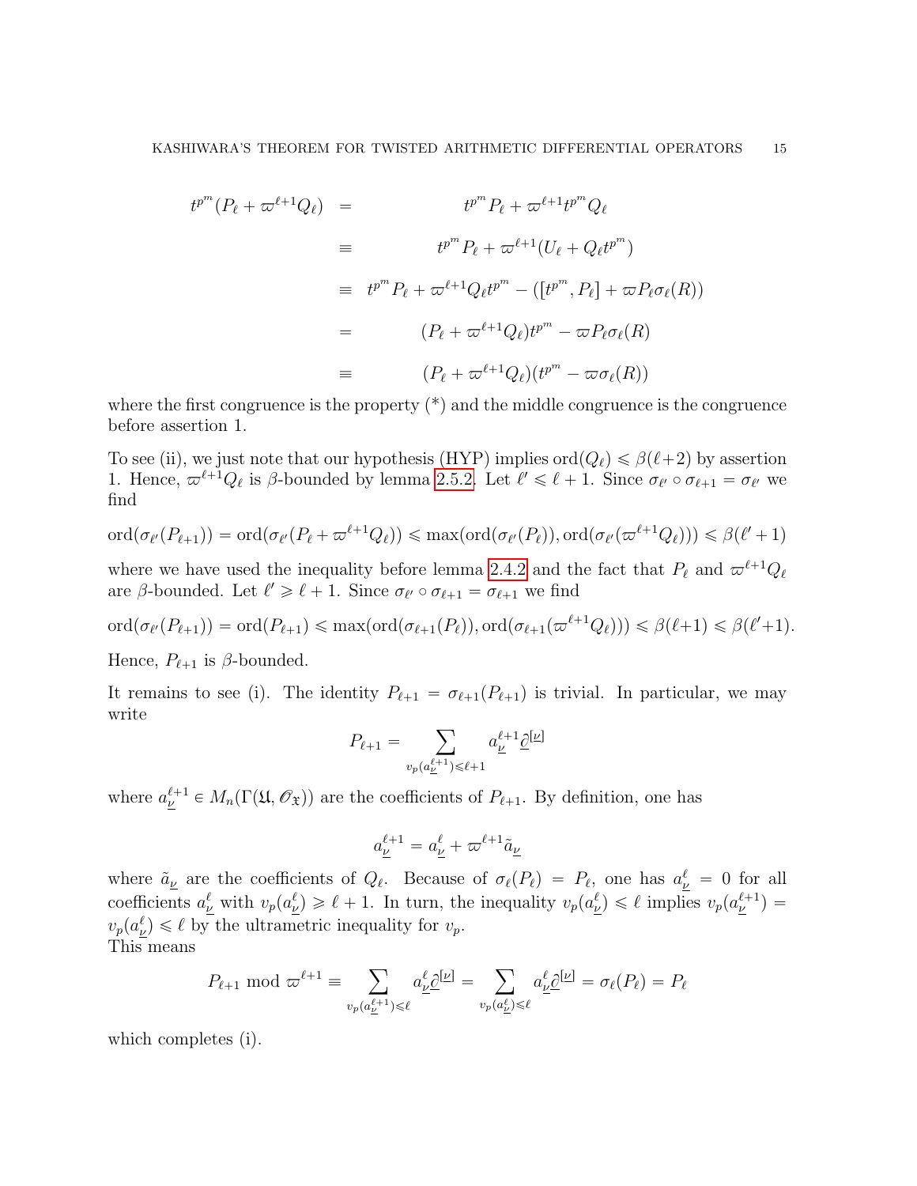$$
\begin{aligned}
t^{p^m}(P_\ell + \varpi^{\ell+1}Q_\ell) &= t^{p^m}P_\ell + \varpi^{\ell+1}t^{p^m}Q_\ell \\
&\equiv t^{p^m}P_\ell + \varpi^{\ell+1}(U_\ell + Q_\ell t^{p^m}) \\
&\equiv t^{p^m}P_\ell + \varpi^{\ell+1}Q_\ell t^{p^m} - ([t^{p^m}, P_\ell] + \varpi P_\ell \sigma_\ell(R)) \\
&= (P_\ell + \varpi^{\ell+1}Q_\ell)t^{p^m} - \varpi P_\ell \sigma_\ell(R) \\
&\equiv (P_\ell + \varpi^{\ell+1}Q_\ell)(t^{p^m} - \varpi \sigma_\ell(R))
\end{aligned}
$$

where the first congruence is the property (*) and the middle congruence is the congruence before assertion 1.

To see (ii), we just note that our hypothesis (HYP) implies $\mathrm{ord}(Q_\ell) \leqslant \beta(\ell+2)$ by assertion 1. Hence, $\varpi^{\ell+1}Q_\ell$ is $\beta$-bounded by lemma 2.5.2. Let $\ell' \leqslant \ell+1$. Since $\sigma_{\ell'} \circ \sigma_{\ell+1} = \sigma_{\ell'}$ we find

$$
\mathrm{ord}(\sigma_{\ell'}(P_{\ell+1})) = \mathrm{ord}(\sigma_{\ell'}(P_\ell + \varpi^{\ell+1}Q_\ell)) \leqslant \max(\mathrm{ord}(\sigma_{\ell'}(P_\ell)), \mathrm{ord}(\sigma_{\ell'}(\varpi^{\ell+1}Q_\ell))) \leqslant \beta(\ell'+1)
$$

where we have used the inequality before lemma 2.4.2 and the fact that $P_\ell$ and $\varpi^{\ell+1}Q_\ell$ are $\beta$-bounded. Let $\ell' \geqslant \ell+1$. Since $\sigma_{\ell'} \circ \sigma_{\ell+1} = \sigma_{\ell+1}$ we find

$$
\mathrm{ord}(\sigma_{\ell'}(P_{\ell+1})) = \mathrm{ord}(P_{\ell+1}) \leqslant \max(\mathrm{ord}(\sigma_{\ell+1}(P_\ell)), \mathrm{ord}(\sigma_{\ell+1}(\varpi^{\ell+1}Q_\ell))) \leqslant \beta(\ell+1) \leqslant \beta(\ell'+1).
$$

Hence, $P_{\ell+1}$ is $\beta$-bounded.

It remains to see (i). The identity $P_{\ell+1} = \sigma_{\ell+1}(P_{\ell+1})$ is trivial. In particular, we may write

$$
P_{\ell+1} = \sum_{v_p(a^{\ell+1}_{\underline{\nu}}) \leqslant \ell+1} a^{\ell+1}_{\underline{\nu}} \underline{\partial}^{[\underline{\nu}]}
$$

where $a^{\ell+1}_{\underline{\nu}} \in M_n(\Gamma(\mathfrak{U}, \mathscr{O}_{\mathfrak{X}}))$ are the coefficients of $P_{\ell+1}$. By definition, one has

$$
a^{\ell+1}_{\underline{\nu}} = a^{\ell}_{\underline{\nu}} + \varpi^{\ell+1}\tilde{a}_{\underline{\nu}}
$$

where $\tilde{a}_{\underline{\nu}}$ are the coefficients of $Q_\ell$. Because of $\sigma_\ell(P_\ell) = P_\ell$, one has $a^{\ell}_{\underline{\nu}} = 0$ for all coefficients $a^{\ell}_{\underline{\nu}}$ with $v_p(a^{\ell}_{\underline{\nu}}) \geqslant \ell+1$. In turn, the inequality $v_p(a^{\ell}_{\underline{\nu}}) \leqslant \ell$ implies $v_p(a^{\ell+1}_{\underline{\nu}}) = v_p(a^{\ell}_{\underline{\nu}}) \leqslant \ell$ by the ultrametric inequality for $v_p$.
This means

$$
P_{\ell+1} \bmod \varpi^{\ell+1} \equiv \sum_{v_p(a^{\ell+1}_{\underline{\nu}}) \leqslant \ell} a^{\ell}_{\underline{\nu}} \underline{\partial}^{[\underline{\nu}]} = \sum_{v_p(a^{\ell}_{\underline{\nu}}) \leqslant \ell} a^{\ell}_{\underline{\nu}} \underline{\partial}^{[\underline{\nu}]} = \sigma_\ell(P_\ell) = P_\ell
$$

which completes (i).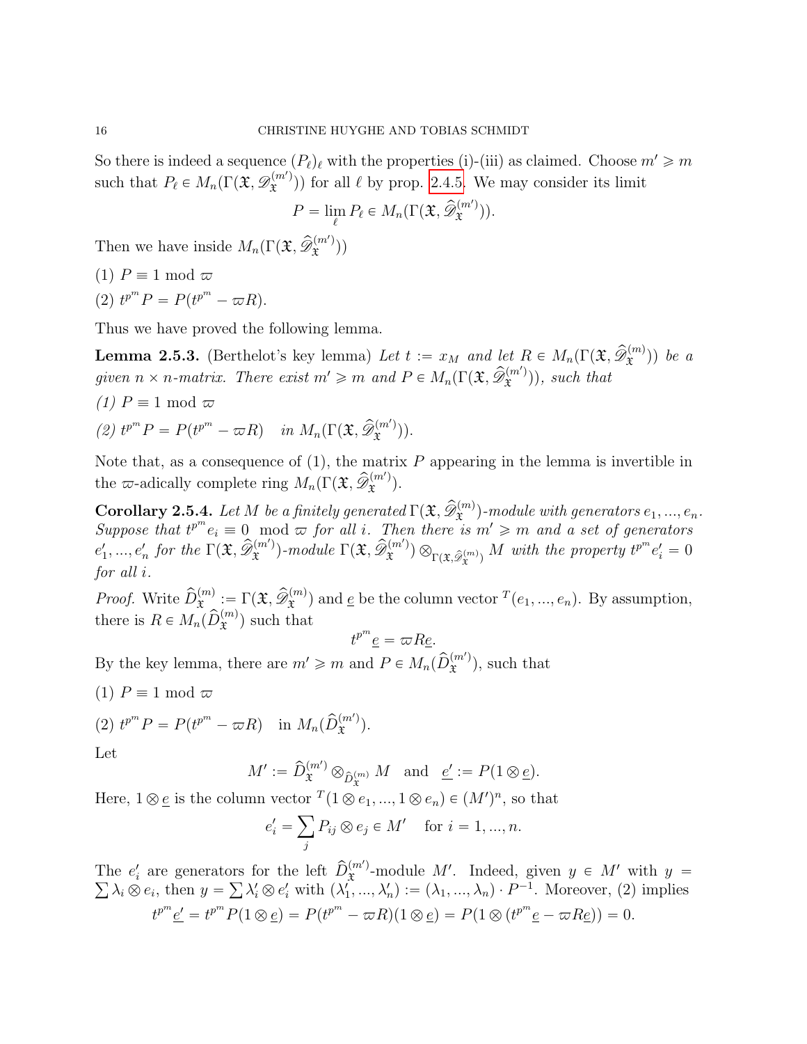So there is indeed a sequence $(P_\ell)_\ell$ with the properties (i)-(iii) as claimed. Choose $m' \geqslant m$ such that $P_\ell \in M_n(\Gamma(\mathfrak{X}, \mathscr{D}_{\mathfrak{X}}^{(m')}))$ for all $\ell$ by prop. 2.4.5. We may consider its limit

$$P = \lim_{\ell} P_\ell \in M_n(\Gamma(\mathfrak{X}, \widehat{\mathscr{D}}_{\mathfrak{X}}^{(m')})).$$

Then we have inside $M_n(\Gamma(\mathfrak{X}, \widehat{\mathscr{D}}_{\mathfrak{X}}^{(m')}))$

(1) $P \equiv 1 \mod \varpi$

(2) $t^{p^m} P = P(t^{p^m} - \varpi R)$.

Thus we have proved the following lemma.

**Lemma 2.5.3.** (Berthelot's key lemma) *Let $t := x_M$ and let $R \in M_n(\Gamma(\mathfrak{X}, \widehat{\mathscr{D}}_{\mathfrak{X}}^{(m)}))$ be a given $n \times n$-matrix. There exist $m' \geqslant m$ and $P \in M_n(\Gamma(\mathfrak{X}, \widehat{\mathscr{D}}_{\mathfrak{X}}^{(m')}))$, such that*

*(1) $P \equiv 1 \mod \varpi$*

*(2) $t^{p^m} P = P(t^{p^m} - \varpi R)$ in $M_n(\Gamma(\mathfrak{X}, \widehat{\mathscr{D}}_{\mathfrak{X}}^{(m')}))$.*

Note that, as a consequence of (1), the matrix $P$ appearing in the lemma is invertible in the $\varpi$-adically complete ring $M_n(\Gamma(\mathfrak{X}, \widehat{\mathscr{D}}_{\mathfrak{X}}^{(m')})$.

**Corollary 2.5.4.** *Let $M$ be a finitely generated $\Gamma(\mathfrak{X}, \widehat{\mathscr{D}}_{\mathfrak{X}}^{(m)})$-module with generators $e_1, ..., e_n$. Suppose that $t^{p^m} e_i \equiv 0 \mod \varpi$ for all $i$. Then there is $m' \geqslant m$ and a set of generators $e'_1, ..., e'_n$ for the $\Gamma(\mathfrak{X}, \widehat{\mathscr{D}}_{\mathfrak{X}}^{(m')})$-module $\Gamma(\mathfrak{X}, \widehat{\mathscr{D}}_{\mathfrak{X}}^{(m')}) \otimes_{\Gamma(\mathfrak{X}, \widehat{\mathscr{D}}_{\mathfrak{X}}^{(m)})} M$ with the property $t^{p^m} e'_i = 0$ for all $i$.*

*Proof.* Write $\widehat{D}_{\mathfrak{X}}^{(m)} := \Gamma(\mathfrak{X}, \widehat{\mathscr{D}}_{\mathfrak{X}}^{(m)})$ and $\underline{e}$ be the column vector ${}^T(e_1, ..., e_n)$. By assumption, there is $R \in M_n(\widehat{D}_{\mathfrak{X}}^{(m)})$ such that

$$t^{p^m} \underline{e} = \varpi R \underline{e}.$$

By the key lemma, there are $m' \geqslant m$ and $P \in M_n(\widehat{D}_{\mathfrak{X}}^{(m')})$, such that

(1) $P \equiv 1 \mod \varpi$

(2) $t^{p^m} P = P(t^{p^m} - \varpi R)$ in $M_n(\widehat{D}_{\mathfrak{X}}^{(m')})$.

Let

$$M' := \widehat{D}_{\mathfrak{X}}^{(m')} \otimes_{\widehat{D}_{\mathfrak{X}}^{(m)}} M \quad \text{and} \quad \underline{e}' := P(1 \otimes \underline{e}).$$

Here, $1 \otimes \underline{e}$ is the column vector ${}^T(1 \otimes e_1, ..., 1 \otimes e_n) \in (M')^n$, so that

$$e'_i = \sum_j P_{ij} \otimes e_j \in M' \quad \text{for } i = 1, ..., n.$$

The $e'_i$ are generators for the left $\widehat{D}_{\mathfrak{X}}^{(m')}$-module $M'$. Indeed, given $y \in M'$ with $y = \sum \lambda_i \otimes e_i$, then $y = \sum \lambda'_i \otimes e'_i$ with $(\lambda'_1, ..., \lambda'_n) := (\lambda_1, ..., \lambda_n) \cdot P^{-1}$. Moreover, (2) implies

$$t^{p^m} \underline{e}' = t^{p^m} P(1 \otimes \underline{e}) = P(t^{p^m} - \varpi R)(1 \otimes \underline{e}) = P(1 \otimes (t^{p^m} \underline{e} - \varpi R \underline{e})) = 0.$$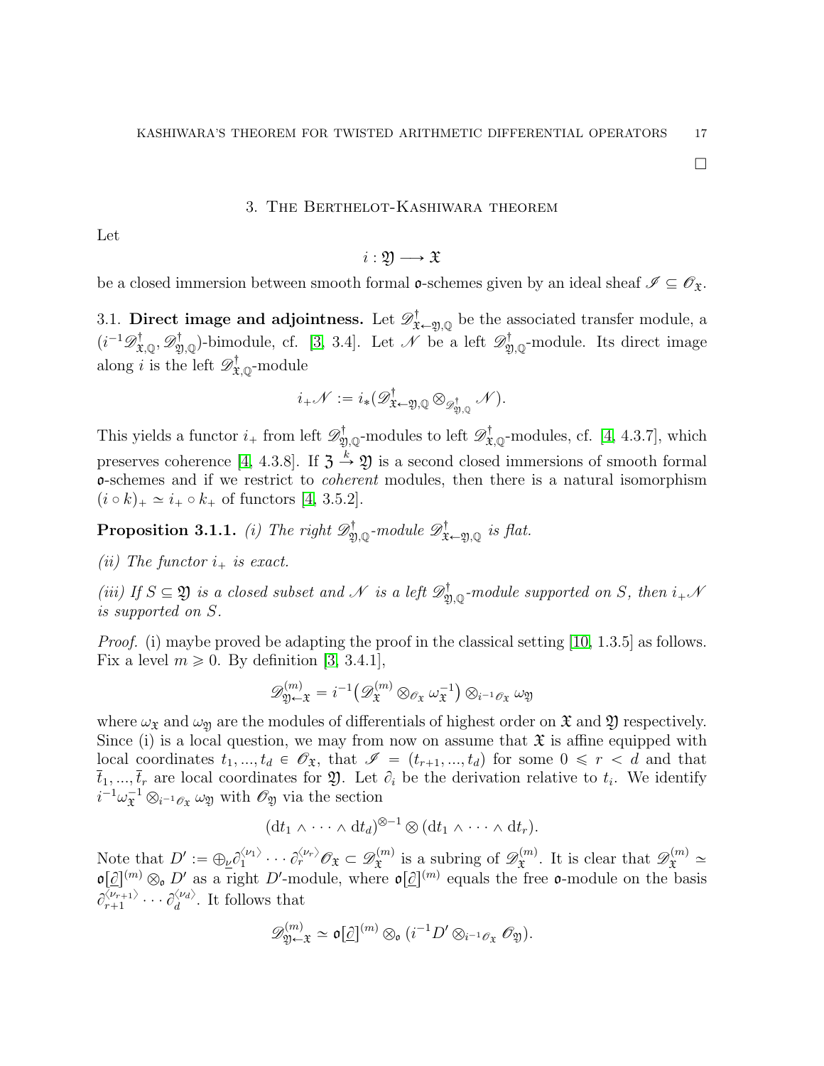□

## 3. The Berthelot-Kashiwara theorem

Let

$$i : \mathfrak{Y} \longrightarrow \mathfrak{X}$$

be a closed immersion between smooth formal $\mathfrak{o}$-schemes given by an ideal sheaf $\mathscr{I} \subseteq \mathscr{O}_{\mathfrak{X}}$.

3.1. **Direct image and adjointness.** Let $\mathscr{D}^{\dagger}_{\mathfrak{X}\leftarrow\mathfrak{Y},\mathbb{Q}}$ be the associated transfer module, a $(i^{-1}\mathscr{D}^{\dagger}_{\mathfrak{X},\mathbb{Q}}, \mathscr{D}^{\dagger}_{\mathfrak{Y},\mathbb{Q}})$-bimodule, cf. [3, 3.4]. Let $\mathscr{N}$ be a left $\mathscr{D}^{\dagger}_{\mathfrak{Y},\mathbb{Q}}$-module. Its direct image along $i$ is the left $\mathscr{D}^{\dagger}_{\mathfrak{X},\mathbb{Q}}$-module

$$i_{+}\mathscr{N} := i_{*}(\mathscr{D}^{\dagger}_{\mathfrak{X}\leftarrow\mathfrak{Y},\mathbb{Q}} \otimes_{\mathscr{D}^{\dagger}_{\mathfrak{Y},\mathbb{Q}}} \mathscr{N}).$$

This yields a functor $i_{+}$ from left $\mathscr{D}^{\dagger}_{\mathfrak{Y},\mathbb{Q}}$-modules to left $\mathscr{D}^{\dagger}_{\mathfrak{X},\mathbb{Q}}$-modules, cf. [4, 4.3.7], which preserves coherence [4, 4.3.8]. If $\mathfrak{Z} \xrightarrow{k} \mathfrak{Y}$ is a second closed immersions of smooth formal $\mathfrak{o}$-schemes and if we restrict to *coherent* modules, then there is a natural isomorphism $(i \circ k)_{+} \simeq i_{+} \circ k_{+}$ of functors [4, 3.5.2].

**Proposition 3.1.1.** *(i) The right $\mathscr{D}^{\dagger}_{\mathfrak{Y},\mathbb{Q}}$-module $\mathscr{D}^{\dagger}_{\mathfrak{X}\leftarrow\mathfrak{Y},\mathbb{Q}}$ is flat.*

*(ii) The functor $i_{+}$ is exact.*

*(iii) If $S \subseteq \mathfrak{Y}$ is a closed subset and $\mathscr{N}$ is a left $\mathscr{D}^{\dagger}_{\mathfrak{Y},\mathbb{Q}}$-module supported on $S$, then $i_{+}\mathscr{N}$ is supported on $S$.*

*Proof.* (i) maybe proved be adapting the proof in the classical setting [10, 1.3.5] as follows. Fix a level $m \geqslant 0$. By definition [3, 3.4.1],

$$\mathscr{D}^{(m)}_{\mathfrak{Y}\leftarrow\mathfrak{X}} = i^{-1}\big(\mathscr{D}^{(m)}_{\mathfrak{X}} \otimes_{\mathscr{O}_{\mathfrak{X}}} \omega_{\mathfrak{X}}^{-1}\big) \otimes_{i^{-1}\mathscr{O}_{\mathfrak{X}}} \omega_{\mathfrak{Y}}$$

where $\omega_{\mathfrak{X}}$ and $\omega_{\mathfrak{Y}}$ are the modules of differentials of highest order on $\mathfrak{X}$ and $\mathfrak{Y}$ respectively. Since (i) is a local question, we may from now on assume that $\mathfrak{X}$ is affine equipped with local coordinates $t_1, ..., t_d \in \mathscr{O}_{\mathfrak{X}}$, that $\mathscr{I} = (t_{r+1}, ..., t_d)$ for some $0 \leqslant r < d$ and that $\overline{t}_1, ..., \overline{t}_r$ are local coordinates for $\mathfrak{Y}$. Let $\partial_i$ be the derivation relative to $t_i$. We identify $i^{-1}\omega_{\mathfrak{X}}^{-1} \otimes_{i^{-1}\mathscr{O}_{\mathfrak{X}}} \omega_{\mathfrak{Y}}$ with $\mathscr{O}_{\mathfrak{Y}}$ via the section

$$(\mathrm{d}t_1 \wedge \cdots \wedge \mathrm{d}t_d)^{\otimes -1} \otimes (\mathrm{d}t_1 \wedge \cdots \wedge \mathrm{d}t_r).$$

Note that $D' := \oplus_{\underline{\nu}} \partial_1^{\langle \nu_1 \rangle} \cdots \partial_r^{\langle \nu_r \rangle} \mathscr{O}_{\mathfrak{X}} \subset \mathscr{D}^{(m)}_{\mathfrak{X}}$ is a subring of $\mathscr{D}^{(m)}_{\mathfrak{X}}$. It is clear that $\mathscr{D}^{(m)}_{\mathfrak{X}} \simeq \mathfrak{o}[\underline{\partial}]^{(m)} \otimes_{\mathfrak{o}} D'$ as a right $D'$-module, where $\mathfrak{o}[\underline{\partial}]^{(m)}$ equals the free $\mathfrak{o}$-module on the basis $\partial_{r+1}^{\langle \nu_{r+1} \rangle} \cdots \partial_d^{\langle \nu_d \rangle}$. It follows that

$$\mathscr{D}^{(m)}_{\mathfrak{Y}\leftarrow\mathfrak{X}} \simeq \mathfrak{o}[\underline{\partial}]^{(m)} \otimes_{\mathfrak{o}} (i^{-1}D' \otimes_{i^{-1}\mathscr{O}_{\mathfrak{X}}} \mathscr{O}_{\mathfrak{Y}}).$$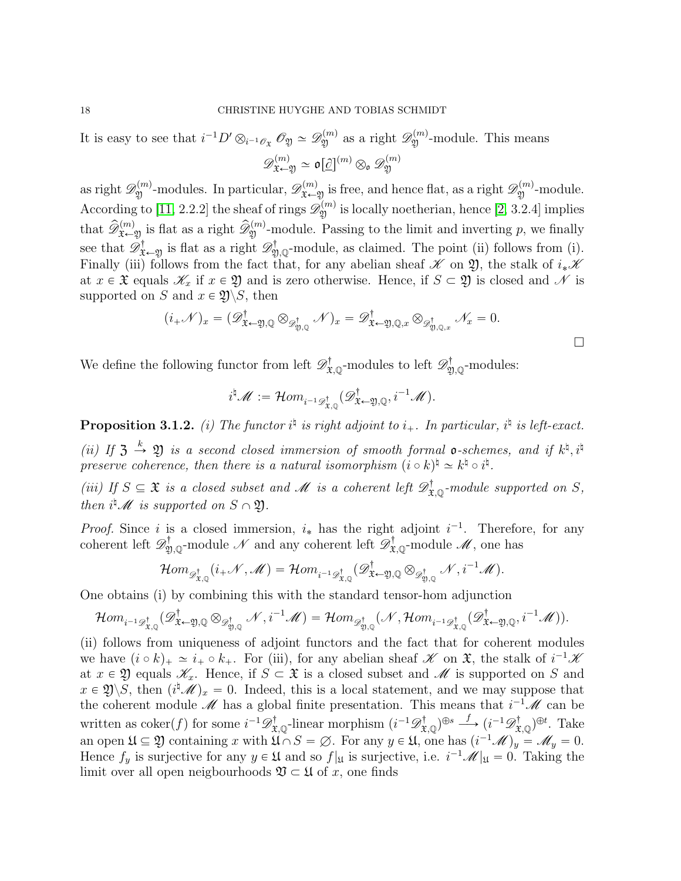It is easy to see that $i^{-1}D' \otimes_{i^{-1}\mathscr{O}_{\mathfrak{X}}} \mathscr{O}_{\mathfrak{Y}} \simeq \mathscr{D}^{(m)}_{\mathfrak{Y}}$ as a right $\mathscr{D}^{(m)}_{\mathfrak{Y}}$-module. This means

$$\mathscr{D}^{(m)}_{\mathfrak{X}\leftarrow\mathfrak{Y}} \simeq \mathfrak{o}[\underline{\partial}]^{(m)} \otimes_{\mathfrak{o}} \mathscr{D}^{(m)}_{\mathfrak{Y}}$$

as right $\mathscr{D}^{(m)}_{\mathfrak{Y}}$-modules. In particular, $\mathscr{D}^{(m)}_{\mathfrak{X}\leftarrow\mathfrak{Y}}$ is free, and hence flat, as a right $\mathscr{D}^{(m)}_{\mathfrak{Y}}$-module. According to [11, 2.2.2] the sheaf of rings $\mathscr{D}^{(m)}_{\mathfrak{Y}}$ is locally noetherian, hence [2, 3.2.4] implies that $\widehat{\mathscr{D}}^{(m)}_{\mathfrak{X}\leftarrow\mathfrak{Y}}$ is flat as a right $\widehat{\mathscr{D}}^{(m)}_{\mathfrak{Y}}$-module. Passing to the limit and inverting $p$, we finally see that $\mathscr{D}^{\dagger}_{\mathfrak{X}\leftarrow\mathfrak{Y}}$ is flat as a right $\mathscr{D}^{\dagger}_{\mathfrak{Y},\mathbb{Q}}$-module, as claimed. The point (ii) follows from (i). Finally (iii) follows from the fact that, for any abelian sheaf $\mathscr{K}$ on $\mathfrak{Y}$, the stalk of $i_*\mathscr{K}$ at $x \in \mathfrak{X}$ equals $\mathscr{K}_x$ if $x \in \mathfrak{Y}$ and is zero otherwise. Hence, if $S \subset \mathfrak{Y}$ is closed and $\mathscr{N}$ is supported on $S$ and $x \in \mathfrak{Y}\backslash S$, then

$$(i_+\mathscr{N})_x = (\mathscr{D}^{\dagger}_{\mathfrak{X}\leftarrow\mathfrak{Y},\mathbb{Q}} \otimes_{\mathscr{D}^{\dagger}_{\mathfrak{Y},\mathbb{Q}}} \mathscr{N})_x = \mathscr{D}^{\dagger}_{\mathfrak{X}\leftarrow\mathfrak{Y},\mathbb{Q},x} \otimes_{\mathscr{D}^{\dagger}_{\mathfrak{Y},\mathbb{Q},x}} \mathscr{N}_x = 0.$$

□

We define the following functor from left $\mathscr{D}^{\dagger}_{\mathfrak{X},\mathbb{Q}}$-modules to left $\mathscr{D}^{\dagger}_{\mathfrak{Y},\mathbb{Q}}$-modules:

$$i^{\natural}\mathscr{M} := \mathcal{H}om_{i^{-1}\mathscr{D}^{\dagger}_{\mathfrak{X},\mathbb{Q}}}(\mathscr{D}^{\dagger}_{\mathfrak{X}\leftarrow\mathfrak{Y},\mathbb{Q}}, i^{-1}\mathscr{M}).$$

**Proposition 3.1.2.** *(i) The functor $i^{\natural}$ is right adjoint to $i_+$. In particular, $i^{\natural}$ is left-exact.*

*(ii) If $\mathfrak{Z} \xrightarrow{k} \mathfrak{Y}$ is a second closed immersion of smooth formal $\mathfrak{o}$-schemes, and if $k^{\natural}, i^{\natural}$ preserve coherence, then there is a natural isomorphism $(i \circ k)^{\natural} \simeq k^{\natural} \circ i^{\natural}$.*

*(iii) If $S \subseteq \mathfrak{X}$ is a closed subset and $\mathscr{M}$ is a coherent left $\mathscr{D}^{\dagger}_{\mathfrak{X},\mathbb{Q}}$-module supported on $S$, then $i^{\natural}\mathscr{M}$ is supported on $S \cap \mathfrak{Y}$.*

*Proof.* Since $i$ is a closed immersion, $i_*$ has the right adjoint $i^{-1}$. Therefore, for any coherent left $\mathscr{D}^{\dagger}_{\mathfrak{Y},\mathbb{Q}}$-module $\mathscr{N}$ and any coherent left $\mathscr{D}^{\dagger}_{\mathfrak{X},\mathbb{Q}}$-module $\mathscr{M}$, one has

$$\mathcal{H}om_{\mathscr{D}^{\dagger}_{\mathfrak{X},\mathbb{Q}}}(i_+\mathscr{N}, \mathscr{M}) = \mathcal{H}om_{i^{-1}\mathscr{D}^{\dagger}_{\mathfrak{X},\mathbb{Q}}}(\mathscr{D}^{\dagger}_{\mathfrak{X}\leftarrow\mathfrak{Y},\mathbb{Q}} \otimes_{\mathscr{D}^{\dagger}_{\mathfrak{Y},\mathbb{Q}}} \mathscr{N}, i^{-1}\mathscr{M}).$$

One obtains (i) by combining this with the standard tensor-hom adjunction

$$\mathcal{H}om_{i^{-1}\mathscr{D}^{\dagger}_{\mathfrak{X},\mathbb{Q}}}(\mathscr{D}^{\dagger}_{\mathfrak{X}\leftarrow\mathfrak{Y},\mathbb{Q}} \otimes_{\mathscr{D}^{\dagger}_{\mathfrak{Y},\mathbb{Q}}} \mathscr{N}, i^{-1}\mathscr{M}) = \mathcal{H}om_{\mathscr{D}^{\dagger}_{\mathfrak{Y},\mathbb{Q}}}(\mathscr{N}, \mathcal{H}om_{i^{-1}\mathscr{D}^{\dagger}_{\mathfrak{X},\mathbb{Q}}}(\mathscr{D}^{\dagger}_{\mathfrak{X}\leftarrow\mathfrak{Y},\mathbb{Q}}, i^{-1}\mathscr{M})).$$

(ii) follows from uniqueness of adjoint functors and the fact that for coherent modules we have $(i \circ k)_+ \simeq i_+ \circ k_+$. For (iii), for any abelian sheaf $\mathscr{K}$ on $\mathfrak{X}$, the stalk of $i^{-1}\mathscr{K}$ at $x \in \mathfrak{Y}$ equals $\mathscr{K}_x$. Hence, if $S \subset \mathfrak{X}$ is a closed subset and $\mathscr{M}$ is supported on $S$ and $x \in \mathfrak{Y}\backslash S$, then $(i^{\natural}\mathscr{M})_x = 0$. Indeed, this is a local statement, and we may suppose that the coherent module $\mathscr{M}$ has a global finite presentation. This means that $i^{-1}\mathscr{M}$ can be written as $\operatorname{coker}(f)$ for some $i^{-1}\mathscr{D}^{\dagger}_{\mathfrak{X},\mathbb{Q}}$-linear morphism $(i^{-1}\mathscr{D}^{\dagger}_{\mathfrak{X},\mathbb{Q}})^{\oplus s} \xrightarrow{f} (i^{-1}\mathscr{D}^{\dagger}_{\mathfrak{X},\mathbb{Q}})^{\oplus t}$. Take an open $\mathfrak{U} \subseteq \mathfrak{Y}$ containing $x$ with $\mathfrak{U} \cap S = \varnothing$. For any $y \in \mathfrak{U}$, one has $(i^{-1}\mathscr{M})_y = \mathscr{M}_y = 0$. Hence $f_y$ is surjective for any $y \in \mathfrak{U}$ and so $f|_{\mathfrak{U}}$ is surjective, i.e. $i^{-1}\mathscr{M}|_{\mathfrak{U}} = 0$. Taking the limit over all open neigbourhoods $\mathfrak{V} \subset \mathfrak{U}$ of $x$, one finds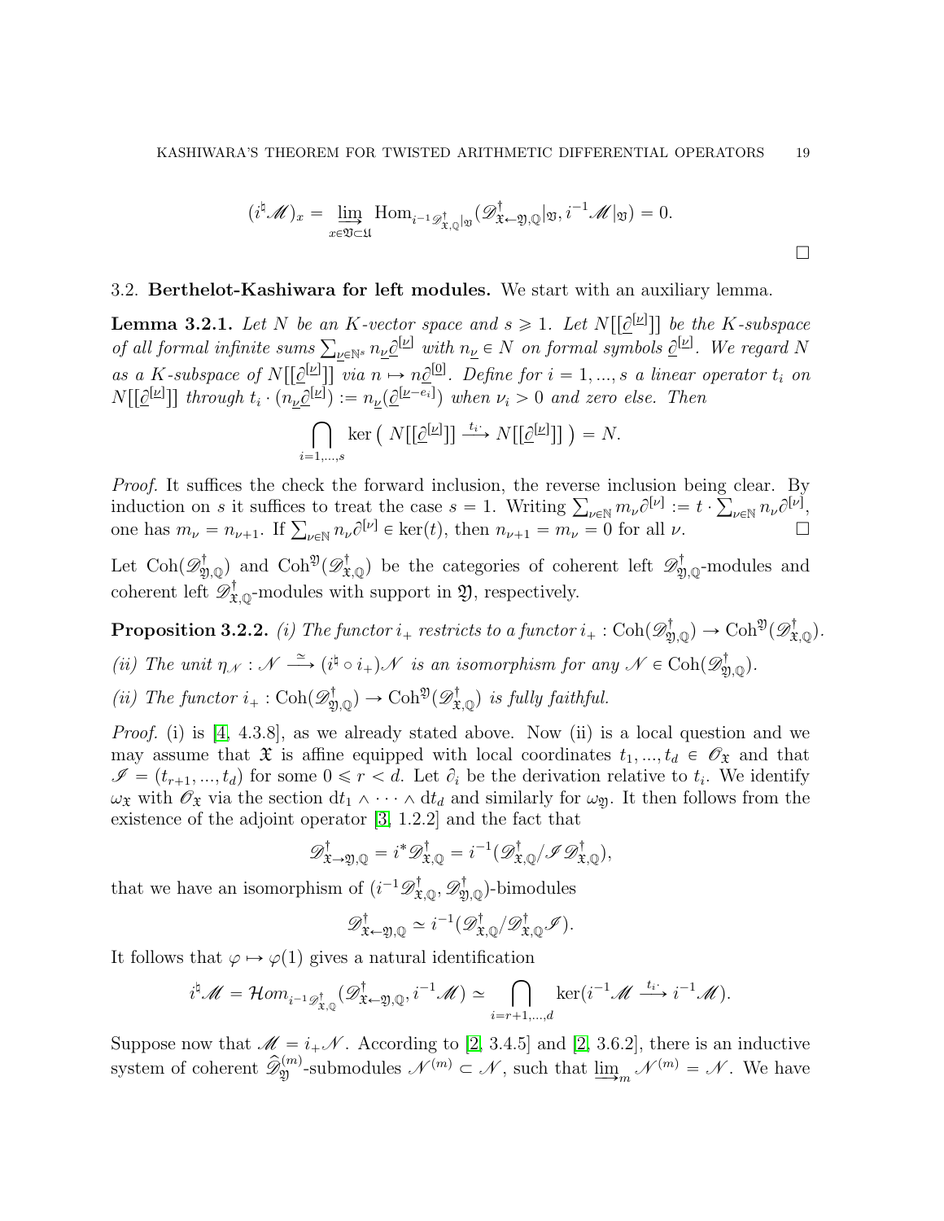$$(i^\natural \mathscr{M})_x = \varinjlim_{x \in \mathfrak{V} \subset \mathfrak{U}} \operatorname{Hom}_{i^{-1}\mathscr{D}^\dagger_{\mathfrak{X},\mathbb{Q}}|_{\mathfrak{V}}}(\mathscr{D}^\dagger_{\mathfrak{X}\leftarrow\mathfrak{Y},\mathbb{Q}}|_{\mathfrak{V}}, i^{-1}\mathscr{M}|_{\mathfrak{V}}) = 0.$$

□

## 3.2. Berthelot-Kashiwara for left modules.

We start with an auxiliary lemma.

**Lemma 3.2.1.** *Let $N$ be an $K$-vector space and $s \geqslant 1$. Let $N[[\underline{\partial}^{[\nu]}]]$ be the $K$-subspace of all formal infinite sums $\sum_{\underline{\nu}\in\mathbb{N}^s} n_{\underline{\nu}}\underline{\partial}^{[\nu]}$ with $n_{\underline{\nu}} \in N$ on formal symbols $\underline{\partial}^{[\nu]}$. We regard $N$ as a $K$-subspace of $N[[\underline{\partial}^{[\nu]}]]$ via $n \mapsto n\underline{\partial}^{[0]}$. Define for $i = 1, ..., s$ a linear operator $t_i$ on $N[[\underline{\partial}^{[\nu]}]]$ through $t_i \cdot (n_{\underline{\nu}}\underline{\partial}^{[\nu]}) := n_{\underline{\nu}}(\underline{\partial}^{[\nu - e_i]})$ when $\nu_i > 0$ and zero else. Then*

$$\bigcap_{i=1,...,s} \ker\big(\, N[[\underline{\partial}^{[\nu]}]] \xrightarrow{t_i \cdot} N[[\underline{\partial}^{[\nu]}]]\,\big) = N.$$

*Proof.* It suffices the check the forward inclusion, the reverse inclusion being clear. By induction on $s$ it suffices to treat the case $s = 1$. Writing $\sum_{\nu\in\mathbb{N}} m_\nu \partial^{[\nu]} := t \cdot \sum_{\nu\in\mathbb{N}} n_\nu \partial^{[\nu]}$, one has $m_\nu = n_{\nu+1}$. If $\sum_{\nu\in\mathbb{N}} n_\nu \partial^{[\nu]} \in \ker(t)$, then $n_{\nu+1} = m_\nu = 0$ for all $\nu$. □

Let $\operatorname{Coh}(\mathscr{D}^\dagger_{\mathfrak{Y},\mathbb{Q}})$ and $\operatorname{Coh}^{\mathfrak{Y}}(\mathscr{D}^\dagger_{\mathfrak{X},\mathbb{Q}})$ be the categories of coherent left $\mathscr{D}^\dagger_{\mathfrak{Y},\mathbb{Q}}$-modules and coherent left $\mathscr{D}^\dagger_{\mathfrak{X},\mathbb{Q}}$-modules with support in $\mathfrak{Y}$, respectively.

**Proposition 3.2.2.** *(i) The functor $i_+$ restricts to a functor $i_+ : \operatorname{Coh}(\mathscr{D}^\dagger_{\mathfrak{Y},\mathbb{Q}}) \to \operatorname{Coh}^{\mathfrak{Y}}(\mathscr{D}^\dagger_{\mathfrak{X},\mathbb{Q}})$.*

*(ii) The unit $\eta_{\mathscr{N}} : \mathscr{N} \xrightarrow{\simeq} (i^\natural \circ i_+)\mathscr{N}$ is an isomorphism for any $\mathscr{N} \in \operatorname{Coh}(\mathscr{D}^\dagger_{\mathfrak{Y},\mathbb{Q}})$.*

*(ii) The functor $i_+ : \operatorname{Coh}(\mathscr{D}^\dagger_{\mathfrak{Y},\mathbb{Q}}) \to \operatorname{Coh}^{\mathfrak{Y}}(\mathscr{D}^\dagger_{\mathfrak{X},\mathbb{Q}})$ is fully faithful.*

*Proof.* (i) is [4, 4.3.8], as we already stated above. Now (ii) is a local question and we may assume that $\mathfrak{X}$ is affine equipped with local coordinates $t_1, ..., t_d \in \mathscr{O}_{\mathfrak{X}}$ and that $\mathscr{I} = (t_{r+1}, ..., t_d)$ for some $0 \leqslant r < d$. Let $\partial_i$ be the derivation relative to $t_i$. We identify $\omega_{\mathfrak{X}}$ with $\mathscr{O}_{\mathfrak{X}}$ via the section $\mathrm{d}t_1 \wedge \cdots \wedge \mathrm{d}t_d$ and similarly for $\omega_{\mathfrak{Y}}$. It then follows from the existence of the adjoint operator [3, 1.2.2] and the fact that

$$\mathscr{D}^\dagger_{\mathfrak{X}\to\mathfrak{Y},\mathbb{Q}} = i^*\mathscr{D}^\dagger_{\mathfrak{X},\mathbb{Q}} = i^{-1}(\mathscr{D}^\dagger_{\mathfrak{X},\mathbb{Q}}/\mathscr{I}\mathscr{D}^\dagger_{\mathfrak{X},\mathbb{Q}}),$$

that we have an isomorphism of $(i^{-1}\mathscr{D}^\dagger_{\mathfrak{X},\mathbb{Q}}, \mathscr{D}^\dagger_{\mathfrak{Y},\mathbb{Q}})$-bimodules

$$\mathscr{D}^\dagger_{\mathfrak{X}\leftarrow\mathfrak{Y},\mathbb{Q}} \simeq i^{-1}(\mathscr{D}^\dagger_{\mathfrak{X},\mathbb{Q}}/\mathscr{D}^\dagger_{\mathfrak{X},\mathbb{Q}}\mathscr{I}).$$

It follows that $\varphi \mapsto \varphi(1)$ gives a natural identification

$$i^\natural \mathscr{M} = \mathcal{H}om_{i^{-1}\mathscr{D}^\dagger_{\mathfrak{X},\mathbb{Q}}}(\mathscr{D}^\dagger_{\mathfrak{X}\leftarrow\mathfrak{Y},\mathbb{Q}}, i^{-1}\mathscr{M}) \simeq \bigcap_{i=r+1,...,d} \ker(i^{-1}\mathscr{M} \xrightarrow{t_i \cdot} i^{-1}\mathscr{M}).$$

Suppose now that $\mathscr{M} = i_+\mathscr{N}$. According to [2, 3.4.5] and [2, 3.6.2], there is an inductive system of coherent $\widehat{\mathscr{D}}^{(m)}_{\mathfrak{Y}}$-submodules $\mathscr{N}^{(m)} \subset \mathscr{N}$, such that $\varinjlim_m \mathscr{N}^{(m)} = \mathscr{N}$. We have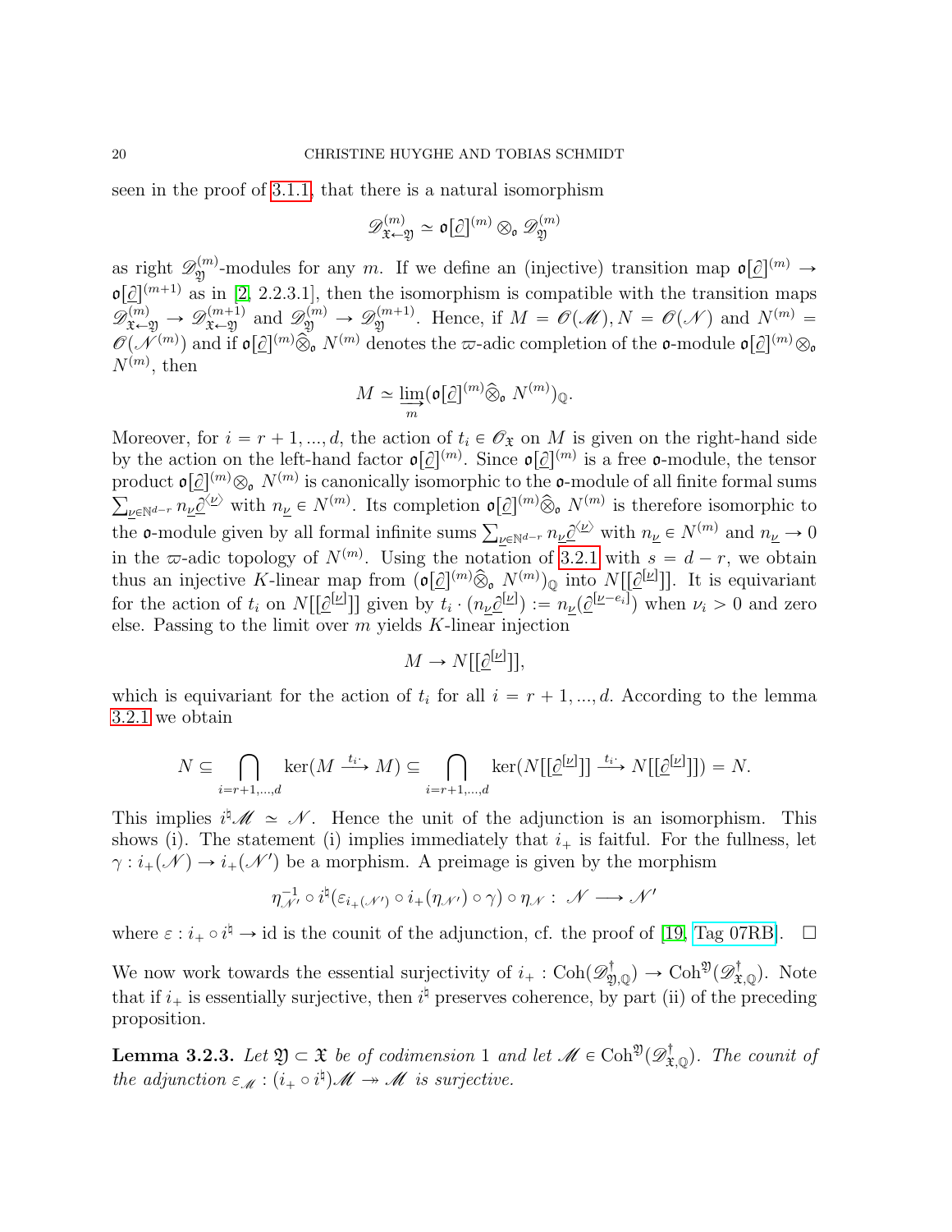seen in the proof of 3.1.1, that there is a natural isomorphism

$$\mathscr{D}^{(m)}_{\mathfrak{X}\leftarrow\mathfrak{Y}} \simeq \mathfrak{o}[\underline{\partial}]^{(m)} \otimes_{\mathfrak{o}} \mathscr{D}^{(m)}_{\mathfrak{Y}}$$

as right $\mathscr{D}^{(m)}_{\mathfrak{Y}}$-modules for any $m$. If we define an (injective) transition map $\mathfrak{o}[\underline{\partial}]^{(m)} \to \mathfrak{o}[\underline{\partial}]^{(m+1)}$ as in [2, 2.2.3.1], then the isomorphism is compatible with the transition maps $\mathscr{D}^{(m)}_{\mathfrak{X}\leftarrow\mathfrak{Y}} \to \mathscr{D}^{(m+1)}_{\mathfrak{X}\leftarrow\mathfrak{Y}}$ and $\mathscr{D}^{(m)}_{\mathfrak{Y}} \to \mathscr{D}^{(m+1)}_{\mathfrak{Y}}$. Hence, if $M = \mathscr{O}(\mathscr{M}), N = \mathscr{O}(\mathscr{N})$ and $N^{(m)} = \mathscr{O}(\mathscr{N}^{(m)})$ and if $\mathfrak{o}[\underline{\partial}]^{(m)}\widehat{\otimes}_{\mathfrak{o}} N^{(m)}$ denotes the $\varpi$-adic completion of the $\mathfrak{o}$-module $\mathfrak{o}[\underline{\partial}]^{(m)} \otimes_{\mathfrak{o}} N^{(m)}$, then

$$M \simeq \varinjlim_{m} (\mathfrak{o}[\underline{\partial}]^{(m)}\widehat{\otimes}_{\mathfrak{o}} N^{(m)})_{\mathbb{Q}}.$$

Moreover, for $i = r+1, ..., d$, the action of $t_i \in \mathscr{O}_{\mathfrak{X}}$ on $M$ is given on the right-hand side by the action on the left-hand factor $\mathfrak{o}[\underline{\partial}]^{(m)}$. Since $\mathfrak{o}[\underline{\partial}]^{(m)}$ is a free $\mathfrak{o}$-module, the tensor product $\mathfrak{o}[\underline{\partial}]^{(m)} \otimes_{\mathfrak{o}} N^{(m)}$ is canonically isomorphic to the $\mathfrak{o}$-module of all finite formal sums $\sum_{\underline{\nu}\in\mathbb{N}^{d-r}} n_{\underline{\nu}} \underline{\partial}^{\langle\underline{\nu}\rangle}$ with $n_{\underline{\nu}} \in N^{(m)}$. Its completion $\mathfrak{o}[\underline{\partial}]^{(m)}\widehat{\otimes}_{\mathfrak{o}} N^{(m)}$ is therefore isomorphic to the $\mathfrak{o}$-module given by all formal infinite sums $\sum_{\underline{\nu}\in\mathbb{N}^{d-r}} n_{\underline{\nu}} \underline{\partial}^{\langle\underline{\nu}\rangle}$ with $n_{\underline{\nu}} \in N^{(m)}$ and $n_{\underline{\nu}} \to 0$ in the $\varpi$-adic topology of $N^{(m)}$. Using the notation of 3.2.1 with $s = d - r$, we obtain thus an injective $K$-linear map from $(\mathfrak{o}[\underline{\partial}]^{(m)}\widehat{\otimes}_{\mathfrak{o}} N^{(m)})_{\mathbb{Q}}$ into $N[[\underline{\partial}^{[\underline{\nu}]}]]$. It is equivariant for the action of $t_i$ on $N[[\underline{\partial}^{[\underline{\nu}]}]]$ given by $t_i \cdot (n_{\underline{\nu}}\underline{\partial}^{[\underline{\nu}]}) := n_{\underline{\nu}}(\underline{\partial}^{[\underline{\nu}-e_i]})$ when $\nu_i > 0$ and zero else. Passing to the limit over $m$ yields $K$-linear injection

$$M \to N[[\underline{\partial}^{[\underline{\nu}]}]],$$

which is equivariant for the action of $t_i$ for all $i = r+1, ..., d$. According to the lemma 3.2.1 we obtain

$$N \subseteq \bigcap_{i=r+1,...,d} \ker(M \xrightarrow{t_i\cdot} M) \subseteq \bigcap_{i=r+1,...,d} \ker(N[[\underline{\partial}^{[\underline{\nu}]}]] \xrightarrow{t_i\cdot} N[[\underline{\partial}^{[\underline{\nu}]}]]) = N.$$

This implies $i^\natural\mathscr{M} \simeq \mathscr{N}$. Hence the unit of the adjunction is an isomorphism. This shows (i). The statement (i) implies immediately that $i_+$ is faitful. For the fullness, let $\gamma : i_+(\mathscr{N}) \to i_+(\mathscr{N}')$ be a morphism. A preimage is given by the morphism

$$\eta^{-1}_{\mathscr{N}'} \circ i^\natural(\varepsilon_{i_+(\mathscr{N}')} \circ i_+(\eta_{\mathscr{N}'}) \circ \gamma) \circ \eta_{\mathscr{N}} : \mathscr{N} \longrightarrow \mathscr{N}'$$

where $\varepsilon : i_+ \circ i^\natural \to \mathrm{id}$ is the counit of the adjunction, cf. the proof of [19, Tag 07RB]. $\square$

We now work towards the essential surjectivity of $i_+ : \mathrm{Coh}(\mathscr{D}^\dagger_{\mathfrak{Y},\mathbb{Q}}) \to \mathrm{Coh}^{\mathfrak{Y}}(\mathscr{D}^\dagger_{\mathfrak{X},\mathbb{Q}})$. Note that if $i_+$ is essentially surjective, then $i^\natural$ preserves coherence, by part (ii) of the preceding proposition.

**Lemma 3.2.3.** *Let $\mathfrak{Y} \subset \mathfrak{X}$ be of codimension 1 and let $\mathscr{M} \in \mathrm{Coh}^{\mathfrak{Y}}(\mathscr{D}^\dagger_{\mathfrak{X},\mathbb{Q}})$. The counit of the adjunction $\varepsilon_{\mathscr{M}} : (i_+ \circ i^\natural)\mathscr{M} \twoheadrightarrow \mathscr{M}$ is surjective.*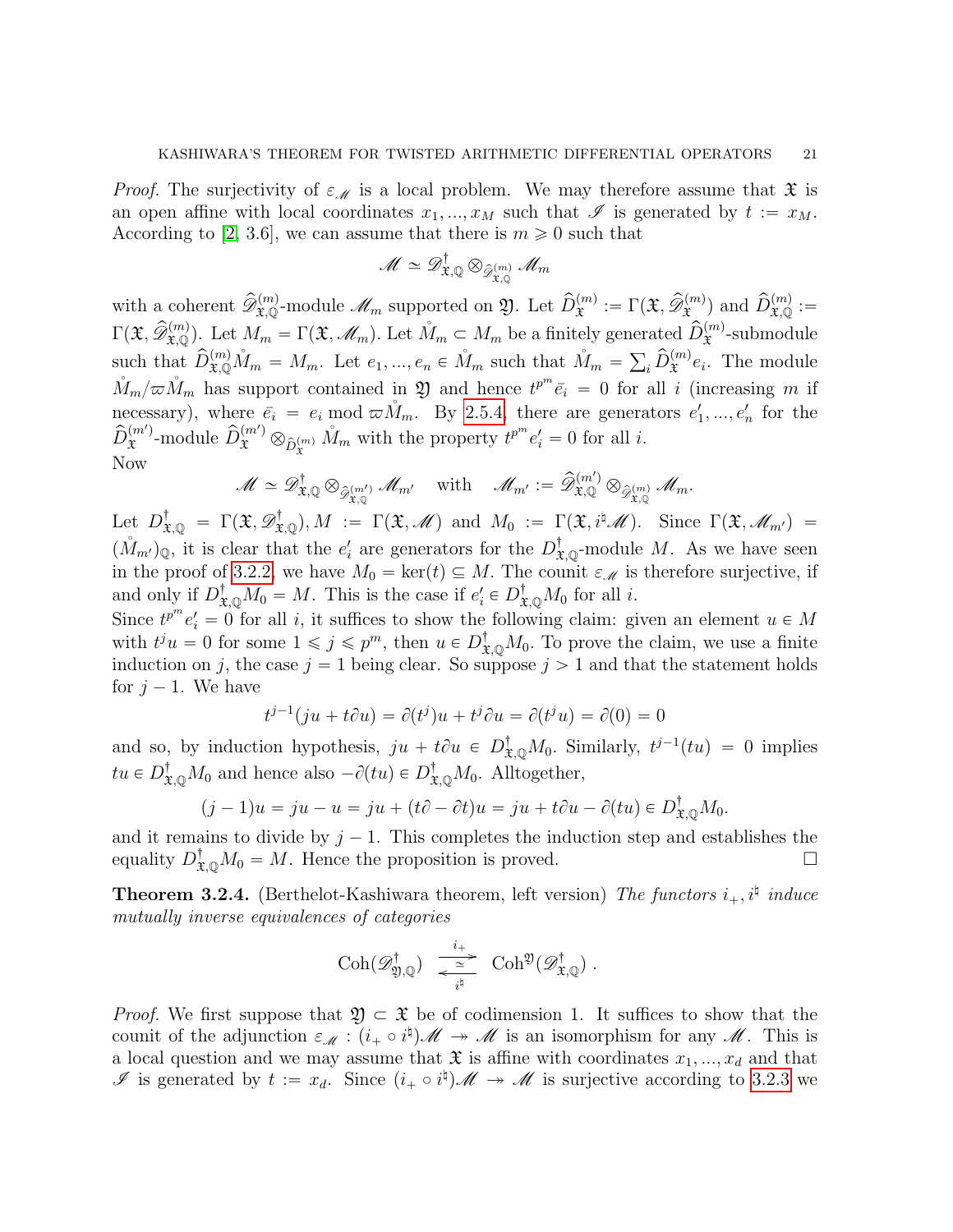*Proof.* The surjectivity of $\varepsilon_{\mathscr{M}}$ is a local problem. We may therefore assume that $\mathfrak{X}$ is an open affine with local coordinates $x_1, ..., x_M$ such that $\mathscr{I}$ is generated by $t := x_M$. According to [2, 3.6], we can assume that there is $m \geqslant 0$ such that

$$\mathscr{M} \simeq \mathscr{D}^{\dagger}_{\mathfrak{X},\mathbb{Q}} \otimes_{\widehat{\mathscr{D}}^{(m)}_{\mathfrak{X},\mathbb{Q}}} \mathscr{M}_m$$

with a coherent $\widehat{\mathscr{D}}^{(m)}_{\mathfrak{X},\mathbb{Q}}$-module $\mathscr{M}_m$ supported on $\mathfrak{Y}$. Let $\widehat{D}^{(m)}_{\mathfrak{X}} := \Gamma(\mathfrak{X}, \widehat{\mathscr{D}}^{(m)}_{\mathfrak{X}})$ and $\widehat{D}^{(m)}_{\mathfrak{X},\mathbb{Q}} := \Gamma(\mathfrak{X}, \widehat{\mathscr{D}}^{(m)}_{\mathfrak{X},\mathbb{Q}})$. Let $M_m = \Gamma(\mathfrak{X}, \mathscr{M}_m)$. Let $\mathring{M}_m \subset M_m$ be a finitely generated $\widehat{D}^{(m)}_{\mathfrak{X}}$-submodule such that $\widehat{D}^{(m)}_{\mathfrak{X},\mathbb{Q}} \mathring{M}_m = M_m$. Let $e_1, ..., e_n \in \mathring{M}_m$ such that $\mathring{M}_m = \sum_i \widehat{D}^{(m)}_{\mathfrak{X}} e_i$. The module $\mathring{M}_m / \varpi \mathring{M}_m$ has support contained in $\mathfrak{Y}$ and hence $t^{p^m} \bar{e}_i = 0$ for all $i$ (increasing $m$ if necessary), where $\bar{e}_i = e_i \bmod \varpi \mathring{M}_m$. By 2.5.4, there are generators $e'_1, ..., e'_n$ for the $\widehat{D}^{(m')}_{\mathfrak{X}}$-module $\widehat{D}^{(m')}_{\mathfrak{X}} \otimes_{\widehat{D}^{(m)}_{\mathfrak{X}}} \mathring{M}_m$ with the property $t^{p^m} e'_i = 0$ for all $i$.
Now

$$\mathscr{M} \simeq \mathscr{D}^{\dagger}_{\mathfrak{X},\mathbb{Q}} \otimes_{\widehat{\mathscr{D}}^{(m')}_{\mathfrak{X},\mathbb{Q}}} \mathscr{M}_{m'} \quad \text{with} \quad \mathscr{M}_{m'} := \widehat{\mathscr{D}}^{(m')}_{\mathfrak{X},\mathbb{Q}} \otimes_{\widehat{\mathscr{D}}^{(m)}_{\mathfrak{X},\mathbb{Q}}} \mathscr{M}_m.$$

Let $D^{\dagger}_{\mathfrak{X},\mathbb{Q}} = \Gamma(\mathfrak{X}, \mathscr{D}^{\dagger}_{\mathfrak{X},\mathbb{Q}}), M := \Gamma(\mathfrak{X}, \mathscr{M})$ and $M_0 := \Gamma(\mathfrak{X}, i^{\natural}\mathscr{M})$. Since $\Gamma(\mathfrak{X}, \mathscr{M}_{m'}) = (\mathring{M}_{m'})_{\mathbb{Q}}$, it is clear that the $e'_i$ are generators for the $D^{\dagger}_{\mathfrak{X},\mathbb{Q}}$-module $M$. As we have seen in the proof of 3.2.2, we have $M_0 = \ker(t) \subseteq M$. The counit $\varepsilon_{\mathscr{M}}$ is therefore surjective, if and only if $D^{\dagger}_{\mathfrak{X},\mathbb{Q}} M_0 = M$. This is the case if $e'_i \in D^{\dagger}_{\mathfrak{X},\mathbb{Q}} M_0$ for all $i$.
Since $t^{p^m} e'_i = 0$ for all $i$, it suffices to show the following claim: given an element $u \in M$ with $t^j u = 0$ for some $1 \leqslant j \leqslant p^m$, then $u \in D^{\dagger}_{\mathfrak{X},\mathbb{Q}} M_0$. To prove the claim, we use a finite induction on $j$, the case $j = 1$ being clear. So suppose $j > 1$ and that the statement holds for $j - 1$. We have

$$t^{j-1}(ju + t\partial u) = \partial(t^j)u + t^j \partial u = \partial(t^j u) = \partial(0) = 0$$

and so, by induction hypothesis, $ju + t\partial u \in D^{\dagger}_{\mathfrak{X},\mathbb{Q}} M_0$. Similarly, $t^{j-1}(tu) = 0$ implies $tu \in D^{\dagger}_{\mathfrak{X},\mathbb{Q}} M_0$ and hence also $-\partial(tu) \in D^{\dagger}_{\mathfrak{X},\mathbb{Q}} M_0$. Alltogether,

$$(j-1)u = ju - u = ju + (t\partial - \partial t)u = ju + t\partial u - \partial(tu) \in D^{\dagger}_{\mathfrak{X},\mathbb{Q}} M_0.$$

and it remains to divide by $j - 1$. This completes the induction step and establishes the equality $D^{\dagger}_{\mathfrak{X},\mathbb{Q}} M_0 = M$. Hence the proposition is proved. $\square$

**Theorem 3.2.4.** (Berthelot-Kashiwara theorem, left version) *The functors $i_+, i^{\natural}$ induce mutually inverse equivalences of categories*

$$\mathrm{Coh}(\mathscr{D}^{\dagger}_{\mathfrak{Y},\mathbb{Q}}) \underset{i^{\natural}}{\overset{i_+}{\rightleftarrows}} \mathrm{Coh}^{\mathfrak{Y}}(\mathscr{D}^{\dagger}_{\mathfrak{X},\mathbb{Q}}) .$$

*Proof.* We first suppose that $\mathfrak{Y} \subset \mathfrak{X}$ be of codimension 1. It suffices to show that the counit of the adjunction $\varepsilon_{\mathscr{M}} : (i_+ \circ i^{\natural})\mathscr{M} \twoheadrightarrow \mathscr{M}$ is an isomorphism for any $\mathscr{M}$. This is a local question and we may assume that $\mathfrak{X}$ is affine with coordinates $x_1, ..., x_d$ and that $\mathscr{I}$ is generated by $t := x_d$. Since $(i_+ \circ i^{\natural})\mathscr{M} \twoheadrightarrow \mathscr{M}$ is surjective according to 3.2.3 we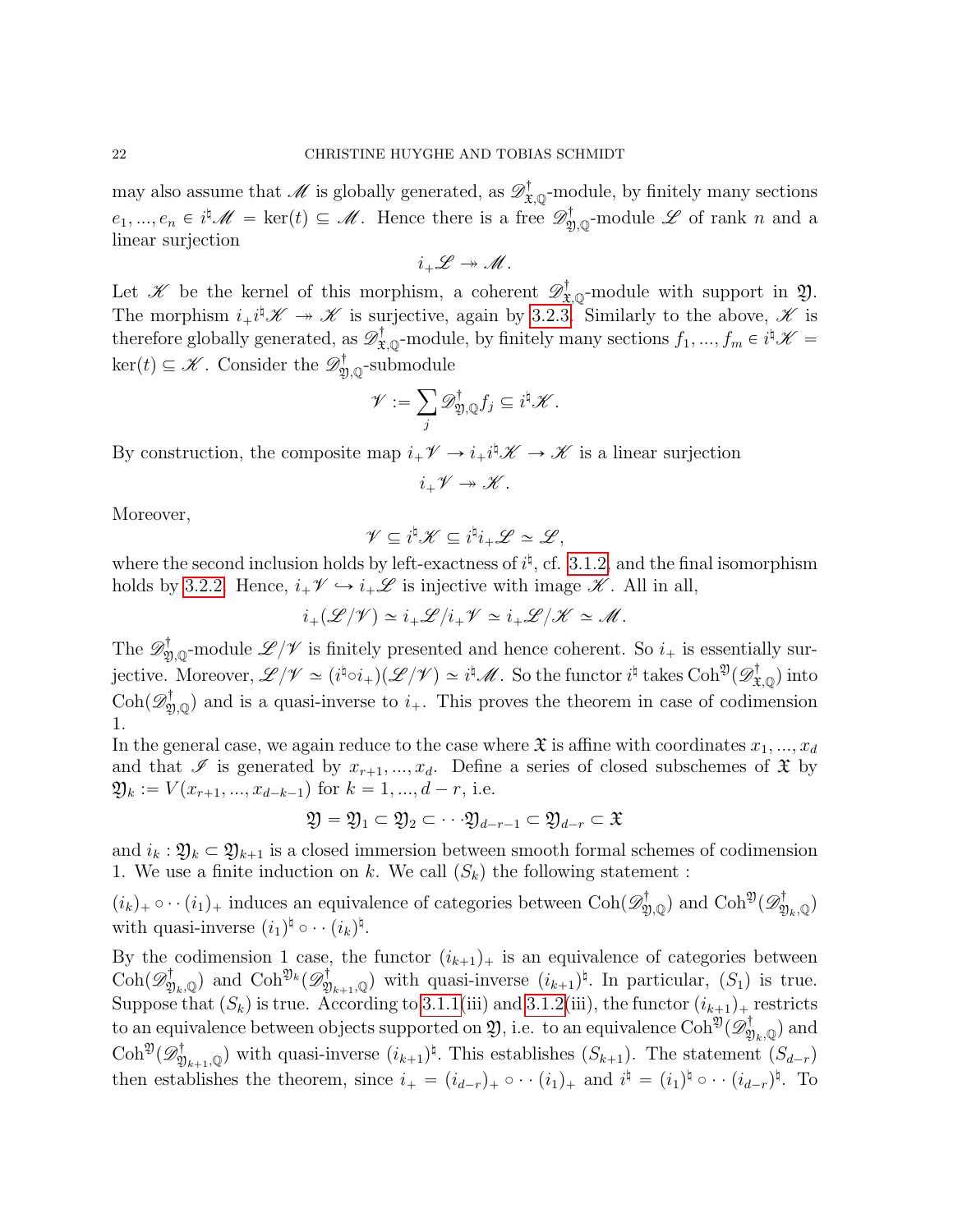may also assume that $\mathscr{M}$ is globally generated, as $\mathscr{D}^\dagger_{\mathfrak{X},\mathbb{Q}}$-module, by finitely many sections $e_1, ..., e_n \in i^\natural \mathscr{M} = \ker(t) \subseteq \mathscr{M}$. Hence there is a free $\mathscr{D}^\dagger_{\mathfrak{Y},\mathbb{Q}}$-module $\mathscr{L}$ of rank $n$ and a linear surjection

$$i_+\mathscr{L} \twoheadrightarrow \mathscr{M}.$$

Let $\mathscr{K}$ be the kernel of this morphism, a coherent $\mathscr{D}^\dagger_{\mathfrak{X},\mathbb{Q}}$-module with support in $\mathfrak{Y}$. The morphism $i_+i^\natural\mathscr{K} \twoheadrightarrow \mathscr{K}$ is surjective, again by 3.2.3. Similarly to the above, $\mathscr{K}$ is therefore globally generated, as $\mathscr{D}^\dagger_{\mathfrak{X},\mathbb{Q}}$-module, by finitely many sections $f_1, ..., f_m \in i^\natural\mathscr{K} = \ker(t) \subseteq \mathscr{K}$. Consider the $\mathscr{D}^\dagger_{\mathfrak{Y},\mathbb{Q}}$-submodule

$$\mathscr{V} := \sum_j \mathscr{D}^\dagger_{\mathfrak{Y},\mathbb{Q}} f_j \subseteq i^\natural\mathscr{K}.$$

By construction, the composite map $i_+\mathscr{V} \to i_+i^\natural\mathscr{K} \to \mathscr{K}$ is a linear surjection

$$i_+\mathscr{V} \twoheadrightarrow \mathscr{K}.$$

Moreover,

$$\mathscr{V} \subseteq i^\natural\mathscr{K} \subseteq i^\natural i_+\mathscr{L} \simeq \mathscr{L},$$

where the second inclusion holds by left-exactness of $i^\natural$, cf. 3.1.2, and the final isomorphism holds by 3.2.2. Hence, $i_+\mathscr{V} \hookrightarrow i_+\mathscr{L}$ is injective with image $\mathscr{K}$. All in all,

$$i_+(\mathscr{L}/\mathscr{V}) \simeq i_+\mathscr{L}/i_+\mathscr{V} \simeq i_+\mathscr{L}/\mathscr{K} \simeq \mathscr{M}.$$

The $\mathscr{D}^\dagger_{\mathfrak{Y},\mathbb{Q}}$-module $\mathscr{L}/\mathscr{V}$ is finitely presented and hence coherent. So $i_+$ is essentially surjective. Moreover, $\mathscr{L}/\mathscr{V} \simeq (i^\natural \circ i_+)(\mathscr{L}/\mathscr{V}) \simeq i^\natural\mathscr{M}$. So the functor $i^\natural$ takes $\mathrm{Coh}^{\mathfrak{Y}}(\mathscr{D}^\dagger_{\mathfrak{X},\mathbb{Q}})$ into $\mathrm{Coh}(\mathscr{D}^\dagger_{\mathfrak{Y},\mathbb{Q}})$ and is a quasi-inverse to $i_+$. This proves the theorem in case of codimension 1.

In the general case, we again reduce to the case where $\mathfrak{X}$ is affine with coordinates $x_1, ..., x_d$ and that $\mathscr{I}$ is generated by $x_{r+1}, ..., x_d$. Define a series of closed subschemes of $\mathfrak{X}$ by $\mathfrak{Y}_k := V(x_{r+1}, ..., x_{d-k-1})$ for $k = 1, ..., d-r$, i.e.

$$\mathfrak{Y} = \mathfrak{Y}_1 \subset \mathfrak{Y}_2 \subset \cdots \mathfrak{Y}_{d-r-1} \subset \mathfrak{Y}_{d-r} \subset \mathfrak{X}$$

and $i_k : \mathfrak{Y}_k \subset \mathfrak{Y}_{k+1}$ is a closed immersion between smooth formal schemes of codimension 1. We use a finite induction on $k$. We call $(S_k)$ the following statement :

$(i_k)_+ \circ \cdots (i_1)_+$ induces an equivalence of categories between $\mathrm{Coh}(\mathscr{D}^\dagger_{\mathfrak{Y},\mathbb{Q}})$ and $\mathrm{Coh}^{\mathfrak{Y}}(\mathscr{D}^\dagger_{\mathfrak{Y}_k,\mathbb{Q}})$ with quasi-inverse $(i_1)^\natural \circ \cdots (i_k)^\natural$.

By the codimension 1 case, the functor $(i_{k+1})_+$ is an equivalence of categories between $\mathrm{Coh}(\mathscr{D}^\dagger_{\mathfrak{Y}_k,\mathbb{Q}})$ and $\mathrm{Coh}^{\mathfrak{Y}_k}(\mathscr{D}^\dagger_{\mathfrak{Y}_{k+1},\mathbb{Q}})$ with quasi-inverse $(i_{k+1})^\natural$. In particular, $(S_1)$ is true. Suppose that $(S_k)$ is true. According to 3.1.1(iii) and 3.1.2(iii), the functor $(i_{k+1})_+$ restricts to an equivalence between objects supported on $\mathfrak{Y}$, i.e. to an equivalence $\mathrm{Coh}^{\mathfrak{Y}}(\mathscr{D}^\dagger_{\mathfrak{Y}_k,\mathbb{Q}})$ and $\mathrm{Coh}^{\mathfrak{Y}}(\mathscr{D}^\dagger_{\mathfrak{Y}_{k+1},\mathbb{Q}})$ with quasi-inverse $(i_{k+1})^\natural$. This establishes $(S_{k+1})$. The statement $(S_{d-r})$ then establishes the theorem, since $i_+ = (i_{d-r})_+ \circ \cdots (i_1)_+$ and $i^\natural = (i_1)^\natural \circ \cdots (i_{d-r})^\natural$. To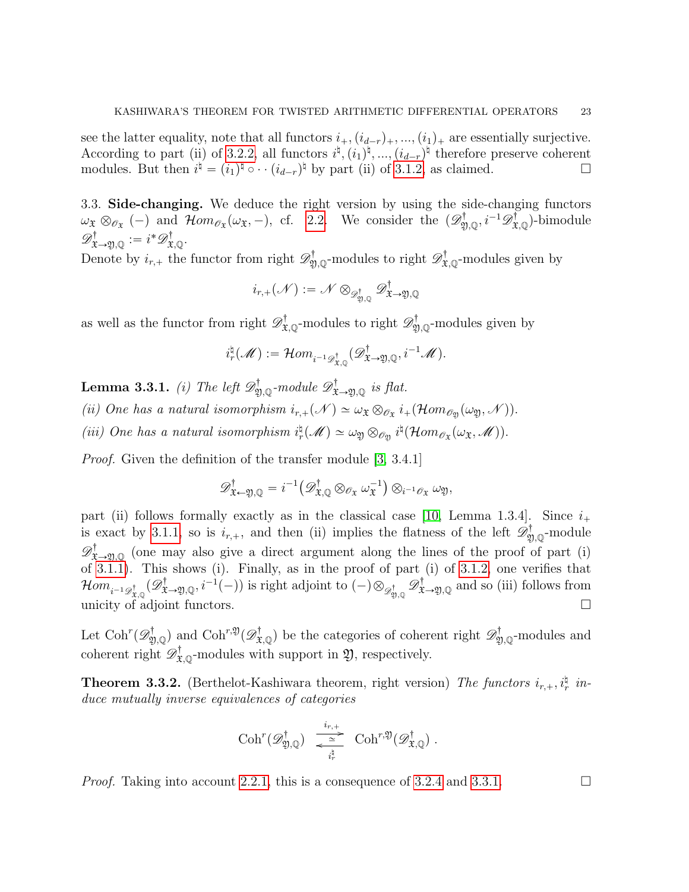see the latter equality, note that all functors $i_+, (i_{d-r})_+, ..., (i_1)_+$ are essentially surjective. According to part (ii) of 3.2.2, all functors $i^\natural, (i_1)^\natural, ..., (i_{d-r})^\natural$ therefore preserve coherent modules. But then $i^\natural = (i_1)^\natural \circ \cdots (i_{d-r})^\natural$ by part (ii) of 3.1.2, as claimed. □

3.3. **Side-changing.** We deduce the right version by using the side-changing functors $\omega_{\mathfrak{X}} \otimes_{\mathscr{O}_{\mathfrak{X}}} (-)$ and $\mathcal{H}om_{\mathscr{O}_{\mathfrak{X}}}(\omega_{\mathfrak{X}}, -)$, cf. 2.2. We consider the $(\mathscr{D}^\dagger_{\mathfrak{Y},\mathbb{Q}}, i^{-1}\mathscr{D}^\dagger_{\mathfrak{X},\mathbb{Q}})$-bimodule $\mathscr{D}^\dagger_{\mathfrak{X}\to\mathfrak{Y},\mathbb{Q}} := i^*\mathscr{D}^\dagger_{\mathfrak{X},\mathbb{Q}}$.

Denote by $i_{r,+}$ the functor from right $\mathscr{D}^\dagger_{\mathfrak{Y},\mathbb{Q}}$-modules to right $\mathscr{D}^\dagger_{\mathfrak{X},\mathbb{Q}}$-modules given by

$$i_{r,+}(\mathscr{N}) := \mathscr{N} \otimes_{\mathscr{D}^\dagger_{\mathfrak{Y},\mathbb{Q}}} \mathscr{D}^\dagger_{\mathfrak{X}\to\mathfrak{Y},\mathbb{Q}}$$

as well as the functor from right $\mathscr{D}^\dagger_{\mathfrak{X},\mathbb{Q}}$-modules to right $\mathscr{D}^\dagger_{\mathfrak{Y},\mathbb{Q}}$-modules given by

$$i^\natural_r(\mathscr{M}) := \mathcal{H}om_{i^{-1}\mathscr{D}^\dagger_{\mathfrak{X},\mathbb{Q}}}(\mathscr{D}^\dagger_{\mathfrak{X}\to\mathfrak{Y},\mathbb{Q}}, i^{-1}\mathscr{M}).$$

**Lemma 3.3.1.** *(i) The left $\mathscr{D}^\dagger_{\mathfrak{Y},\mathbb{Q}}$-module $\mathscr{D}^\dagger_{\mathfrak{X}\to\mathfrak{Y},\mathbb{Q}}$ is flat.*

*(ii) One has a natural isomorphism $i_{r,+}(\mathscr{N}) \simeq \omega_{\mathfrak{X}} \otimes_{\mathscr{O}_{\mathfrak{X}}} i_+(\mathcal{H}om_{\mathscr{O}_{\mathfrak{Y}}}(\omega_{\mathfrak{Y}}, \mathscr{N}))$.*

*(iii) One has a natural isomorphism $i^\natural_r(\mathscr{M}) \simeq \omega_{\mathfrak{Y}} \otimes_{\mathscr{O}_{\mathfrak{Y}}} i^\natural(\mathcal{H}om_{\mathscr{O}_{\mathfrak{X}}}(\omega_{\mathfrak{X}}, \mathscr{M}))$.*

*Proof.* Given the definition of the transfer module [3, 3.4.1]

$$\mathscr{D}^\dagger_{\mathfrak{X}\leftarrow\mathfrak{Y},\mathbb{Q}} = i^{-1}\big(\mathscr{D}^\dagger_{\mathfrak{X},\mathbb{Q}} \otimes_{\mathscr{O}_{\mathfrak{X}}} \omega_{\mathfrak{X}}^{-1}\big) \otimes_{i^{-1}\mathscr{O}_{\mathfrak{X}}} \omega_{\mathfrak{Y}},$$

part (ii) follows formally exactly as in the classical case [10, Lemma 1.3.4]. Since $i_+$ is exact by 3.1.1, so is $i_{r,+}$, and then (ii) implies the flatness of the left $\mathscr{D}^\dagger_{\mathfrak{Y},\mathbb{Q}}$-module $\mathscr{D}^\dagger_{\mathfrak{X}\to\mathfrak{Y},\mathbb{Q}}$ (one may also give a direct argument along the lines of the proof of part (i) of 3.1.1). This shows (i). Finally, as in the proof of part (i) of 3.1.2, one verifies that $\mathcal{H}om_{i^{-1}\mathscr{D}^\dagger_{\mathfrak{X},\mathbb{Q}}}(\mathscr{D}^\dagger_{\mathfrak{X}\to\mathfrak{Y},\mathbb{Q}}, i^{-1}(-))$ is right adjoint to $(-)\otimes_{\mathscr{D}^\dagger_{\mathfrak{Y},\mathbb{Q}}} \mathscr{D}^\dagger_{\mathfrak{X}\to\mathfrak{Y},\mathbb{Q}}$ and so (iii) follows from unicity of adjoint functors. □

Let $\mathrm{Coh}^r(\mathscr{D}^\dagger_{\mathfrak{Y},\mathbb{Q}})$ and $\mathrm{Coh}^{r,\mathfrak{Y}}(\mathscr{D}^\dagger_{\mathfrak{X},\mathbb{Q}})$ be the categories of coherent right $\mathscr{D}^\dagger_{\mathfrak{Y},\mathbb{Q}}$-modules and coherent right $\mathscr{D}^\dagger_{\mathfrak{X},\mathbb{Q}}$-modules with support in $\mathfrak{Y}$, respectively.

**Theorem 3.3.2.** (Berthelot-Kashiwara theorem, right version) *The functors $i_{r,+}, i^\natural_r$ induce mutually inverse equivalences of categories*

$$\mathrm{Coh}^r(\mathscr{D}^\dagger_{\mathfrak{Y},\mathbb{Q}}) \underset{i^\natural_r}{\overset{i_{r,+}}{\rightleftarrows}} \mathrm{Coh}^{r,\mathfrak{Y}}(\mathscr{D}^\dagger_{\mathfrak{X},\mathbb{Q}}) .$$

*Proof.* Taking into account 2.2.1, this is a consequence of 3.2.4 and 3.3.1. □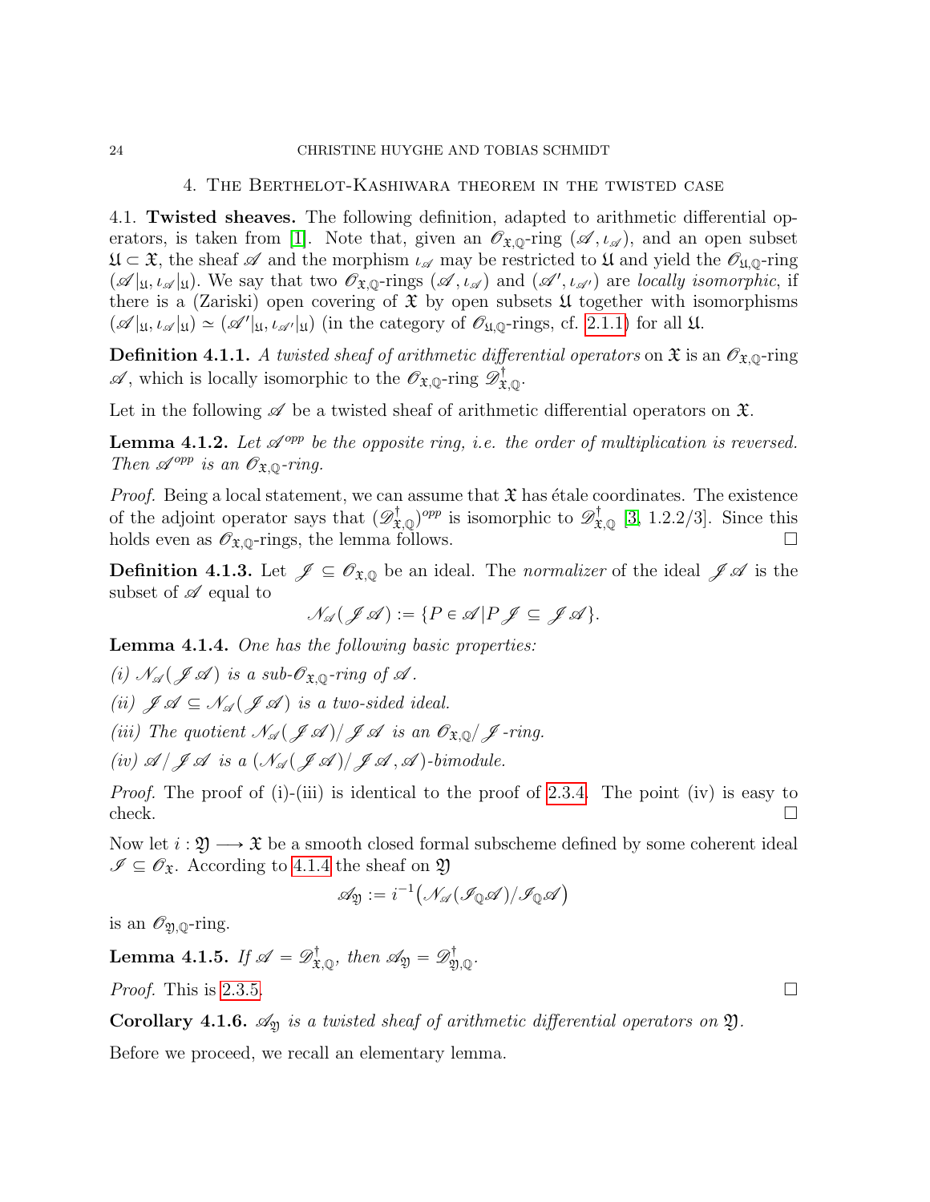## 4. The Berthelot-Kashiwara theorem in the twisted case

4.1. **Twisted sheaves.** The following definition, adapted to arithmetic differential operators, is taken from [1]. Note that, given an $\mathscr{O}_{\mathfrak{X},\mathbb{Q}}$-ring $(\mathscr{A}, \iota_{\mathscr{A}})$, and an open subset $\mathfrak{U} \subset \mathfrak{X}$, the sheaf $\mathscr{A}$ and the morphism $\iota_{\mathscr{A}}$ may be restricted to $\mathfrak{U}$ and yield the $\mathscr{O}_{\mathfrak{U},\mathbb{Q}}$-ring $(\mathscr{A}|_{\mathfrak{U}}, \iota_{\mathscr{A}}|_{\mathfrak{U}})$. We say that two $\mathscr{O}_{\mathfrak{X},\mathbb{Q}}$-rings $(\mathscr{A}, \iota_{\mathscr{A}})$ and $(\mathscr{A}', \iota_{\mathscr{A}'})$ are *locally isomorphic*, if there is a (Zariski) open covering of $\mathfrak{X}$ by open subsets $\mathfrak{U}$ together with isomorphisms $(\mathscr{A}|_{\mathfrak{U}}, \iota_{\mathscr{A}}|_{\mathfrak{U}}) \simeq (\mathscr{A}'|_{\mathfrak{U}}, \iota_{\mathscr{A}'}|_{\mathfrak{U}})$ (in the category of $\mathscr{O}_{\mathfrak{U},\mathbb{Q}}$-rings, cf. 2.1.1) for all $\mathfrak{U}$.

**Definition 4.1.1.** *A twisted sheaf of arithmetic differential operators on $\mathfrak{X}$ is an $\mathscr{O}_{\mathfrak{X},\mathbb{Q}}$-ring $\mathscr{A}$, which is locally isomorphic to the $\mathscr{O}_{\mathfrak{X},\mathbb{Q}}$-ring $\mathscr{D}^{\dagger}_{\mathfrak{X},\mathbb{Q}}$.*

Let in the following $\mathscr{A}$ be a twisted sheaf of arithmetic differential operators on $\mathfrak{X}$.

**Lemma 4.1.2.** *Let $\mathscr{A}^{opp}$ be the opposite ring, i.e. the order of multiplication is reversed. Then $\mathscr{A}^{opp}$ is an $\mathscr{O}_{\mathfrak{X},\mathbb{Q}}$-ring.*

*Proof.* Being a local statement, we can assume that $\mathfrak{X}$ has étale coordinates. The existence of the adjoint operator says that $(\mathscr{D}^{\dagger}_{\mathfrak{X},\mathbb{Q}})^{opp}$ is isomorphic to $\mathscr{D}^{\dagger}_{\mathfrak{X},\mathbb{Q}}$ [3, 1.2.2/3]. Since this holds even as $\mathscr{O}_{\mathfrak{X},\mathbb{Q}}$-rings, the lemma follows. □

**Definition 4.1.3.** Let $\mathscr{J} \subseteq \mathscr{O}_{\mathfrak{X},\mathbb{Q}}$ be an ideal. The *normalizer* of the ideal $\mathscr{J}\mathscr{A}$ is the subset of $\mathscr{A}$ equal to

$$\mathscr{N}_{\mathscr{A}}(\mathscr{J}\mathscr{A}) := \{P \in \mathscr{A} | P\mathscr{J} \subseteq \mathscr{J}\mathscr{A}\}.$$

**Lemma 4.1.4.** *One has the following basic properties:*

*(i) $\mathscr{N}_{\mathscr{A}}(\mathscr{J}\mathscr{A})$ is a sub-$\mathscr{O}_{\mathfrak{X},\mathbb{Q}}$-ring of $\mathscr{A}$.*

*(ii) $\mathscr{J}\mathscr{A} \subseteq \mathscr{N}_{\mathscr{A}}(\mathscr{J}\mathscr{A})$ is a two-sided ideal.*

*(iii) The quotient $\mathscr{N}_{\mathscr{A}}(\mathscr{J}\mathscr{A})/\mathscr{J}\mathscr{A}$ is an $\mathscr{O}_{\mathfrak{X},\mathbb{Q}}/\mathscr{J}$-ring.*

*(iv) $\mathscr{A}/\mathscr{J}\mathscr{A}$ is a $(\mathscr{N}_{\mathscr{A}}(\mathscr{J}\mathscr{A})/\mathscr{J}\mathscr{A}, \mathscr{A})$-bimodule.*

*Proof.* The proof of (i)-(iii) is identical to the proof of 2.3.4. The point (iv) is easy to check. □

Now let $i : \mathfrak{Y} \longrightarrow \mathfrak{X}$ be a smooth closed formal subscheme defined by some coherent ideal $\mathscr{I} \subseteq \mathscr{O}_{\mathfrak{X}}$. According to 4.1.4 the sheaf on $\mathfrak{Y}$

$$\mathscr{A}_{\mathfrak{Y}} := i^{-1}\big(\mathscr{N}_{\mathscr{A}}(\mathscr{I}_{\mathbb{Q}}\mathscr{A})/\mathscr{I}_{\mathbb{Q}}\mathscr{A}\big)$$

is an $\mathscr{O}_{\mathfrak{Y},\mathbb{Q}}$-ring.

**Lemma 4.1.5.** *If $\mathscr{A} = \mathscr{D}^{\dagger}_{\mathfrak{X},\mathbb{Q}}$, then $\mathscr{A}_{\mathfrak{Y}} = \mathscr{D}^{\dagger}_{\mathfrak{Y},\mathbb{Q}}$.*

*Proof.* This is 2.3.5. □

**Corollary 4.1.6.** *$\mathscr{A}_{\mathfrak{Y}}$ is a twisted sheaf of arithmetic differential operators on $\mathfrak{Y}$.*

Before we proceed, we recall an elementary lemma.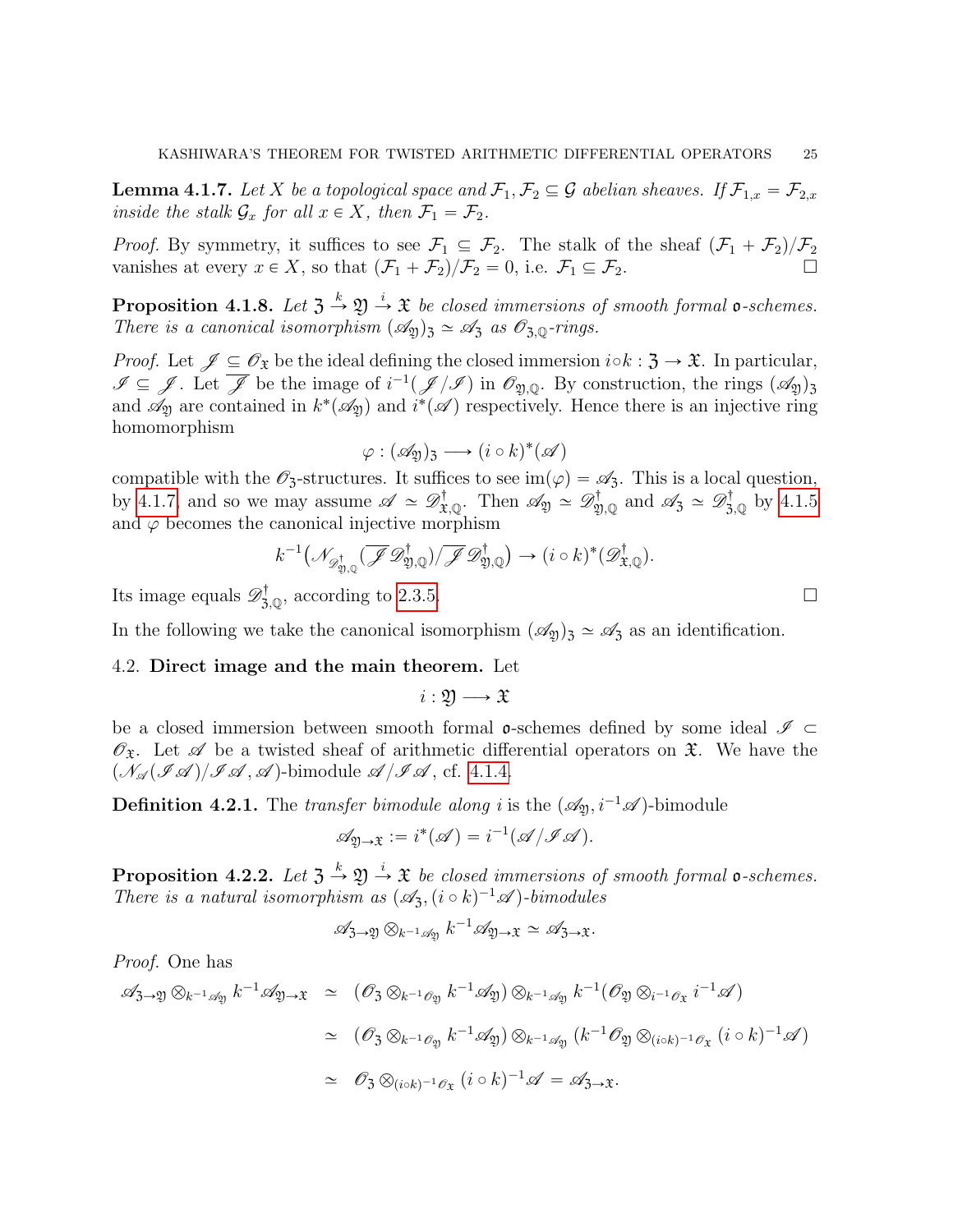**Lemma 4.1.7.** *Let $X$ be a topological space and $\mathcal{F}_1, \mathcal{F}_2 \subseteq \mathcal{G}$ abelian sheaves. If $\mathcal{F}_{1,x} = \mathcal{F}_{2,x}$ inside the stalk $\mathcal{G}_x$ for all $x \in X$, then $\mathcal{F}_1 = \mathcal{F}_2$.*

*Proof.* By symmetry, it suffices to see $\mathcal{F}_1 \subseteq \mathcal{F}_2$. The stalk of the sheaf $(\mathcal{F}_1 + \mathcal{F}_2)/\mathcal{F}_2$ vanishes at every $x \in X$, so that $(\mathcal{F}_1 + \mathcal{F}_2)/\mathcal{F}_2 = 0$, i.e. $\mathcal{F}_1 \subseteq \mathcal{F}_2$. □

**Proposition 4.1.8.** *Let $\mathfrak{Z} \xrightarrow{k} \mathfrak{Y} \xrightarrow{i} \mathfrak{X}$ be closed immersions of smooth formal $\mathfrak{o}$-schemes. There is a canonical isomorphism $(\mathscr{A}_{\mathfrak{Y}})_{\mathfrak{Z}} \simeq \mathscr{A}_{\mathfrak{Z}}$ as $\mathscr{O}_{\mathfrak{Z},\mathbb{Q}}$-rings.*

*Proof.* Let $\mathscr{J} \subseteq \mathscr{O}_{\mathfrak{X}}$ be the ideal defining the closed immersion $i \circ k : \mathfrak{Z} \to \mathfrak{X}$. In particular, $\mathscr{I} \subseteq \mathscr{J}$. Let $\overline{\mathscr{J}}$ be the image of $i^{-1}(\mathscr{J}/\mathscr{I})$ in $\mathscr{O}_{\mathfrak{Y},\mathbb{Q}}$. By construction, the rings $(\mathscr{A}_{\mathfrak{Y}})_{\mathfrak{Z}}$ and $\mathscr{A}_{\mathfrak{Y}}$ are contained in $k^*(\mathscr{A}_{\mathfrak{Y}})$ and $i^*(\mathscr{A})$ respectively. Hence there is an injective ring homomorphism

$$\varphi : (\mathscr{A}_{\mathfrak{Y}})_{\mathfrak{Z}} \longrightarrow (i \circ k)^*(\mathscr{A})$$

compatible with the $\mathscr{O}_{\mathfrak{Z}}$-structures. It suffices to see $\mathrm{im}(\varphi) = \mathscr{A}_{\mathfrak{Z}}$. This is a local question, by 4.1.7 and so we may assume $\mathscr{A} \simeq \mathscr{D}^{\dagger}_{\mathfrak{X},\mathbb{Q}}$. Then $\mathscr{A}_{\mathfrak{Y}} \simeq \mathscr{D}^{\dagger}_{\mathfrak{Y},\mathbb{Q}}$ and $\mathscr{A}_{\mathfrak{Z}} \simeq \mathscr{D}^{\dagger}_{\mathfrak{Z},\mathbb{Q}}$ by 4.1.5 and $\varphi$ becomes the canonical injective morphism

$$k^{-1}\big(\mathscr{N}_{\mathscr{D}^{\dagger}_{\mathfrak{Y},\mathbb{Q}}}(\overline{\mathscr{J}}\mathscr{D}^{\dagger}_{\mathfrak{Y},\mathbb{Q}})/\overline{\mathscr{J}}\mathscr{D}^{\dagger}_{\mathfrak{Y},\mathbb{Q}}\big) \to (i \circ k)^*(\mathscr{D}^{\dagger}_{\mathfrak{X},\mathbb{Q}}).$$

Its image equals $\mathscr{D}^{\dagger}_{\mathfrak{Z},\mathbb{Q}}$, according to 2.3.5. □

In the following we take the canonical isomorphism $(\mathscr{A}_{\mathfrak{Y}})_{\mathfrak{Z}} \simeq \mathscr{A}_{\mathfrak{Z}}$ as an identification.

## 4.2. Direct image and the main theorem.

Let

$$i : \mathfrak{Y} \longrightarrow \mathfrak{X}$$

be a closed immersion between smooth formal $\mathfrak{o}$-schemes defined by some ideal $\mathscr{I} \subset \mathscr{O}_{\mathfrak{X}}$. Let $\mathscr{A}$ be a twisted sheaf of arithmetic differential operators on $\mathfrak{X}$. We have the $(\mathscr{N}_{\mathscr{A}}(\mathscr{I}\mathscr{A})/\mathscr{I}\mathscr{A}, \mathscr{A})$-bimodule $\mathscr{A}/\mathscr{I}\mathscr{A}$, cf. 4.1.4.

**Definition 4.2.1.** The *transfer bimodule along $i$* is the $(\mathscr{A}_{\mathfrak{Y}}, i^{-1}\mathscr{A})$-bimodule

$$\mathscr{A}_{\mathfrak{Y}\to\mathfrak{X}} := i^*(\mathscr{A}) = i^{-1}(\mathscr{A}/\mathscr{I}\mathscr{A}).$$

**Proposition 4.2.2.** *Let $\mathfrak{Z} \xrightarrow{k} \mathfrak{Y} \xrightarrow{i} \mathfrak{X}$ be closed immersions of smooth formal $\mathfrak{o}$-schemes. There is a natural isomorphism as $(\mathscr{A}_{\mathfrak{Z}}, (i \circ k)^{-1}\mathscr{A})$-bimodules*

$$\mathscr{A}_{\mathfrak{Z}\to\mathfrak{Y}} \otimes_{k^{-1}\mathscr{A}_{\mathfrak{Y}}} k^{-1}\mathscr{A}_{\mathfrak{Y}\to\mathfrak{X}} \simeq \mathscr{A}_{\mathfrak{Z}\to\mathfrak{X}}.$$

*Proof.* One has

$$\begin{aligned}
\mathscr{A}_{\mathfrak{Z}\to\mathfrak{Y}} \otimes_{k^{-1}\mathscr{A}_{\mathfrak{Y}}} k^{-1}\mathscr{A}_{\mathfrak{Y}\to\mathfrak{X}} &\simeq (\mathscr{O}_{\mathfrak{Z}} \otimes_{k^{-1}\mathscr{O}_{\mathfrak{Y}}} k^{-1}\mathscr{A}_{\mathfrak{Y}}) \otimes_{k^{-1}\mathscr{A}_{\mathfrak{Y}}} k^{-1}(\mathscr{O}_{\mathfrak{Y}} \otimes_{i^{-1}\mathscr{O}_{\mathfrak{X}}} i^{-1}\mathscr{A}) \\
&\simeq (\mathscr{O}_{\mathfrak{Z}} \otimes_{k^{-1}\mathscr{O}_{\mathfrak{Y}}} k^{-1}\mathscr{A}_{\mathfrak{Y}}) \otimes_{k^{-1}\mathscr{A}_{\mathfrak{Y}}} (k^{-1}\mathscr{O}_{\mathfrak{Y}} \otimes_{(i\circ k)^{-1}\mathscr{O}_{\mathfrak{X}}} (i \circ k)^{-1}\mathscr{A}) \\
&\simeq \mathscr{O}_{\mathfrak{Z}} \otimes_{(i\circ k)^{-1}\mathscr{O}_{\mathfrak{X}}} (i \circ k)^{-1}\mathscr{A} = \mathscr{A}_{\mathfrak{Z}\to\mathfrak{X}}.
\end{aligned}$$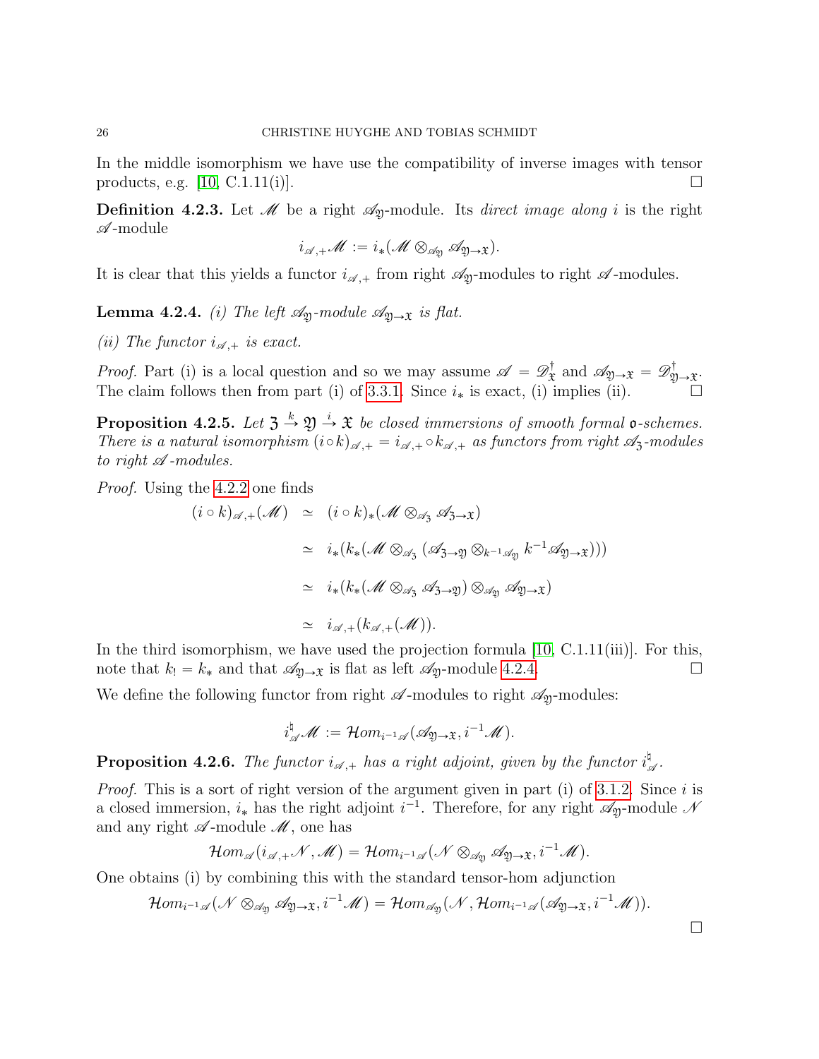In the middle isomorphism we have use the compatibility of inverse images with tensor products, e.g. [10, C.1.11(i)]. $\square$

**Definition 4.2.3.** Let $\mathscr{M}$ be a right $\mathscr{A}_{\mathfrak{Y}}$-module. Its *direct image along* $i$ is the right $\mathscr{A}$-module

$$i_{\mathscr{A},+}\mathscr{M} := i_*(\mathscr{M} \otimes_{\mathscr{A}_{\mathfrak{Y}}} \mathscr{A}_{\mathfrak{Y}\to\mathfrak{X}}).$$

It is clear that this yields a functor $i_{\mathscr{A},+}$ from right $\mathscr{A}_{\mathfrak{Y}}$-modules to right $\mathscr{A}$-modules.

**Lemma 4.2.4.** *(i) The left $\mathscr{A}_{\mathfrak{Y}}$-module $\mathscr{A}_{\mathfrak{Y}\to\mathfrak{X}}$ is flat.*

*(ii) The functor $i_{\mathscr{A},+}$ is exact.*

*Proof.* Part (i) is a local question and so we may assume $\mathscr{A} = \mathscr{D}^\dagger_{\mathfrak{X}}$ and $\mathscr{A}_{\mathfrak{Y}\to\mathfrak{X}} = \mathscr{D}^\dagger_{\mathfrak{Y}\to\mathfrak{X}}$. The claim follows then from part (i) of 3.3.1. Since $i_*$ is exact, (i) implies (ii). $\square$

**Proposition 4.2.5.** *Let $\mathfrak{Z} \xrightarrow{k} \mathfrak{Y} \xrightarrow{i} \mathfrak{X}$ be closed immersions of smooth formal $\mathfrak{o}$-schemes. There is a natural isomorphism $(i\circ k)_{\mathscr{A},+} = i_{\mathscr{A},+} \circ k_{\mathscr{A},+}$ as functors from right $\mathscr{A}_{\mathfrak{Z}}$-modules to right $\mathscr{A}$-modules.*

*Proof.* Using the 4.2.2 one finds

$$\begin{aligned}
(i\circ k)_{\mathscr{A},+}(\mathscr{M}) &\simeq (i\circ k)_*(\mathscr{M} \otimes_{\mathscr{A}_{\mathfrak{Z}}} \mathscr{A}_{\mathfrak{Z}\to\mathfrak{X}}) \\
&\simeq i_*(k_*(\mathscr{M} \otimes_{\mathscr{A}_{\mathfrak{Z}}} (\mathscr{A}_{\mathfrak{Z}\to\mathfrak{Y}} \otimes_{k^{-1}\mathscr{A}_{\mathfrak{Y}}} k^{-1}\mathscr{A}_{\mathfrak{Y}\to\mathfrak{X}}))) \\
&\simeq i_*(k_*(\mathscr{M} \otimes_{\mathscr{A}_{\mathfrak{Z}}} \mathscr{A}_{\mathfrak{Z}\to\mathfrak{Y}}) \otimes_{\mathscr{A}_{\mathfrak{Y}}} \mathscr{A}_{\mathfrak{Y}\to\mathfrak{X}}) \\
&\simeq i_{\mathscr{A},+}(k_{\mathscr{A},+}(\mathscr{M})).
\end{aligned}$$

In the third isomorphism, we have used the projection formula [10, C.1.11(iii)]. For this, note that $k_! = k_*$ and that $\mathscr{A}_{\mathfrak{Y}\to\mathfrak{X}}$ is flat as left $\mathscr{A}_{\mathfrak{Y}}$-module 4.2.4. $\square$

We define the following functor from right $\mathscr{A}$-modules to right $\mathscr{A}_{\mathfrak{Y}}$-modules:

$$i^\natural_{\mathscr{A}}\mathscr{M} := \mathcal{H}om_{i^{-1}\mathscr{A}}(\mathscr{A}_{\mathfrak{Y}\to\mathfrak{X}}, i^{-1}\mathscr{M}).$$

**Proposition 4.2.6.** *The functor $i_{\mathscr{A},+}$ has a right adjoint, given by the functor $i^\natural_{\mathscr{A}}$.*

*Proof.* This is a sort of right version of the argument given in part (i) of 3.1.2. Since $i$ is a closed immersion, $i_*$ has the right adjoint $i^{-1}$. Therefore, for any right $\mathscr{A}_{\mathfrak{Y}}$-module $\mathscr{N}$ and any right $\mathscr{A}$-module $\mathscr{M}$, one has

$$\mathcal{H}om_{\mathscr{A}}(i_{\mathscr{A},+}\mathscr{N}, \mathscr{M}) = \mathcal{H}om_{i^{-1}\mathscr{A}}(\mathscr{N} \otimes_{\mathscr{A}_{\mathfrak{Y}}} \mathscr{A}_{\mathfrak{Y}\to\mathfrak{X}}, i^{-1}\mathscr{M}).$$

One obtains (i) by combining this with the standard tensor-hom adjunction

$$\mathcal{H}om_{i^{-1}\mathscr{A}}(\mathscr{N} \otimes_{\mathscr{A}_{\mathfrak{Y}}} \mathscr{A}_{\mathfrak{Y}\to\mathfrak{X}}, i^{-1}\mathscr{M}) = \mathcal{H}om_{\mathscr{A}_{\mathfrak{Y}}}(\mathscr{N}, \mathcal{H}om_{i^{-1}\mathscr{A}}(\mathscr{A}_{\mathfrak{Y}\to\mathfrak{X}}, i^{-1}\mathscr{M})).$$

$\square$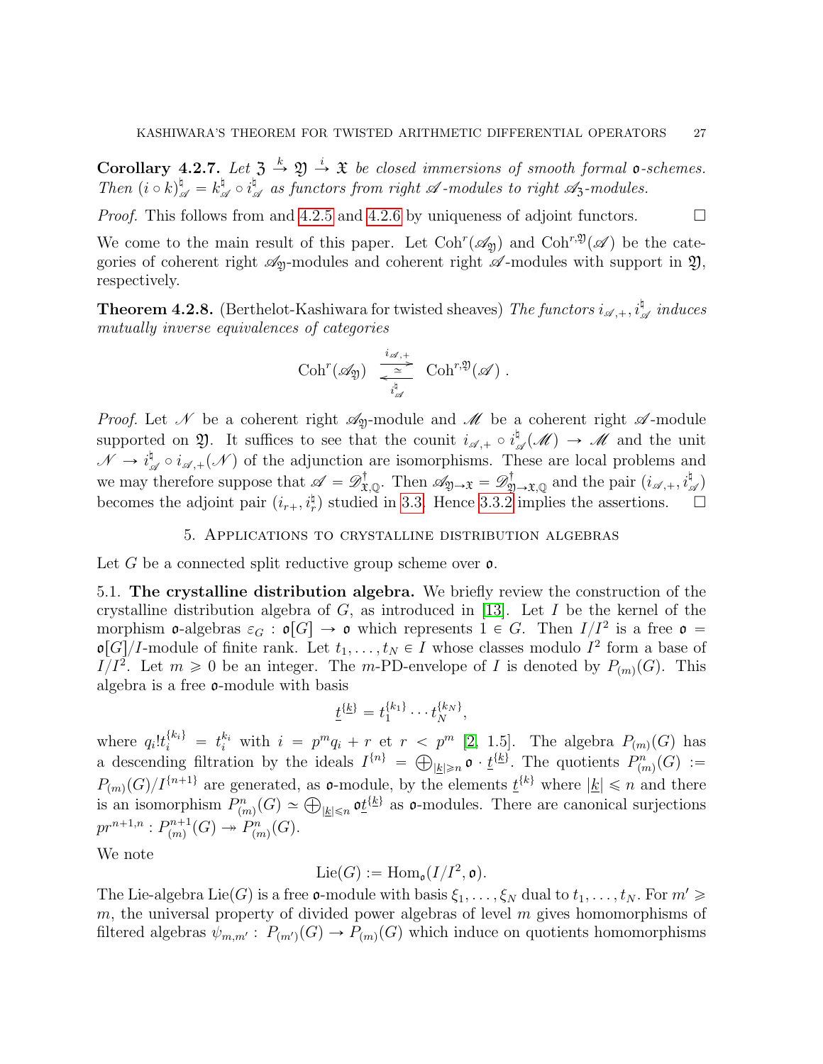**Corollary 4.2.7.** *Let $\mathfrak{Z} \xrightarrow{k} \mathfrak{Y} \xrightarrow{i} \mathfrak{X}$ be closed immersions of smooth formal $\mathfrak{o}$-schemes. Then $(i \circ k)^{\natural}_{\mathscr{A}} = k^{\natural}_{\mathscr{A}} \circ i^{\natural}_{\mathscr{A}}$ as functors from right $\mathscr{A}$-modules to right $\mathscr{A}_{\mathfrak{Z}}$-modules.*

*Proof.* This follows from and 4.2.5 and 4.2.6 by uniqueness of adjoint functors. $\square$

We come to the main result of this paper. Let $\mathrm{Coh}^r(\mathscr{A}_{\mathfrak{Y}})$ and $\mathrm{Coh}^{r,\mathfrak{Y}}(\mathscr{A})$ be the categories of coherent right $\mathscr{A}_{\mathfrak{Y}}$-modules and coherent right $\mathscr{A}$-modules with support in $\mathfrak{Y}$, respectively.

**Theorem 4.2.8.** (Berthelot-Kashiwara for twisted sheaves) *The functors $i_{\mathscr{A},+}, i^{\natural}_{\mathscr{A}}$ induces mutually inverse equivalences of categories*

$$\mathrm{Coh}^r(\mathscr{A}_{\mathfrak{Y}}) \underset{i^{\natural}_{\mathscr{A}}}{\overset{i_{\mathscr{A},+}}{\rightleftarrows}} \mathrm{Coh}^{r,\mathfrak{Y}}(\mathscr{A}) \; .$$

(The arrows are marked $\simeq$.)

*Proof.* Let $\mathscr{N}$ be a coherent right $\mathscr{A}_{\mathfrak{Y}}$-module and $\mathscr{M}$ be a coherent right $\mathscr{A}$-module supported on $\mathfrak{Y}$. It suffices to see that the counit $i_{\mathscr{A},+} \circ i^{\natural}_{\mathscr{A}}(\mathscr{M}) \to \mathscr{M}$ and the unit $\mathscr{N} \to i^{\natural}_{\mathscr{A}} \circ i_{\mathscr{A},+}(\mathscr{N})$ of the adjunction are isomorphisms. These are local problems and we may therefore suppose that $\mathscr{A} = \mathscr{D}^{\dagger}_{\mathfrak{X},\mathbb{Q}}$. Then $\mathscr{A}_{\mathfrak{Y}\to\mathfrak{X}} = \mathscr{D}^{\dagger}_{\mathfrak{Y}\to\mathfrak{X},\mathbb{Q}}$ and the pair $(i_{\mathscr{A},+}, i^{\natural}_{\mathscr{A}})$ becomes the adjoint pair $(i_{r+}, i^{\natural}_r)$ studied in 3.3. Hence 3.3.2 implies the assertions. $\square$

## 5. Applications to crystalline distribution algebras

Let $G$ be a connected split reductive group scheme over $\mathfrak{o}$.

5.1. **The crystalline distribution algebra.** We briefly review the construction of the crystalline distribution algebra of $G$, as introduced in [13]. Let $I$ be the kernel of the morphism $\mathfrak{o}$-algebras $\varepsilon_G : \mathfrak{o}[G] \to \mathfrak{o}$ which represents $1 \in G$. Then $I/I^2$ is a free $\mathfrak{o} = \mathfrak{o}[G]/I$-module of finite rank. Let $t_1, \ldots, t_N \in I$ whose classes modulo $I^2$ form a base of $I/I^2$. Let $m \geqslant 0$ be an integer. The $m$-PD-envelope of $I$ is denoted by $P_{(m)}(G)$. This algebra is a free $\mathfrak{o}$-module with basis

$$\underline{t}^{\{\underline{k}\}} = t_1^{\{k_1\}} \cdots t_N^{\{k_N\}},$$

where $q_i! t_i^{\{k_i\}} = t_i^{k_i}$ with $i = p^m q_i + r$ et $r < p^m$ [2, 1.5]. The algebra $P_{(m)}(G)$ has a descending filtration by the ideals $I^{\{n\}} = \bigoplus_{|\underline{k}| \geqslant n} \mathfrak{o} \cdot \underline{t}^{\{\underline{k}\}}$. The quotients $P^n_{(m)}(G) := P_{(m)}(G)/I^{\{n+1\}}$ are generated, as $\mathfrak{o}$-module, by the elements $\underline{t}^{\{k\}}$ where $|\underline{k}| \leqslant n$ and there is an isomorphism $P^n_{(m)}(G) \simeq \bigoplus_{|\underline{k}| \leqslant n} \mathfrak{o}\underline{t}^{\{\underline{k}\}}$ as $\mathfrak{o}$-modules. There are canonical surjections $pr^{n+1,n} : P^{n+1}_{(m)}(G) \twoheadrightarrow P^n_{(m)}(G)$.

We note

$$\mathrm{Lie}(G) := \mathrm{Hom}_{\mathfrak{o}}(I/I^2, \mathfrak{o}).$$

The Lie-algebra $\mathrm{Lie}(G)$ is a free $\mathfrak{o}$-module with basis $\xi_1, \ldots, \xi_N$ dual to $t_1, \ldots, t_N$. For $m' \geqslant m$, the universal property of divided power algebras of level $m$ gives homomorphisms of filtered algebras $\psi_{m,m'} : P_{(m')}(G) \to P_{(m)}(G)$ which induce on quotients homomorphisms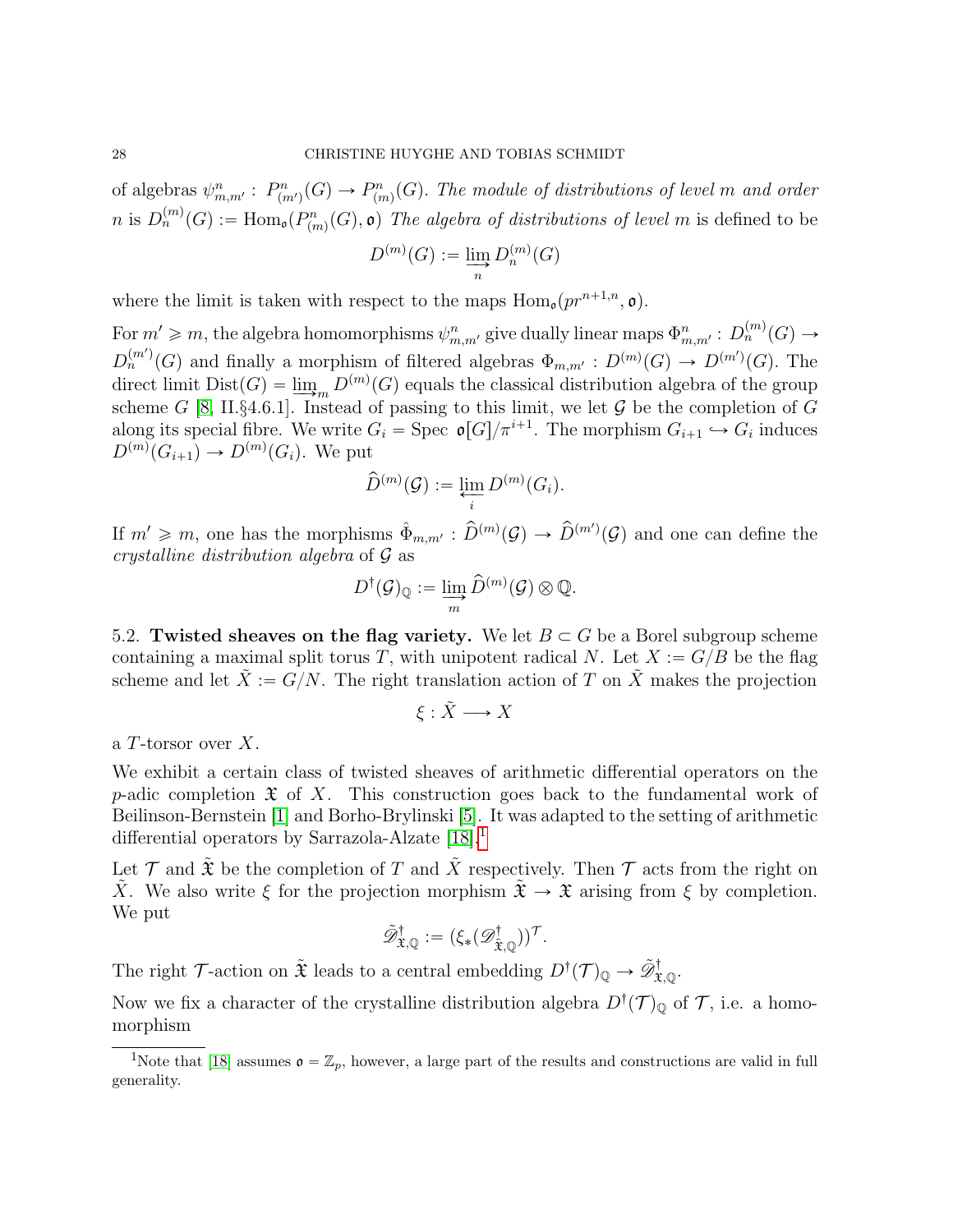of algebras $\psi^n_{m,m'}: P^n_{(m')}(G) \to P^n_{(m)}(G)$. *The module of distributions of level $m$ and order $n$ is $D^{(m)}_n(G) := \mathrm{Hom}_{\mathfrak{o}}(P^n_{(m)}(G), \mathfrak{o})$ The algebra of distributions of level $m$* is defined to be

$$D^{(m)}(G) := \varinjlim_n D^{(m)}_n(G)$$

where the limit is taken with respect to the maps $\mathrm{Hom}_{\mathfrak{o}}(pr^{n+1,n}, \mathfrak{o})$.

For $m' \geqslant m$, the algebra homomorphisms $\psi^n_{m,m'}$ give dually linear maps $\Phi^n_{m,m'}: D^{(m)}_n(G) \to D^{(m')}_n(G)$ and finally a morphism of filtered algebras $\Phi_{m,m'}: D^{(m)}(G) \to D^{(m')}(G)$. The direct limit $\mathrm{Dist}(G) = \varinjlim_m D^{(m)}(G)$ equals the classical distribution algebra of the group scheme $G$ [8, II.§4.6.1]. Instead of passing to this limit, we let $\mathcal{G}$ be the completion of $G$ along its special fibre. We write $G_i = \mathrm{Spec}\ \mathfrak{o}[G]/\pi^{i+1}$. The morphism $G_{i+1} \hookrightarrow G_i$ induces $D^{(m)}(G_{i+1}) \to D^{(m)}(G_i)$. We put

$$\widehat{D}^{(m)}(\mathcal{G}) := \varprojlim_i D^{(m)}(G_i).$$

If $m' \geqslant m$, one has the morphisms $\hat{\Phi}_{m,m'}: \widehat{D}^{(m)}(\mathcal{G}) \to \widehat{D}^{(m')}(\mathcal{G})$ and one can define the *crystalline distribution algebra* of $\mathcal{G}$ as

$$D^{\dagger}(\mathcal{G})_{\mathbb{Q}} := \varinjlim_m \widehat{D}^{(m)}(\mathcal{G}) \otimes \mathbb{Q}.$$

### 5.2. Twisted sheaves on the flag variety.

We let $B \subset G$ be a Borel subgroup scheme containing a maximal split torus $T$, with unipotent radical $N$. Let $X := G/B$ be the flag scheme and let $\tilde{X} := G/N$. The right translation action of $T$ on $\tilde{X}$ makes the projection

$$\xi : \tilde{X} \longrightarrow X$$

a $T$-torsor over $X$.

We exhibit a certain class of twisted sheaves of arithmetic differential operators on the $p$-adic completion $\mathfrak{X}$ of $X$. This construction goes back to the fundamental work of Beilinson-Bernstein [1] and Borho-Brylinski [5]. It was adapted to the setting of arithmetic differential operators by Sarrazola-Alzate [18].[1]

Let $\mathcal{T}$ and $\tilde{\mathfrak{X}}$ be the completion of $T$ and $\tilde{X}$ respectively. Then $\mathcal{T}$ acts from the right on $\tilde{X}$. We also write $\xi$ for the projection morphism $\tilde{\mathfrak{X}} \to \mathfrak{X}$ arising from $\xi$ by completion. We put

$$\tilde{\mathscr{D}}^{\dagger}_{\mathfrak{X},\mathbb{Q}} := (\xi_*(\mathscr{D}^{\dagger}_{\tilde{\mathfrak{X}},\mathbb{Q}}))^{\mathcal{T}}.$$

The right $\mathcal{T}$-action on $\tilde{\mathfrak{X}}$ leads to a central embedding $D^{\dagger}(\mathcal{T})_{\mathbb{Q}} \to \tilde{\mathscr{D}}^{\dagger}_{\mathfrak{X},\mathbb{Q}}$.

Now we fix a character of the crystalline distribution algebra $D^{\dagger}(\mathcal{T})_{\mathbb{Q}}$ of $\mathcal{T}$, i.e. a homomorphism

[1] Note that [18] assumes $\mathfrak{o} = \mathbb{Z}_p$, however, a large part of the results and constructions are valid in full generality.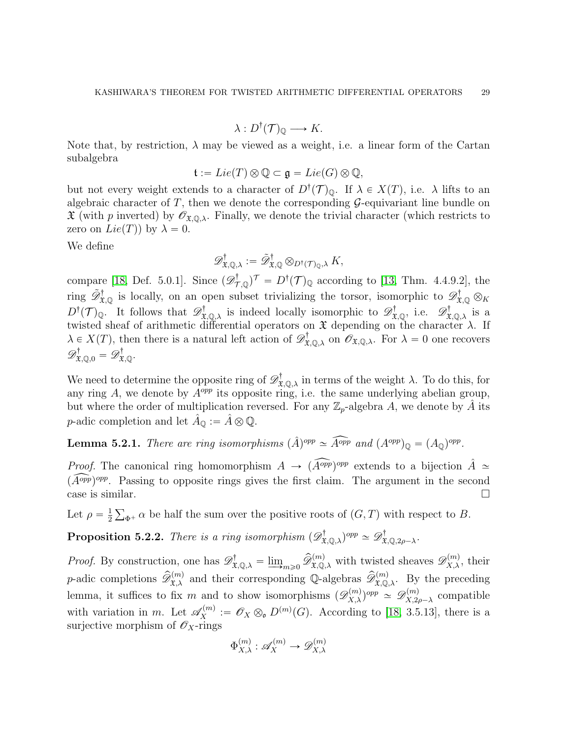$$\lambda : D^{\dagger}(\mathcal{T})_{\mathbb{Q}} \longrightarrow K.$$

Note that, by restriction, $\lambda$ may be viewed as a weight, i.e. a linear form of the Cartan subalgebra

$$\mathfrak{t} := Lie(T) \otimes \mathbb{Q} \subset \mathfrak{g} = Lie(G) \otimes \mathbb{Q},$$

but not every weight extends to a character of $D^{\dagger}(\mathcal{T})_{\mathbb{Q}}$. If $\lambda \in X(T)$, i.e. $\lambda$ lifts to an algebraic character of $T$, then we denote the corresponding $\mathcal{G}$-equivariant line bundle on $\mathfrak{X}$ (with $p$ inverted) by $\mathscr{O}_{\mathfrak{X},\mathbb{Q},\lambda}$. Finally, we denote the trivial character (which restricts to zero on $Lie(T)$) by $\lambda = 0$.

We define

$$\mathscr{D}^{\dagger}_{\mathfrak{X},\mathbb{Q},\lambda} := \tilde{\mathscr{D}}^{\dagger}_{\mathfrak{X},\mathbb{Q}} \otimes_{D^{\dagger}(\mathcal{T})_{\mathbb{Q}},\lambda} K,$$

compare [18, Def. 5.0.1]. Since $(\mathscr{D}^{\dagger}_{\mathcal{T},\mathbb{Q}})^{\mathcal{T}} = D^{\dagger}(\mathcal{T})_{\mathbb{Q}}$ according to [13, Thm. 4.4.9.2], the ring $\tilde{\mathscr{D}}^{\dagger}_{\mathfrak{X},\mathbb{Q}}$ is locally, on an open subset trivializing the torsor, isomorphic to $\mathscr{D}^{\dagger}_{\mathfrak{X},\mathbb{Q}} \otimes_K D^{\dagger}(\mathcal{T})_{\mathbb{Q}}$. It follows that $\mathscr{D}^{\dagger}_{\mathfrak{X},\mathbb{Q},\lambda}$ is indeed locally isomorphic to $\mathscr{D}^{\dagger}_{\mathfrak{X},\mathbb{Q}}$, i.e. $\mathscr{D}^{\dagger}_{\mathfrak{X},\mathbb{Q},\lambda}$ is a twisted sheaf of arithmetic differential operators on $\mathfrak{X}$ depending on the character $\lambda$. If $\lambda \in X(T)$, then there is a natural left action of $\mathscr{D}^{\dagger}_{\mathfrak{X},\mathbb{Q},\lambda}$ on $\mathscr{O}_{\mathfrak{X},\mathbb{Q},\lambda}$. For $\lambda = 0$ one recovers $\mathscr{D}^{\dagger}_{\mathfrak{X},\mathbb{Q},0} = \mathscr{D}^{\dagger}_{\mathfrak{X},\mathbb{Q}}$.

We need to determine the opposite ring of $\mathscr{D}^{\dagger}_{\mathfrak{X},\mathbb{Q},\lambda}$ in terms of the weight $\lambda$. To do this, for any ring $A$, we denote by $A^{opp}$ its opposite ring, i.e. the same underlying abelian group, but where the order of multiplication reversed. For any $\mathbb{Z}_p$-algebra $A$, we denote by $\hat{A}$ its $p$-adic completion and let $\hat{A}_{\mathbb{Q}} := \hat{A} \otimes \mathbb{Q}$.

**Lemma 5.2.1.** *There are ring isomorphisms $(\hat{A})^{opp} \simeq \widehat{A^{opp}}$ and $(A^{opp})_{\mathbb{Q}} = (A_{\mathbb{Q}})^{opp}$.*

*Proof.* The canonical ring homomorphism $A \to (\widehat{A^{opp}})^{opp}$ extends to a bijection $\hat{A} \simeq (\widehat{A^{opp}})^{opp}$. Passing to opposite rings gives the first claim. The argument in the second case is similar. $\square$

Let $\rho = \frac{1}{2}\sum_{\Phi^+} \alpha$ be half the sum over the positive roots of $(G,T)$ with respect to $B$.

**Proposition 5.2.2.** *There is a ring isomorphism $(\mathscr{D}^{\dagger}_{\mathfrak{X},\mathbb{Q},\lambda})^{opp} \simeq \mathscr{D}^{\dagger}_{\mathfrak{X},\mathbb{Q},2\rho-\lambda}$.*

*Proof.* By construction, one has $\mathscr{D}^{\dagger}_{\mathfrak{X},\mathbb{Q},\lambda} = \varinjlim_{m\geqslant 0} \widehat{\mathscr{D}}^{(m)}_{\mathfrak{X},\mathbb{Q},\lambda}$ with twisted sheaves $\mathscr{D}^{(m)}_{X,\lambda}$, their $p$-adic completions $\widehat{\mathscr{D}}^{(m)}_{\mathfrak{X},\lambda}$ and their corresponding $\mathbb{Q}$-algebras $\widehat{\mathscr{D}}^{(m)}_{\mathfrak{X},\mathbb{Q},\lambda}$. By the preceding lemma, it suffices to fix $m$ and to show isomorphisms $(\mathscr{D}^{(m)}_{X,\lambda})^{opp} \simeq \mathscr{D}^{(m)}_{X,2\rho-\lambda}$ compatible with variation in $m$. Let $\mathscr{A}^{(m)}_X := \mathscr{O}_X \otimes_{\mathfrak{o}} D^{(m)}(G)$. According to [18, 3.5.13], there is a surjective morphism of $\mathscr{O}_X$-rings

$$\Phi^{(m)}_{X,\lambda} : \mathscr{A}^{(m)}_X \to \mathscr{D}^{(m)}_{X,\lambda}$$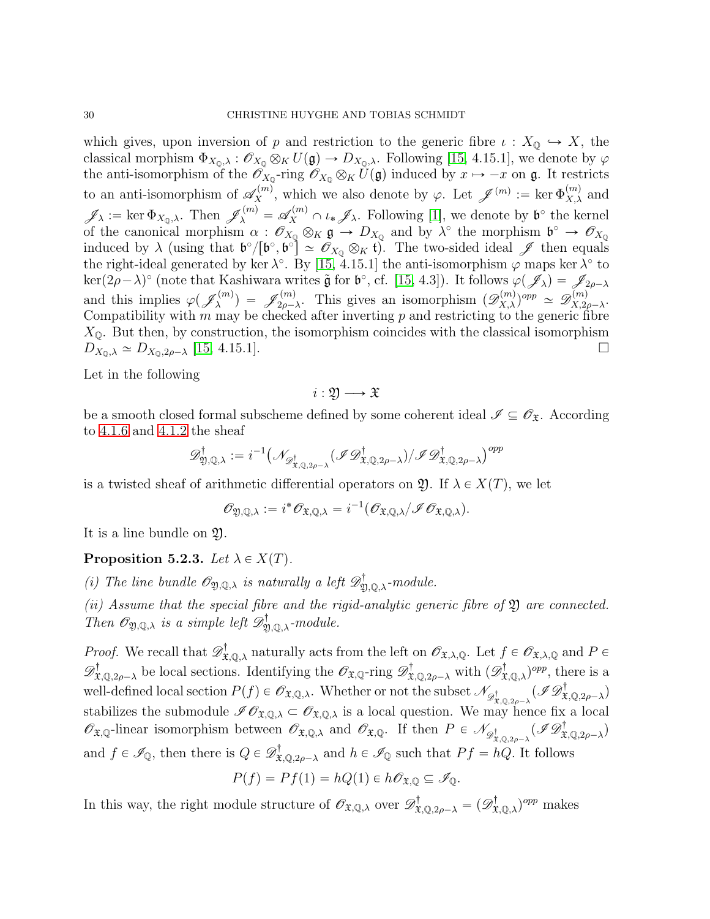which gives, upon inversion of $p$ and restriction to the generic fibre $\iota : X_{\mathbb{Q}} \hookrightarrow X$, the classical morphism $\Phi_{X_{\mathbb{Q}},\lambda} : \mathscr{O}_{X_{\mathbb{Q}}} \otimes_K U(\mathfrak{g}) \to D_{X_{\mathbb{Q}},\lambda}$. Following [15, 4.15.1], we denote by $\varphi$ the anti-isomorphism of the $\mathscr{O}_{X_{\mathbb{Q}}}$-ring $\mathscr{O}_{X_{\mathbb{Q}}} \otimes_K U(\mathfrak{g})$ induced by $x \mapsto -x$ on $\mathfrak{g}$. It restricts to an anti-isomorphism of $\mathscr{A}_X^{(m)}$, which we also denote by $\varphi$. Let $\mathscr{J}^{(m)} := \ker \Phi_{X,\lambda}^{(m)}$ and $\mathscr{J}_\lambda := \ker \Phi_{X_{\mathbb{Q}},\lambda}$. Then $\mathscr{J}_\lambda^{(m)} = \mathscr{A}_X^{(m)} \cap \iota_* \mathscr{J}_\lambda$. Following [1], we denote by $\mathfrak{b}^\circ$ the kernel of the canonical morphism $\alpha : \mathscr{O}_{X_{\mathbb{Q}}} \otimes_K \mathfrak{g} \to D_{X_{\mathbb{Q}}}$ and by $\lambda^\circ$ the morphism $\mathfrak{b}^\circ \to \mathscr{O}_{X_{\mathbb{Q}}}$ induced by $\lambda$ (using that $\mathfrak{b}^\circ / [\mathfrak{b}^\circ, \mathfrak{b}^\circ] \simeq \mathscr{O}_{X_{\mathbb{Q}}} \otimes_K \mathfrak{t}$). The two-sided ideal $\mathscr{J}$ then equals the right-ideal generated by $\ker \lambda^\circ$. By [15, 4.15.1] the anti-isomorphism $\varphi$ maps $\ker \lambda^\circ$ to $\ker(2\rho - \lambda)^\circ$ (note that Kashiwara writes $\tilde{\mathfrak{g}}$ for $\mathfrak{b}^\circ$, cf. [15, 4.3]). It follows $\varphi(\mathscr{J}_\lambda) = \mathscr{J}_{2\rho-\lambda}$ and this implies $\varphi(\mathscr{J}_\lambda^{(m)}) = \mathscr{J}_{2\rho-\lambda}^{(m)}$. This gives an isomorphism $(\mathscr{D}_{X,\lambda}^{(m)})^{opp} \simeq \mathscr{D}_{X,2\rho-\lambda}^{(m)}$. Compatibility with $m$ may be checked after inverting $p$ and restricting to the generic fibre $X_{\mathbb{Q}}$. But then, by construction, the isomorphism coincides with the classical isomorphism $D_{X_{\mathbb{Q}},\lambda} \simeq D_{X_{\mathbb{Q}},2\rho-\lambda}$ [15, 4.15.1]. $\square$

Let in the following

$$i : \mathfrak{Y} \longrightarrow \mathfrak{X}$$

be a smooth closed formal subscheme defined by some coherent ideal $\mathscr{I} \subseteq \mathscr{O}_{\mathfrak{X}}$. According to 4.1.6 and 4.1.2 the sheaf

$$\mathscr{D}^\dagger_{\mathfrak{Y},\mathbb{Q},\lambda} := i^{-1}\big(\mathscr{N}_{\mathscr{D}^\dagger_{\mathfrak{X},\mathbb{Q},2\rho-\lambda}}(\mathscr{I}\mathscr{D}^\dagger_{\mathfrak{X},\mathbb{Q},2\rho-\lambda})/\mathscr{I}\mathscr{D}^\dagger_{\mathfrak{X},\mathbb{Q},2\rho-\lambda}\big)^{opp}$$

is a twisted sheaf of arithmetic differential operators on $\mathfrak{Y}$. If $\lambda \in X(T)$, we let

$$\mathscr{O}_{\mathfrak{Y},\mathbb{Q},\lambda} := i^*\mathscr{O}_{\mathfrak{X},\mathbb{Q},\lambda} = i^{-1}(\mathscr{O}_{\mathfrak{X},\mathbb{Q},\lambda}/\mathscr{I}\mathscr{O}_{\mathfrak{X},\mathbb{Q},\lambda}).$$

It is a line bundle on $\mathfrak{Y}$.

**Proposition 5.2.3.** *Let $\lambda \in X(T)$.*

*(i) The line bundle $\mathscr{O}_{\mathfrak{Y},\mathbb{Q},\lambda}$ is naturally a left $\mathscr{D}^\dagger_{\mathfrak{Y},\mathbb{Q},\lambda}$-module.*

*(ii) Assume that the special fibre and the rigid-analytic generic fibre of $\mathfrak{Y}$ are connected. Then $\mathscr{O}_{\mathfrak{Y},\mathbb{Q},\lambda}$ is a simple left $\mathscr{D}^\dagger_{\mathfrak{Y},\mathbb{Q},\lambda}$-module.*

*Proof.* We recall that $\mathscr{D}^\dagger_{\mathfrak{X},\mathbb{Q},\lambda}$ naturally acts from the left on $\mathscr{O}_{\mathfrak{X},\lambda,\mathbb{Q}}$. Let $f \in \mathscr{O}_{\mathfrak{X},\lambda,\mathbb{Q}}$ and $P \in \mathscr{D}^\dagger_{\mathfrak{X},\mathbb{Q},2\rho-\lambda}$ be local sections. Identifying the $\mathscr{O}_{\mathfrak{X},\mathbb{Q}}$-ring $\mathscr{D}^\dagger_{\mathfrak{X},\mathbb{Q},2\rho-\lambda}$ with $(\mathscr{D}^\dagger_{\mathfrak{X},\mathbb{Q},\lambda})^{opp}$, there is a well-defined local section $P(f) \in \mathscr{O}_{\mathfrak{X},\mathbb{Q},\lambda}$. Whether or not the subset $\mathscr{N}_{\mathscr{D}^\dagger_{\mathfrak{X},\mathbb{Q},2\rho-\lambda}}(\mathscr{I}\mathscr{D}^\dagger_{\mathfrak{X},\mathbb{Q},2\rho-\lambda})$ stabilizes the submodule $\mathscr{I}\mathscr{O}_{\mathfrak{X},\mathbb{Q},\lambda} \subset \mathscr{O}_{\mathfrak{X},\mathbb{Q},\lambda}$ is a local question. We may hence fix a local $\mathscr{O}_{\mathfrak{X},\mathbb{Q}}$-linear isomorphism between $\mathscr{O}_{\mathfrak{X},\mathbb{Q},\lambda}$ and $\mathscr{O}_{\mathfrak{X},\mathbb{Q}}$. If then $P \in \mathscr{N}_{\mathscr{D}^\dagger_{\mathfrak{X},\mathbb{Q},2\rho-\lambda}}(\mathscr{I}\mathscr{D}^\dagger_{\mathfrak{X},\mathbb{Q},2\rho-\lambda})$ and $f \in \mathscr{I}_{\mathbb{Q}}$, then there is $Q \in \mathscr{D}^\dagger_{\mathfrak{X},\mathbb{Q},2\rho-\lambda}$ and $h \in \mathscr{I}_{\mathbb{Q}}$ such that $Pf = hQ$. It follows

$$P(f) = Pf(1) = hQ(1) \in h\mathscr{O}_{\mathfrak{X},\mathbb{Q}} \subseteq \mathscr{I}_{\mathbb{Q}}.$$

In this way, the right module structure of $\mathscr{O}_{\mathfrak{X},\mathbb{Q},\lambda}$ over $\mathscr{D}^\dagger_{\mathfrak{X},\mathbb{Q},2\rho-\lambda} = (\mathscr{D}^\dagger_{\mathfrak{X},\mathbb{Q},\lambda})^{opp}$ makes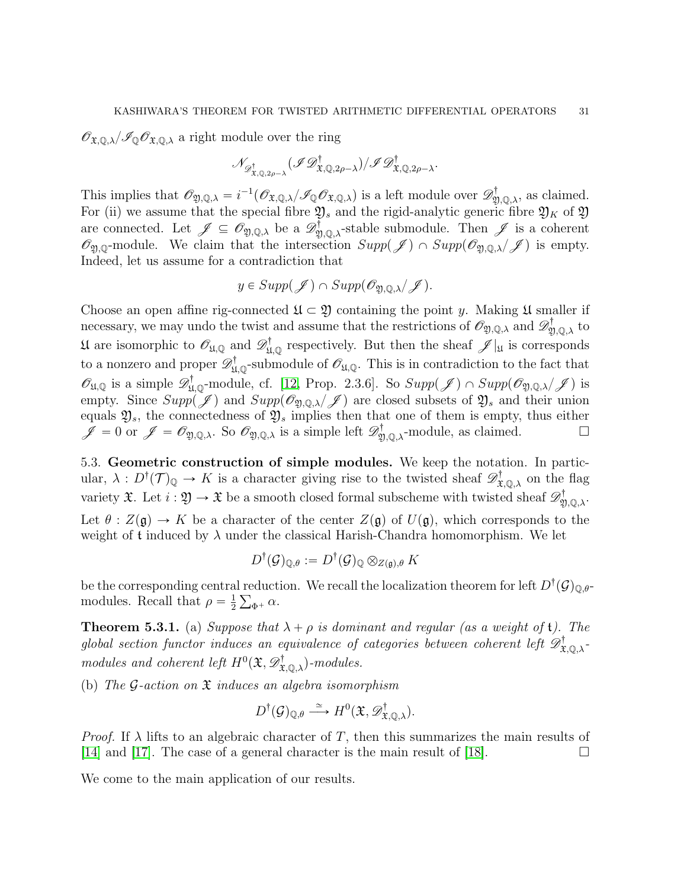$\mathscr{O}_{\mathfrak{X},\mathbb{Q},\lambda}/\mathscr{I}_{\mathbb{Q}}\mathscr{O}_{\mathfrak{X},\mathbb{Q},\lambda}$ a right module over the ring

$$\mathscr{N}_{\mathscr{D}^{\dagger}_{\mathfrak{X},\mathbb{Q},2\rho-\lambda}}(\mathscr{I}\mathscr{D}^{\dagger}_{\mathfrak{X},\mathbb{Q},2\rho-\lambda})/\mathscr{I}\mathscr{D}^{\dagger}_{\mathfrak{X},\mathbb{Q},2\rho-\lambda}.$$

This implies that $\mathscr{O}_{\mathfrak{Y},\mathbb{Q},\lambda} = i^{-1}(\mathscr{O}_{\mathfrak{X},\mathbb{Q},\lambda}/\mathscr{I}_{\mathbb{Q}}\mathscr{O}_{\mathfrak{X},\mathbb{Q},\lambda})$ is a left module over $\mathscr{D}^{\dagger}_{\mathfrak{Y},\mathbb{Q},\lambda}$, as claimed. For (ii) we assume that the special fibre $\mathfrak{Y}_s$ and the rigid-analytic generic fibre $\mathfrak{Y}_K$ of $\mathfrak{Y}$ are connected. Let $\mathscr{J} \subseteq \mathscr{O}_{\mathfrak{Y},\mathbb{Q},\lambda}$ be a $\mathscr{D}^{\dagger}_{\mathfrak{Y},\mathbb{Q},\lambda}$-stable submodule. Then $\mathscr{J}$ is a coherent $\mathscr{O}_{\mathfrak{Y},\mathbb{Q}}$-module. We claim that the intersection $Supp(\mathscr{J}) \cap Supp(\mathscr{O}_{\mathfrak{Y},\mathbb{Q},\lambda}/\mathscr{J})$ is empty. Indeed, let us assume for a contradiction that

$$y \in Supp(\mathscr{J}) \cap Supp(\mathscr{O}_{\mathfrak{Y},\mathbb{Q},\lambda}/\mathscr{J}).$$

Choose an open affine rig-connected $\mathfrak{U} \subset \mathfrak{Y}$ containing the point $y$. Making $\mathfrak{U}$ smaller if necessary, we may undo the twist and assume that the restrictions of $\mathscr{O}_{\mathfrak{Y},\mathbb{Q},\lambda}$ and $\mathscr{D}^{\dagger}_{\mathfrak{Y},\mathbb{Q},\lambda}$ to $\mathfrak{U}$ are isomorphic to $\mathscr{O}_{\mathfrak{U},\mathbb{Q}}$ and $\mathscr{D}^{\dagger}_{\mathfrak{U},\mathbb{Q}}$ respectively. But then the sheaf $\mathscr{J}|_{\mathfrak{U}}$ is corresponds to a nonzero and proper $\mathscr{D}^{\dagger}_{\mathfrak{U},\mathbb{Q}}$-submodule of $\mathscr{O}_{\mathfrak{U},\mathbb{Q}}$. This is in contradiction to the fact that $\mathscr{O}_{\mathfrak{U},\mathbb{Q}}$ is a simple $\mathscr{D}^{\dagger}_{\mathfrak{U},\mathbb{Q}}$-module, cf. [12, Prop. 2.3.6]. So $Supp(\mathscr{J}) \cap Supp(\mathscr{O}_{\mathfrak{Y},\mathbb{Q},\lambda}/\mathscr{J})$ is empty. Since $Supp(\mathscr{J})$ and $Supp(\mathscr{O}_{\mathfrak{Y},\mathbb{Q},\lambda}/\mathscr{J})$ are closed subsets of $\mathfrak{Y}_s$ and their union equals $\mathfrak{Y}_s$, the connectedness of $\mathfrak{Y}_s$ implies then that one of them is empty, thus either $\mathscr{J} = 0$ or $\mathscr{J} = \mathscr{O}_{\mathfrak{Y},\mathbb{Q},\lambda}$. So $\mathscr{O}_{\mathfrak{Y},\mathbb{Q},\lambda}$ is a simple left $\mathscr{D}^{\dagger}_{\mathfrak{Y},\mathbb{Q},\lambda}$-module, as claimed. □

5.3. **Geometric construction of simple modules.** We keep the notation. In particular, $\lambda : D^{\dagger}(\mathcal{T})_{\mathbb{Q}} \to K$ is a character giving rise to the twisted sheaf $\mathscr{D}^{\dagger}_{\mathfrak{X},\mathbb{Q},\lambda}$ on the flag variety $\mathfrak{X}$. Let $i : \mathfrak{Y} \to \mathfrak{X}$ be a smooth closed formal subscheme with twisted sheaf $\mathscr{D}^{\dagger}_{\mathfrak{Y},\mathbb{Q},\lambda}$. Let $\theta : Z(\mathfrak{g}) \to K$ be a character of the center $Z(\mathfrak{g})$ of $U(\mathfrak{g})$, which corresponds to the weight of $\mathfrak{t}$ induced by $\lambda$ under the classical Harish-Chandra homomorphism. We let

$$D^{\dagger}(\mathcal{G})_{\mathbb{Q},\theta} := D^{\dagger}(\mathcal{G})_{\mathbb{Q}} \otimes_{Z(\mathfrak{g}),\theta} K$$

be the corresponding central reduction. We recall the localization theorem for left $D^{\dagger}(\mathcal{G})_{\mathbb{Q},\theta}$-modules. Recall that $\rho = \frac{1}{2}\sum_{\Phi^+}\alpha$.

**Theorem 5.3.1.** (a) *Suppose that $\lambda + \rho$ is dominant and regular (as a weight of $\mathfrak{t}$). The global section functor induces an equivalence of categories between coherent left $\mathscr{D}^{\dagger}_{\mathfrak{X},\mathbb{Q},\lambda}$-modules and coherent left $H^0(\mathfrak{X}, \mathscr{D}^{\dagger}_{\mathfrak{X},\mathbb{Q},\lambda})$-modules.*

(b) *The $\mathcal{G}$-action on $\mathfrak{X}$ induces an algebra isomorphism*

$$D^{\dagger}(\mathcal{G})_{\mathbb{Q},\theta} \xrightarrow{\simeq} H^0(\mathfrak{X}, \mathscr{D}^{\dagger}_{\mathfrak{X},\mathbb{Q},\lambda}).$$

*Proof.* If $\lambda$ lifts to an algebraic character of $T$, then this summarizes the main results of [14] and [17]. The case of a general character is the main result of [18]. □

We come to the main application of our results.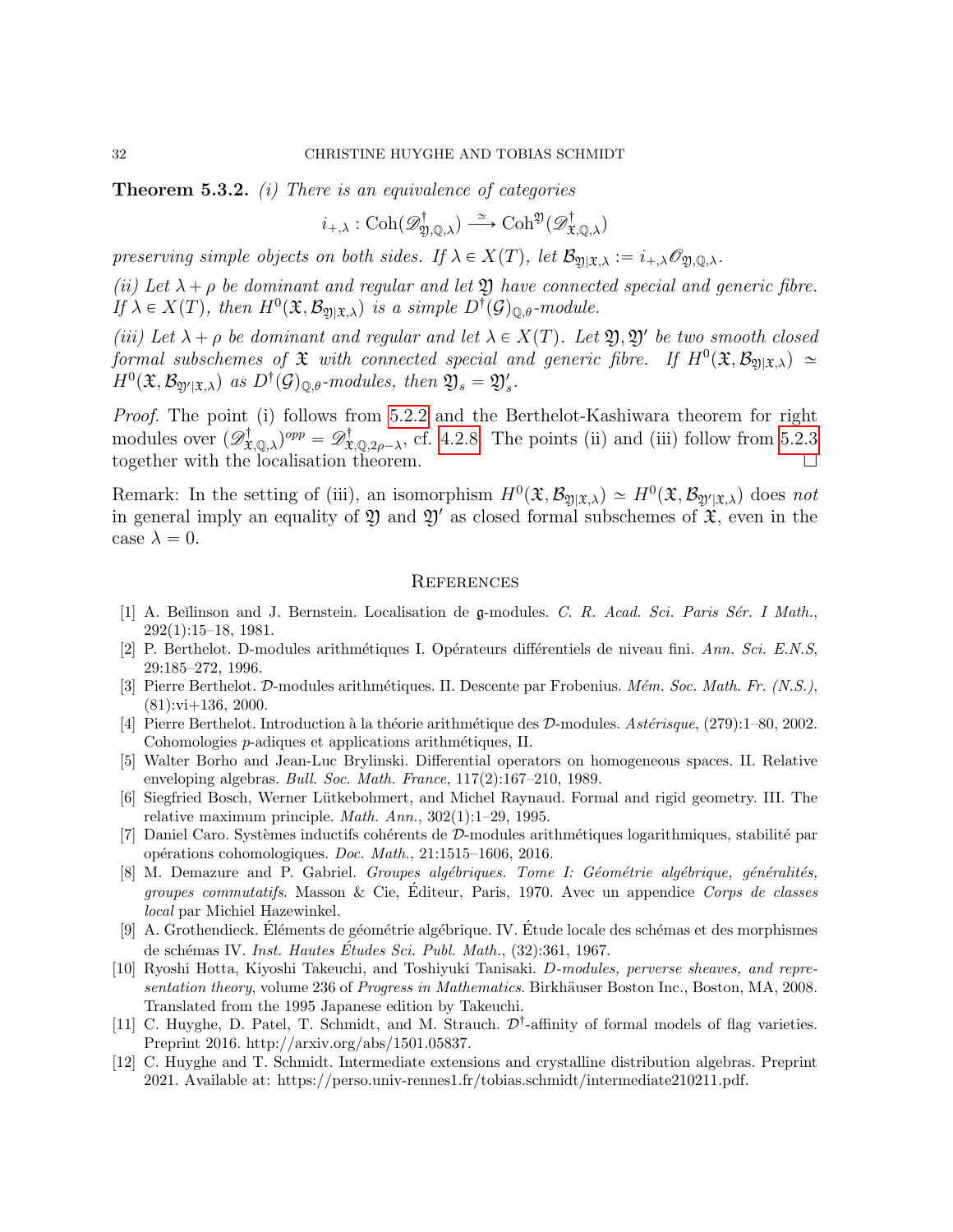**Theorem 5.3.2.** *(i) There is an equivalence of categories*

$$i_{+,\lambda} : \mathrm{Coh}(\mathscr{D}^{\dagger}_{\mathfrak{Y},\mathbb{Q},\lambda}) \xrightarrow{\simeq} \mathrm{Coh}^{\mathfrak{Y}}(\mathscr{D}^{\dagger}_{\mathfrak{X},\mathbb{Q},\lambda})$$

*preserving simple objects on both sides. If $\lambda \in X(T)$, let $\mathcal{B}_{\mathfrak{Y}|\mathfrak{X},\lambda} := i_{+,\lambda}\mathscr{O}_{\mathfrak{Y},\mathbb{Q},\lambda}$.*

*(ii) Let $\lambda + \rho$ be dominant and regular and let $\mathfrak{Y}$ have connected special and generic fibre. If $\lambda \in X(T)$, then $H^0(\mathfrak{X}, \mathcal{B}_{\mathfrak{Y}|\mathfrak{X},\lambda})$ is a simple $D^{\dagger}(\mathcal{G})_{\mathbb{Q},\theta}$-module.*

*(iii) Let $\lambda + \rho$ be dominant and regular and let $\lambda \in X(T)$. Let $\mathfrak{Y}, \mathfrak{Y}'$ be two smooth closed formal subschemes of $\mathfrak{X}$ with connected special and generic fibre. If $H^0(\mathfrak{X}, \mathcal{B}_{\mathfrak{Y}|\mathfrak{X},\lambda}) \simeq H^0(\mathfrak{X}, \mathcal{B}_{\mathfrak{Y}'|\mathfrak{X},\lambda})$ as $D^{\dagger}(\mathcal{G})_{\mathbb{Q},\theta}$-modules, then $\mathfrak{Y}_s = \mathfrak{Y}'_s$.*

*Proof.* The point (i) follows from 5.2.2 and the Berthelot-Kashiwara theorem for right modules over $(\mathscr{D}^{\dagger}_{\mathfrak{X},\mathbb{Q},\lambda})^{opp} = \mathscr{D}^{\dagger}_{\mathfrak{X},\mathbb{Q},2\rho-\lambda}$, cf. 4.2.8. The points (ii) and (iii) follow from 5.2.3 together with the localisation theorem. □

Remark: In the setting of (iii), an isomorphism $H^0(\mathfrak{X}, \mathcal{B}_{\mathfrak{Y}|\mathfrak{X},\lambda}) \simeq H^0(\mathfrak{X}, \mathcal{B}_{\mathfrak{Y}'|\mathfrak{X},\lambda})$ does *not* in general imply an equality of $\mathfrak{Y}$ and $\mathfrak{Y}'$ as closed formal subschemes of $\mathfrak{X}$, even in the case $\lambda = 0$.

## References

[1] A. Beĭlinson and J. Bernstein. Localisation de $\mathfrak{g}$-modules. *C. R. Acad. Sci. Paris Sér. I Math.*, 292(1):15–18, 1981.

[2] P. Berthelot. D-modules arithmétiques I. Opérateurs différentiels de niveau fini. *Ann. Sci. E.N.S*, 29:185–272, 1996.

[3] Pierre Berthelot. $\mathcal{D}$-modules arithmétiques. II. Descente par Frobenius. *Mém. Soc. Math. Fr. (N.S.)*, (81):vi+136, 2000.

[4] Pierre Berthelot. Introduction à la théorie arithmétique des $\mathcal{D}$-modules. *Astérisque*, (279):1–80, 2002. Cohomologies $p$-adiques et applications arithmétiques, II.

[5] Walter Borho and Jean-Luc Brylinski. Differential operators on homogeneous spaces. II. Relative enveloping algebras. *Bull. Soc. Math. France*, 117(2):167–210, 1989.

[6] Siegfried Bosch, Werner Lütkebohmert, and Michel Raynaud. Formal and rigid geometry. III. The relative maximum principle. *Math. Ann.*, 302(1):1–29, 1995.

[7] Daniel Caro. Systèmes inductifs cohérents de $\mathcal{D}$-modules arithmétiques logarithmiques, stabilité par opérations cohomologiques. *Doc. Math.*, 21:1515–1606, 2016.

[8] M. Demazure and P. Gabriel. *Groupes algébriques. Tome I: Géométrie algébrique, généralités, groupes commutatifs*. Masson & Cie, Éditeur, Paris, 1970. Avec un appendice *Corps de classes local* par Michiel Hazewinkel.

[9] A. Grothendieck. Éléments de géométrie algébrique. IV. Étude locale des schémas et des morphismes de schémas IV. *Inst. Hautes Études Sci. Publ. Math.*, (32):361, 1967.

[10] Ryoshi Hotta, Kiyoshi Takeuchi, and Toshiyuki Tanisaki. *D-modules, perverse sheaves, and representation theory*, volume 236 of *Progress in Mathematics*. Birkhäuser Boston Inc., Boston, MA, 2008. Translated from the 1995 Japanese edition by Takeuchi.

[11] C. Huyghe, D. Patel, T. Schmidt, and M. Strauch. $\mathcal{D}^{\dagger}$-affinity of formal models of flag varieties. Preprint 2016. http://arxiv.org/abs/1501.05837.

[12] C. Huyghe and T. Schmidt. Intermediate extensions and crystalline distribution algebras. Preprint 2021. Available at: https://perso.univ-rennes1.fr/tobias.schmidt/intermediate210211.pdf.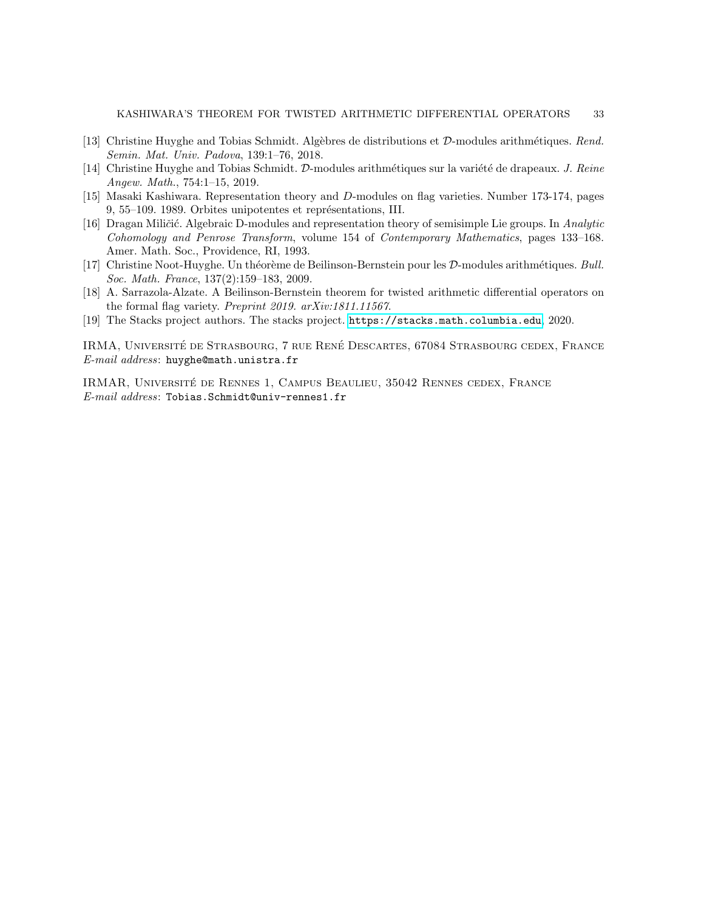[13] Christine Huyghe and Tobias Schmidt. Algèbres de distributions et $\mathcal{D}$-modules arithmétiques. *Rend. Semin. Mat. Univ. Padova*, 139:1–76, 2018.

[14] Christine Huyghe and Tobias Schmidt. $\mathcal{D}$-modules arithmétiques sur la variété de drapeaux. *J. Reine Angew. Math.*, 754:1–15, 2019.

[15] Masaki Kashiwara. Representation theory and $D$-modules on flag varieties. Number 173-174, pages 9, 55–109. 1989. Orbites unipotentes et représentations, III.

[16] Dragan Miličić. Algebraic D-modules and representation theory of semisimple Lie groups. In *Analytic Cohomology and Penrose Transform*, volume 154 of *Contemporary Mathematics*, pages 133–168. Amer. Math. Soc., Providence, RI, 1993.

[17] Christine Noot-Huyghe. Un théorème de Beilinson-Bernstein pour les $\mathcal{D}$-modules arithmétiques. *Bull. Soc. Math. France*, 137(2):159–183, 2009.

[18] A. Sarrazola-Alzate. A Beilinson-Bernstein theorem for twisted arithmetic differential operators on the formal flag variety. *Preprint 2019. arXiv:1811.11567.*

[19] The Stacks project authors. The stacks project. https://stacks.math.columbia.edu, 2020.

IRMA, Université de Strasbourg, 7 rue René Descartes, 67084 Strasbourg cedex, France
*E-mail address*: huyghe@math.unistra.fr

IRMAR, Université de Rennes 1, Campus Beaulieu, 35042 Rennes cedex, France
*E-mail address*: Tobias.Schmidt@univ-rennes1.fr